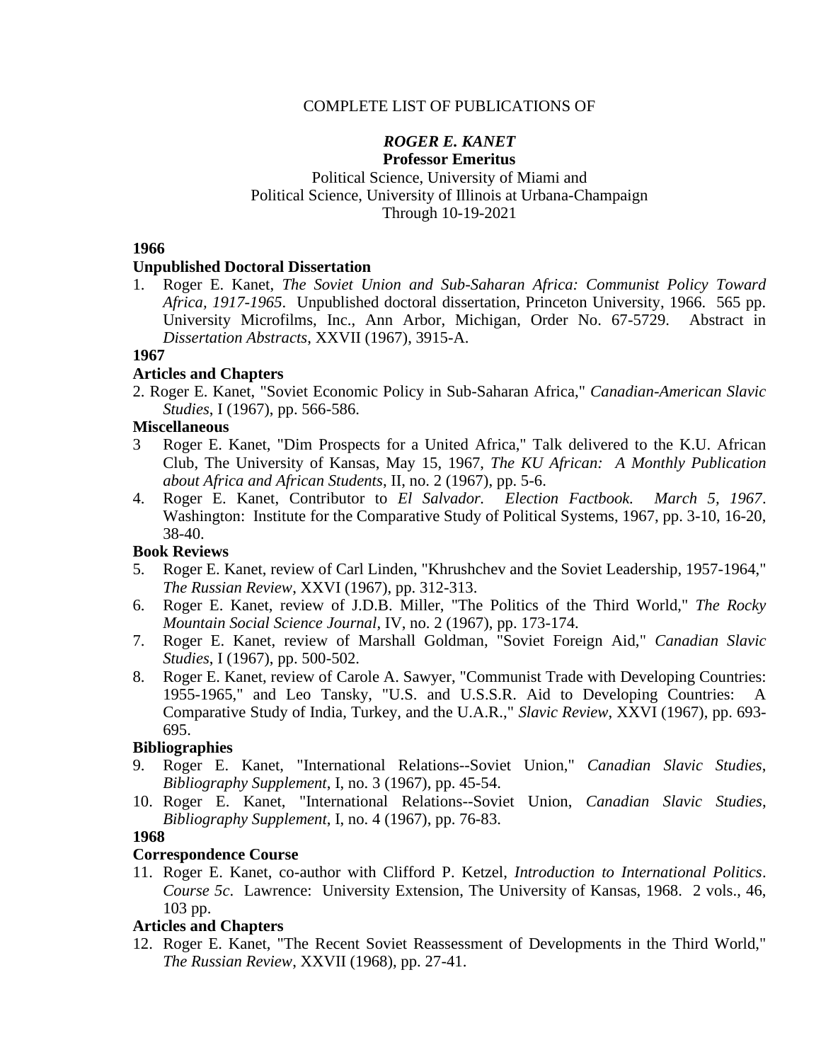COMPLETE LIST OF PUBLICATIONS OF

***ROGER E. KANET***
**Professor Emeritus**
Political Science, University of Miami and
Political Science, University of Illinois at Urbana-Champaign
Through 10-19-2021

**1966**

**Unpublished Doctoral Dissertation**

1. Roger E. Kanet, *The Soviet Union and Sub-Saharan Africa: Communist Policy Toward Africa, 1917-1965*. Unpublished doctoral dissertation, Princeton University, 1966. 565 pp. University Microfilms, Inc., Ann Arbor, Michigan, Order No. 67-5729. Abstract in *Dissertation Abstracts*, XXVII (1967), 3915-A.

**1967**

**Articles and Chapters**

2. Roger E. Kanet, "Soviet Economic Policy in Sub-Saharan Africa," *Canadian-American Slavic Studies*, I (1967), pp. 566-586.

**Miscellaneous**

3 Roger E. Kanet, "Dim Prospects for a United Africa," Talk delivered to the K.U. African Club, The University of Kansas, May 15, 1967, *The KU African: A Monthly Publication about Africa and African Students*, II, no. 2 (1967), pp. 5-6.

4. Roger E. Kanet, Contributor to *El Salvador. Election Factbook. March 5, 1967*. Washington: Institute for the Comparative Study of Political Systems, 1967, pp. 3-10, 16-20, 38-40.

**Book Reviews**

5. Roger E. Kanet, review of Carl Linden, "Khrushchev and the Soviet Leadership, 1957-1964," *The Russian Review*, XXVI (1967), pp. 312-313.
6. Roger E. Kanet, review of J.D.B. Miller, "The Politics of the Third World," *The Rocky Mountain Social Science Journal*, IV, no. 2 (1967), pp. 173-174.
7. Roger E. Kanet, review of Marshall Goldman, "Soviet Foreign Aid," *Canadian Slavic Studies*, I (1967), pp. 500-502.
8. Roger E. Kanet, review of Carole A. Sawyer, "Communist Trade with Developing Countries: 1955-1965," and Leo Tansky, "U.S. and U.S.S.R. Aid to Developing Countries: A Comparative Study of India, Turkey, and the U.A.R.," *Slavic Review*, XXVI (1967), pp. 693-695.

**Bibliographies**

9. Roger E. Kanet, "International Relations--Soviet Union," *Canadian Slavic Studies, Bibliography Supplement*, I, no. 3 (1967), pp. 45-54.
10. Roger E. Kanet, "International Relations--Soviet Union, *Canadian Slavic Studies, Bibliography Supplement*, I, no. 4 (1967), pp. 76-83.

**1968**

**Correspondence Course**

11. Roger E. Kanet, co-author with Clifford P. Ketzel, *Introduction to International Politics*. *Course 5c*. Lawrence: University Extension, The University of Kansas, 1968. 2 vols., 46, 103 pp.

**Articles and Chapters**

12. Roger E. Kanet, "The Recent Soviet Reassessment of Developments in the Third World," *The Russian Review*, XXVII (1968), pp. 27-41.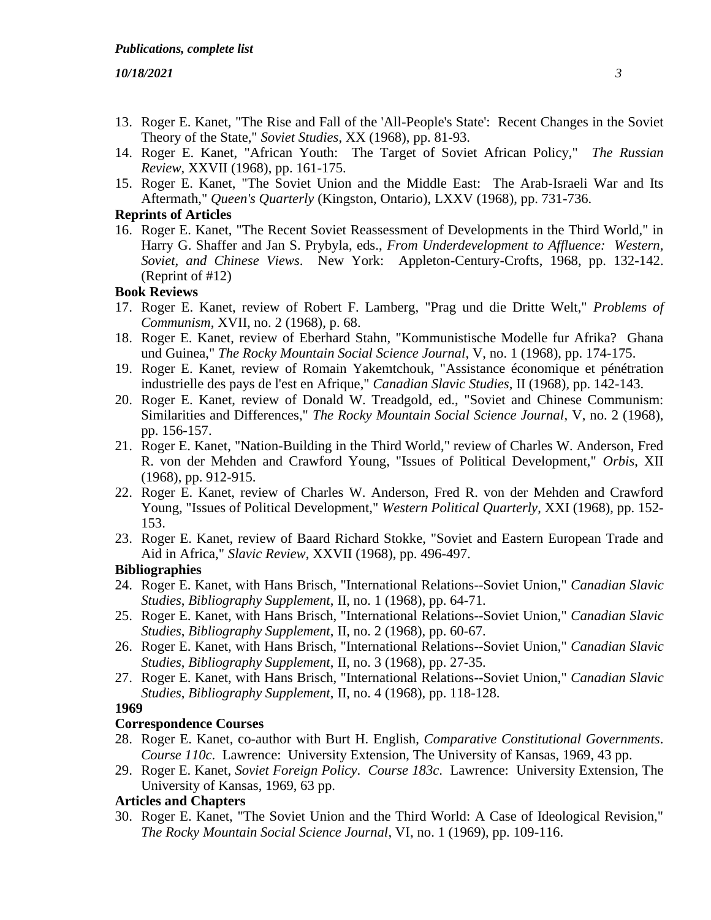13. Roger E. Kanet, "The Rise and Fall of the 'All-People's State': Recent Changes in the Soviet Theory of the State," *Soviet Studies*, XX (1968), pp. 81-93.
14. Roger E. Kanet, "African Youth: The Target of Soviet African Policy," *The Russian Review*, XXVII (1968), pp. 161-175.
15. Roger E. Kanet, "The Soviet Union and the Middle East: The Arab-Israeli War and Its Aftermath," *Queen's Quarterly* (Kingston, Ontario), LXXV (1968), pp. 731-736.

**Reprints of Articles**

16. Roger E. Kanet, "The Recent Soviet Reassessment of Developments in the Third World," in Harry G. Shaffer and Jan S. Prybyla, eds., *From Underdevelopment to Affluence: Western, Soviet, and Chinese Views*. New York: Appleton-Century-Crofts, 1968, pp. 132-142. (Reprint of #12)

**Book Reviews**

17. Roger E. Kanet, review of Robert F. Lamberg, "Prag und die Dritte Welt," *Problems of Communism*, XVII, no. 2 (1968), p. 68.
18. Roger E. Kanet, review of Eberhard Stahn, "Kommunistische Modelle fur Afrika? Ghana und Guinea," *The Rocky Mountain Social Science Journal*, V, no. 1 (1968), pp. 174-175.
19. Roger E. Kanet, review of Romain Yakemtchouk, "Assistance économique et pénétration industrielle des pays de l'est en Afrique," *Canadian Slavic Studies*, II (1968), pp. 142-143.
20. Roger E. Kanet, review of Donald W. Treadgold, ed., "Soviet and Chinese Communism: Similarities and Differences," *The Rocky Mountain Social Science Journal*, V, no. 2 (1968), pp. 156-157.
21. Roger E. Kanet, "Nation-Building in the Third World," review of Charles W. Anderson, Fred R. von der Mehden and Crawford Young, "Issues of Political Development," *Orbis*, XII (1968), pp. 912-915.
22. Roger E. Kanet, review of Charles W. Anderson, Fred R. von der Mehden and Crawford Young, "Issues of Political Development," *Western Political Quarterly*, XXI (1968), pp. 152-153.
23. Roger E. Kanet, review of Baard Richard Stokke, "Soviet and Eastern European Trade and Aid in Africa," *Slavic Review*, XXVII (1968), pp. 496-497.

**Bibliographies**

24. Roger E. Kanet, with Hans Brisch, "International Relations--Soviet Union," *Canadian Slavic Studies*, *Bibliography Supplement*, II, no. 1 (1968), pp. 64-71.
25. Roger E. Kanet, with Hans Brisch, "International Relations--Soviet Union," *Canadian Slavic Studies*, *Bibliography Supplement*, II, no. 2 (1968), pp. 60-67.
26. Roger E. Kanet, with Hans Brisch, "International Relations--Soviet Union," *Canadian Slavic Studies*, *Bibliography Supplement*, II, no. 3 (1968), pp. 27-35.
27. Roger E. Kanet, with Hans Brisch, "International Relations--Soviet Union," *Canadian Slavic Studies*, *Bibliography Supplement*, II, no. 4 (1968), pp. 118-128.

**1969**

**Correspondence Courses**

28. Roger E. Kanet, co-author with Burt H. English, *Comparative Constitutional Governments*. *Course 110c*. Lawrence: University Extension, The University of Kansas, 1969, 43 pp.
29. Roger E. Kanet, *Soviet Foreign Policy*. *Course 183c*. Lawrence: University Extension, The University of Kansas, 1969, 63 pp.

**Articles and Chapters**

30. Roger E. Kanet, "The Soviet Union and the Third World: A Case of Ideological Revision," *The Rocky Mountain Social Science Journal*, VI, no. 1 (1969), pp. 109-116.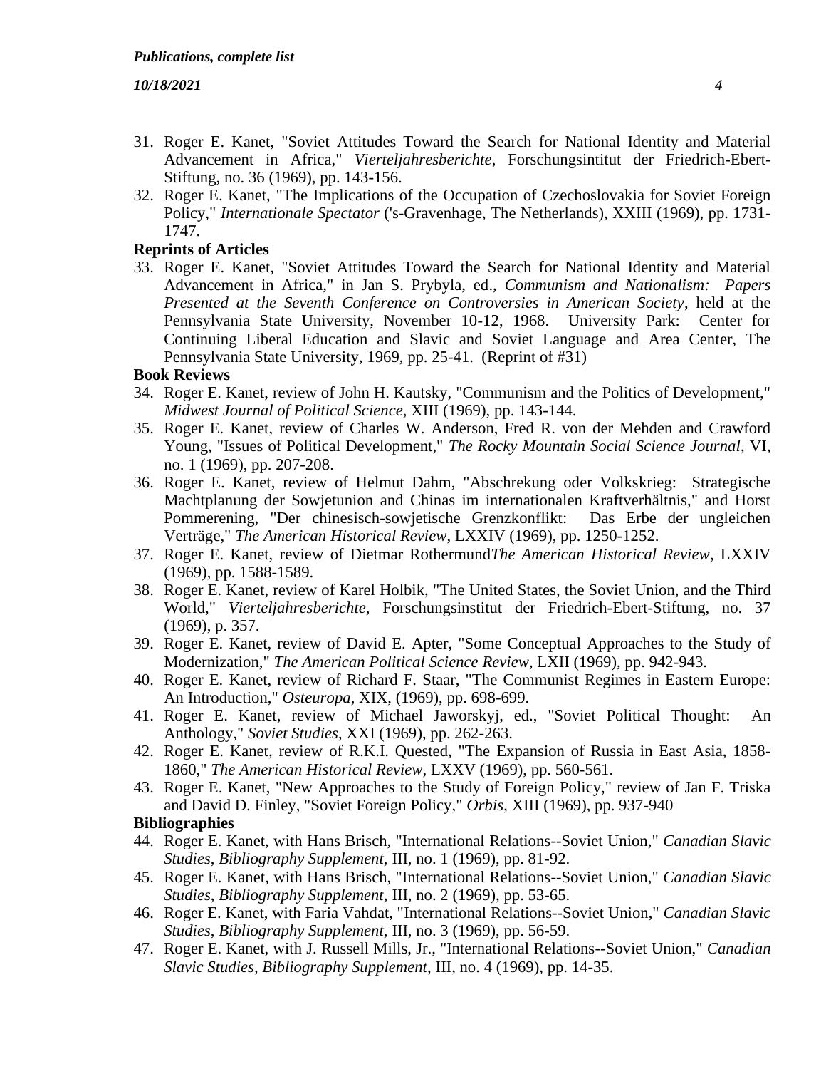31. Roger E. Kanet, "Soviet Attitudes Toward the Search for National Identity and Material Advancement in Africa," *Vierteljahresberichte*, Forschungsintitut der Friedrich-Ebert-Stiftung, no. 36 (1969), pp. 143-156.
32. Roger E. Kanet, "The Implications of the Occupation of Czechoslovakia for Soviet Foreign Policy," *Internationale Spectator* ('s-Gravenhage, The Netherlands), XXIII (1969), pp. 1731-1747.

**Reprints of Articles**

33. Roger E. Kanet, "Soviet Attitudes Toward the Search for National Identity and Material Advancement in Africa," in Jan S. Prybyla, ed., *Communism and Nationalism: Papers Presented at the Seventh Conference on Controversies in American Society*, held at the Pennsylvania State University, November 10-12, 1968. University Park: Center for Continuing Liberal Education and Slavic and Soviet Language and Area Center, The Pennsylvania State University, 1969, pp. 25-41. (Reprint of #31)

**Book Reviews**

34. Roger E. Kanet, review of John H. Kautsky, "Communism and the Politics of Development," *Midwest Journal of Political Science*, XIII (1969), pp. 143-144.
35. Roger E. Kanet, review of Charles W. Anderson, Fred R. von der Mehden and Crawford Young, "Issues of Political Development," *The Rocky Mountain Social Science Journal*, VI, no. 1 (1969), pp. 207-208.
36. Roger E. Kanet, review of Helmut Dahm, "Abschrekung oder Volkskrieg: Strategische Machtplanung der Sowjetunion and Chinas im internationalen Kraftverhältnis," and Horst Pommerening, "Der chinesisch-sowjetische Grenzkonflikt: Das Erbe der ungleichen Verträge," *The American Historical Review*, LXXIV (1969), pp. 1250-1252.
37. Roger E. Kanet, review of Dietmar Rothermund*The American Historical Review*, LXXIV (1969), pp. 1588-1589.
38. Roger E. Kanet, review of Karel Holbik, "The United States, the Soviet Union, and the Third World," *Vierteljahresberichte*, Forschungsinstitut der Friedrich-Ebert-Stiftung, no. 37 (1969), p. 357.
39. Roger E. Kanet, review of David E. Apter, "Some Conceptual Approaches to the Study of Modernization," *The American Political Science Review*, LXII (1969), pp. 942-943.
40. Roger E. Kanet, review of Richard F. Staar, "The Communist Regimes in Eastern Europe: An Introduction," *Osteuropa*, XIX, (1969), pp. 698-699.
41. Roger E. Kanet, review of Michael Jaworskyj, ed., "Soviet Political Thought: An Anthology," *Soviet Studies*, XXI (1969), pp. 262-263.
42. Roger E. Kanet, review of R.K.I. Quested, "The Expansion of Russia in East Asia, 1858-1860," *The American Historical Review*, LXXV (1969), pp. 560-561.
43. Roger E. Kanet, "New Approaches to the Study of Foreign Policy," review of Jan F. Triska and David D. Finley, "Soviet Foreign Policy," *Orbis*, XIII (1969), pp. 937-940

**Bibliographies**

44. Roger E. Kanet, with Hans Brisch, "International Relations--Soviet Union," *Canadian Slavic Studies*, *Bibliography Supplement*, III, no. 1 (1969), pp. 81-92.
45. Roger E. Kanet, with Hans Brisch, "International Relations--Soviet Union," *Canadian Slavic Studies*, *Bibliography Supplement*, III, no. 2 (1969), pp. 53-65.
46. Roger E. Kanet, with Faria Vahdat, "International Relations--Soviet Union," *Canadian Slavic Studies*, *Bibliography Supplement*, III, no. 3 (1969), pp. 56-59.
47. Roger E. Kanet, with J. Russell Mills, Jr., "International Relations--Soviet Union," *Canadian Slavic Studies*, *Bibliography Supplement*, III, no. 4 (1969), pp. 14-35.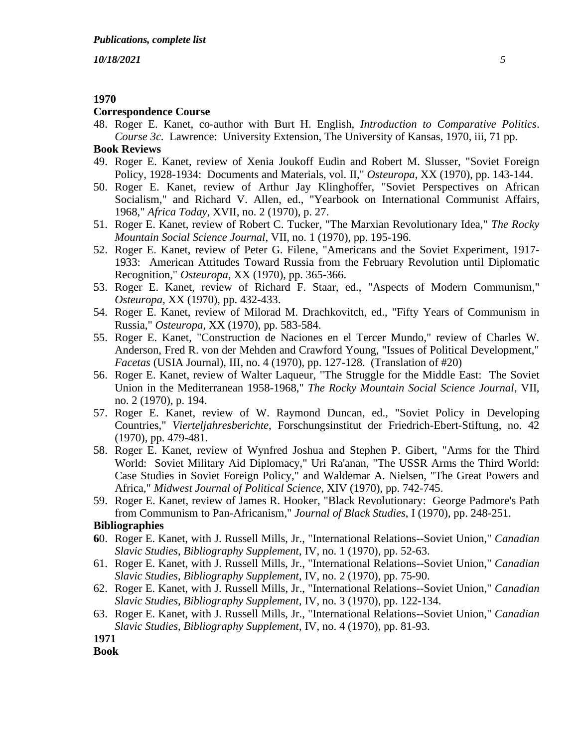## 1970

### Correspondence Course

48. Roger E. Kanet, co-author with Burt H. English, *Introduction to Comparative Politics*. *Course 3c.* Lawrence: University Extension, The University of Kansas, 1970, iii, 71 pp.

### Book Reviews

49. Roger E. Kanet, review of Xenia Joukoff Eudin and Robert M. Slusser, "Soviet Foreign Policy, 1928-1934: Documents and Materials, vol. II," *Osteuropa*, XX (1970), pp. 143-144.
50. Roger E. Kanet, review of Arthur Jay Klinghoffer, "Soviet Perspectives on African Socialism," and Richard V. Allen, ed., "Yearbook on International Communist Affairs, 1968," *Africa Today*, XVII, no. 2 (1970), p. 27.
51. Roger E. Kanet, review of Robert C. Tucker, "The Marxian Revolutionary Idea," *The Rocky Mountain Social Science Journal*, VII, no. 1 (1970), pp. 195-196.
52. Roger E. Kanet, review of Peter G. Filene, "Americans and the Soviet Experiment, 1917-1933: American Attitudes Toward Russia from the February Revolution until Diplomatic Recognition," *Osteuropa*, XX (1970), pp. 365-366.
53. Roger E. Kanet, review of Richard F. Staar, ed., "Aspects of Modern Communism," *Osteuropa*, XX (1970), pp. 432-433.
54. Roger E. Kanet, review of Milorad M. Drachkovitch, ed., "Fifty Years of Communism in Russia," *Osteuropa*, XX (1970), pp. 583-584.
55. Roger E. Kanet, "Construction de Naciones en el Tercer Mundo," review of Charles W. Anderson, Fred R. von der Mehden and Crawford Young, "Issues of Political Development," *Facetas* (USIA Journal), III, no. 4 (1970), pp. 127-128. (Translation of #20)
56. Roger E. Kanet, review of Walter Laqueur, "The Struggle for the Middle East: The Soviet Union in the Mediterranean 1958-1968," *The Rocky Mountain Social Science Journal*, VII, no. 2 (1970), p. 194.
57. Roger E. Kanet, review of W. Raymond Duncan, ed., "Soviet Policy in Developing Countries," *Vierteljahresberichte*, Forschungsinstitut der Friedrich-Ebert-Stiftung, no. 42 (1970), pp. 479-481.
58. Roger E. Kanet, review of Wynfred Joshua and Stephen P. Gibert, "Arms for the Third World: Soviet Military Aid Diplomacy," Uri Ra'anan, "The USSR Arms the Third World: Case Studies in Soviet Foreign Policy," and Waldemar A. Nielsen, "The Great Powers and Africa," *Midwest Journal of Political Science*, XIV (1970), pp. 742-745.
59. Roger E. Kanet, review of James R. Hooker, "Black Revolutionary: George Padmore's Path from Communism to Pan-Africanism," *Journal of Black Studies*, I (1970), pp. 248-251.

### Bibliographies

60. Roger E. Kanet, with J. Russell Mills, Jr., "International Relations--Soviet Union," *Canadian Slavic Studies*, *Bibliography Supplement*, IV, no. 1 (1970), pp. 52-63.
61. Roger E. Kanet, with J. Russell Mills, Jr., "International Relations--Soviet Union," *Canadian Slavic Studies*, *Bibliography Supplement*, IV, no. 2 (1970), pp. 75-90.
62. Roger E. Kanet, with J. Russell Mills, Jr., "International Relations--Soviet Union," *Canadian Slavic Studies*, *Bibliography Supplement*, IV, no. 3 (1970), pp. 122-134.
63. Roger E. Kanet, with J. Russell Mills, Jr., "International Relations--Soviet Union," *Canadian Slavic Studies*, *Bibliography Supplement*, IV, no. 4 (1970), pp. 81-93.

## 1971

### Book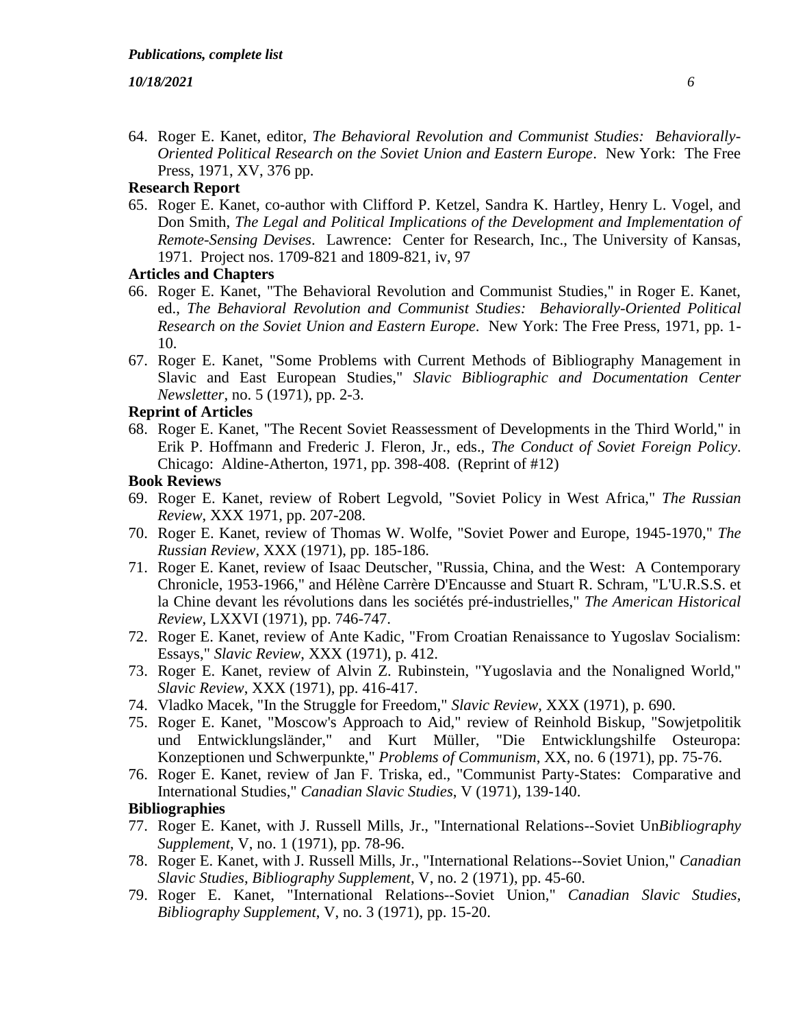64. Roger E. Kanet, editor, *The Behavioral Revolution and Communist Studies: Behaviorally-Oriented Political Research on the Soviet Union and Eastern Europe*. New York: The Free Press, 1971, XV, 376 pp.

**Research Report**

65. Roger E. Kanet, co-author with Clifford P. Ketzel, Sandra K. Hartley, Henry L. Vogel, and Don Smith, *The Legal and Political Implications of the Development and Implementation of Remote-Sensing Devises*. Lawrence: Center for Research, Inc., The University of Kansas, 1971. Project nos. 1709-821 and 1809-821, iv, 97

**Articles and Chapters**

66. Roger E. Kanet, "The Behavioral Revolution and Communist Studies," in Roger E. Kanet, ed., *The Behavioral Revolution and Communist Studies: Behaviorally-Oriented Political Research on the Soviet Union and Eastern Europe*. New York: The Free Press, 1971, pp. 1-10.
67. Roger E. Kanet, "Some Problems with Current Methods of Bibliography Management in Slavic and East European Studies," *Slavic Bibliographic and Documentation Center Newsletter*, no. 5 (1971), pp. 2-3.

**Reprint of Articles**

68. Roger E. Kanet, "The Recent Soviet Reassessment of Developments in the Third World," in Erik P. Hoffmann and Frederic J. Fleron, Jr., eds., *The Conduct of Soviet Foreign Policy*. Chicago: Aldine-Atherton, 1971, pp. 398-408. (Reprint of #12)

**Book Reviews**

69. Roger E. Kanet, review of Robert Legvold, "Soviet Policy in West Africa," *The Russian Review*, XXX 1971, pp. 207-208.
70. Roger E. Kanet, review of Thomas W. Wolfe, "Soviet Power and Europe, 1945-1970," *The Russian Review*, XXX (1971), pp. 185-186.
71. Roger E. Kanet, review of Isaac Deutscher, "Russia, China, and the West: A Contemporary Chronicle, 1953-1966," and Hélène Carrère D'Encausse and Stuart R. Schram, "L'U.R.S.S. et la Chine devant les révolutions dans les sociétés pré-industrielles," *The American Historical Review*, LXXVI (1971), pp. 746-747.
72. Roger E. Kanet, review of Ante Kadic, "From Croatian Renaissance to Yugoslav Socialism: Essays," *Slavic Review*, XXX (1971), p. 412.
73. Roger E. Kanet, review of Alvin Z. Rubinstein, "Yugoslavia and the Nonaligned World," *Slavic Review*, XXX (1971), pp. 416-417.
74. Vladko Macek, "In the Struggle for Freedom," *Slavic Review*, XXX (1971), p. 690.
75. Roger E. Kanet, "Moscow's Approach to Aid," review of Reinhold Biskup, "Sowjetpolitik und Entwicklungsländer," and Kurt Müller, "Die Entwicklungshilfe Osteuropa: Konzeptionen und Schwerpunkte," *Problems of Communism*, XX, no. 6 (1971), pp. 75-76.
76. Roger E. Kanet, review of Jan F. Triska, ed., "Communist Party-States: Comparative and International Studies," *Canadian Slavic Studies*, V (1971), 139-140.

**Bibliographies**

77. Roger E. Kanet, with J. Russell Mills, Jr., "International Relations--Soviet Un*Bibliography Supplement*, V, no. 1 (1971), pp. 78-96.
78. Roger E. Kanet, with J. Russell Mills, Jr., "International Relations--Soviet Union," *Canadian Slavic Studies*, *Bibliography Supplement*, V, no. 2 (1971), pp. 45-60.
79. Roger E. Kanet, "International Relations--Soviet Union," *Canadian Slavic Studies*, *Bibliography Supplement*, V, no. 3 (1971), pp. 15-20.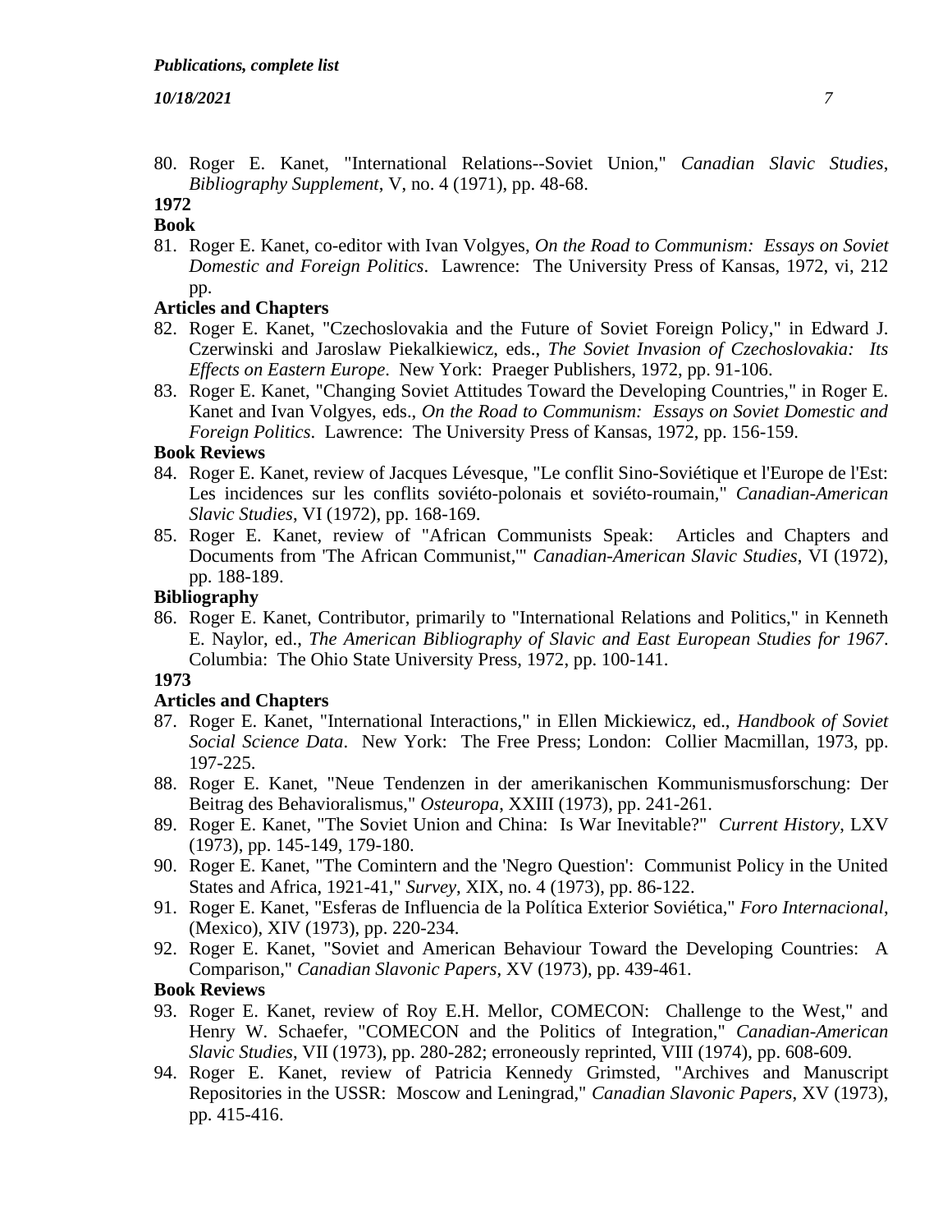80. Roger E. Kanet, "International Relations--Soviet Union," *Canadian Slavic Studies*, *Bibliography Supplement*, V, no. 4 (1971), pp. 48-68.

**1972**

**Book**

81. Roger E. Kanet, co-editor with Ivan Volgyes, *On the Road to Communism: Essays on Soviet Domestic and Foreign Politics*. Lawrence: The University Press of Kansas, 1972, vi, 212 pp.

**Articles and Chapters**

82. Roger E. Kanet, "Czechoslovakia and the Future of Soviet Foreign Policy," in Edward J. Czerwinski and Jaroslaw Piekalkiewicz, eds., *The Soviet Invasion of Czechoslovakia: Its Effects on Eastern Europe*. New York: Praeger Publishers, 1972, pp. 91-106.
83. Roger E. Kanet, "Changing Soviet Attitudes Toward the Developing Countries," in Roger E. Kanet and Ivan Volgyes, eds., *On the Road to Communism: Essays on Soviet Domestic and Foreign Politics*. Lawrence: The University Press of Kansas, 1972, pp. 156-159.

**Book Reviews**

84. Roger E. Kanet, review of Jacques Lévesque, "Le conflit Sino-Soviétique et l'Europe de l'Est: Les incidences sur les conflits soviéto-polonais et soviéto-roumain," *Canadian-American Slavic Studies*, VI (1972), pp. 168-169.
85. Roger E. Kanet, review of "African Communists Speak: Articles and Chapters and Documents from 'The African Communist,'" *Canadian-American Slavic Studies*, VI (1972), pp. 188-189.

**Bibliography**

86. Roger E. Kanet, Contributor, primarily to "International Relations and Politics," in Kenneth E. Naylor, ed., *The American Bibliography of Slavic and East European Studies for 1967*. Columbia: The Ohio State University Press, 1972, pp. 100-141.

**1973**

**Articles and Chapters**

87. Roger E. Kanet, "International Interactions," in Ellen Mickiewicz, ed., *Handbook of Soviet Social Science Data*. New York: The Free Press; London: Collier Macmillan, 1973, pp. 197-225.
88. Roger E. Kanet, "Neue Tendenzen in der amerikanischen Kommunismusforschung: Der Beitrag des Behavioralismus," *Osteuropa*, XXIII (1973), pp. 241-261.
89. Roger E. Kanet, "The Soviet Union and China: Is War Inevitable?" *Current History*, LXV (1973), pp. 145-149, 179-180.
90. Roger E. Kanet, "The Comintern and the 'Negro Question': Communist Policy in the United States and Africa, 1921-41," *Survey*, XIX, no. 4 (1973), pp. 86-122.
91. Roger E. Kanet, "Esferas de Influencia de la Política Exterior Soviética," *Foro Internacional*, (Mexico), XIV (1973), pp. 220-234.
92. Roger E. Kanet, "Soviet and American Behaviour Toward the Developing Countries: A Comparison," *Canadian Slavonic Papers*, XV (1973), pp. 439-461.

**Book Reviews**

93. Roger E. Kanet, review of Roy E.H. Mellor, COMECON: Challenge to the West," and Henry W. Schaefer, "COMECON and the Politics of Integration," *Canadian-American Slavic Studies*, VII (1973), pp. 280-282; erroneously reprinted, VIII (1974), pp. 608-609.
94. Roger E. Kanet, review of Patricia Kennedy Grimsted, "Archives and Manuscript Repositories in the USSR: Moscow and Leningrad," *Canadian Slavonic Papers*, XV (1973), pp. 415-416.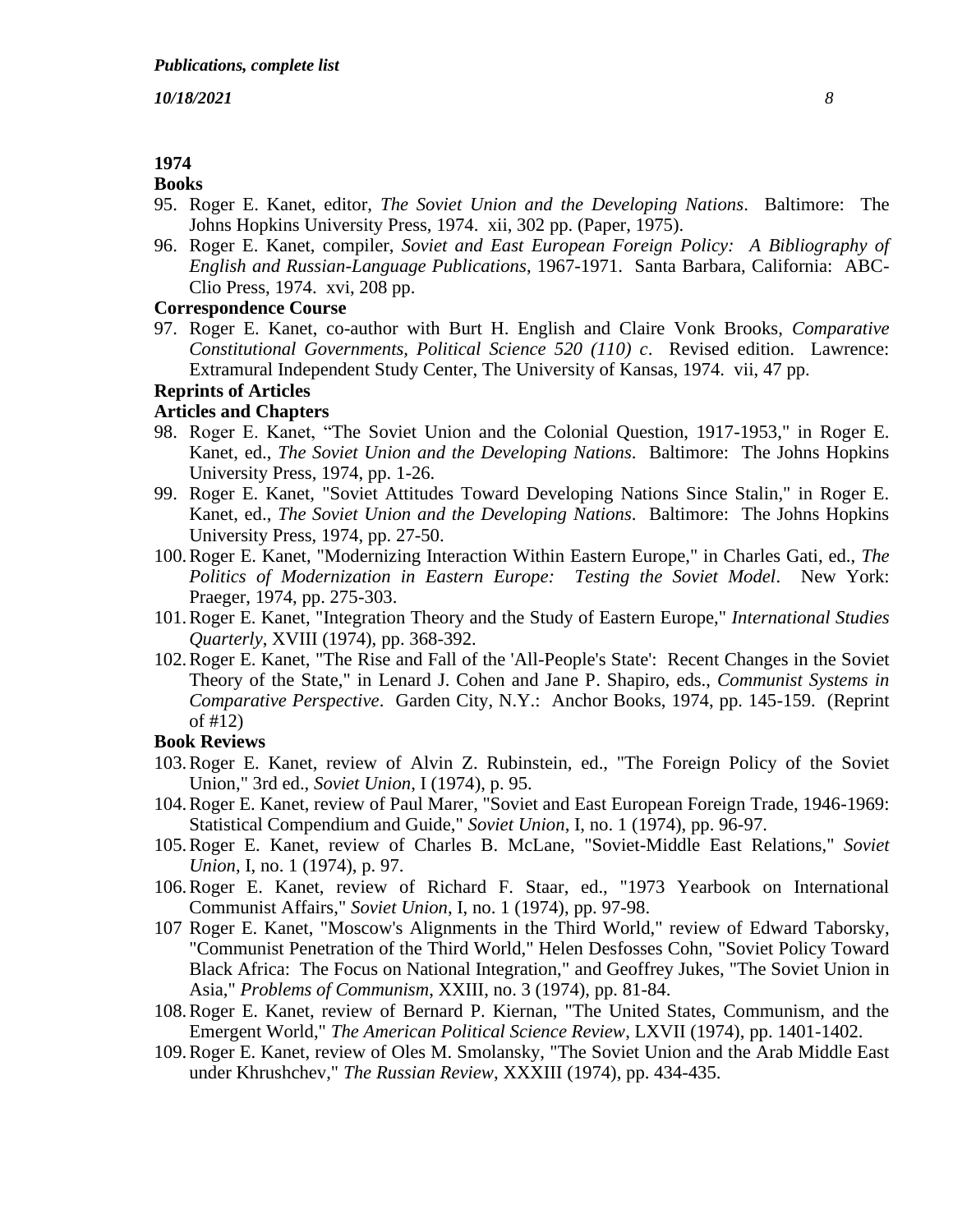## 1974

### Books

95. Roger E. Kanet, editor, *The Soviet Union and the Developing Nations*. Baltimore: The Johns Hopkins University Press, 1974. xii, 302 pp. (Paper, 1975).
96. Roger E. Kanet, compiler, *Soviet and East European Foreign Policy: A Bibliography of English and Russian-Language Publications*, 1967-1971. Santa Barbara, California: ABC-Clio Press, 1974. xvi, 208 pp.

### Correspondence Course

97. Roger E. Kanet, co-author with Burt H. English and Claire Vonk Brooks, *Comparative Constitutional Governments, Political Science 520 (110) c*. Revised edition. Lawrence: Extramural Independent Study Center, The University of Kansas, 1974. vii, 47 pp.

### Reprints of Articles

### Articles and Chapters

98. Roger E. Kanet, "The Soviet Union and the Colonial Question, 1917-1953," in Roger E. Kanet, ed., *The Soviet Union and the Developing Nations*. Baltimore: The Johns Hopkins University Press, 1974, pp. 1-26.
99. Roger E. Kanet, "Soviet Attitudes Toward Developing Nations Since Stalin," in Roger E. Kanet, ed., *The Soviet Union and the Developing Nations*. Baltimore: The Johns Hopkins University Press, 1974, pp. 27-50.
100. Roger E. Kanet, "Modernizing Interaction Within Eastern Europe," in Charles Gati, ed., *The Politics of Modernization in Eastern Europe: Testing the Soviet Model*. New York: Praeger, 1974, pp. 275-303.
101. Roger E. Kanet, "Integration Theory and the Study of Eastern Europe," *International Studies Quarterly*, XVIII (1974), pp. 368-392.
102. Roger E. Kanet, "The Rise and Fall of the 'All-People's State': Recent Changes in the Soviet Theory of the State," in Lenard J. Cohen and Jane P. Shapiro, eds., *Communist Systems in Comparative Perspective*. Garden City, N.Y.: Anchor Books, 1974, pp. 145-159. (Reprint of #12)

### Book Reviews

103. Roger E. Kanet, review of Alvin Z. Rubinstein, ed., "The Foreign Policy of the Soviet Union," 3rd ed., *Soviet Union*, I (1974), p. 95.
104. Roger E. Kanet, review of Paul Marer, "Soviet and East European Foreign Trade, 1946-1969: Statistical Compendium and Guide," *Soviet Union*, I, no. 1 (1974), pp. 96-97.
105. Roger E. Kanet, review of Charles B. McLane, "Soviet-Middle East Relations," *Soviet Union*, I, no. 1 (1974), p. 97.
106. Roger E. Kanet, review of Richard F. Staar, ed., "1973 Yearbook on International Communist Affairs," *Soviet Union*, I, no. 1 (1974), pp. 97-98.
107. Roger E. Kanet, "Moscow's Alignments in the Third World," review of Edward Taborsky, "Communist Penetration of the Third World," Helen Desfosses Cohn, "Soviet Policy Toward Black Africa: The Focus on National Integration," and Geoffrey Jukes, "The Soviet Union in Asia," *Problems of Communism*, XXIII, no. 3 (1974), pp. 81-84.
108. Roger E. Kanet, review of Bernard P. Kiernan, "The United States, Communism, and the Emergent World," *The American Political Science Review*, LXVII (1974), pp. 1401-1402.
109. Roger E. Kanet, review of Oles M. Smolansky, "The Soviet Union and the Arab Middle East under Khrushchev," *The Russian Review*, XXXIII (1974), pp. 434-435.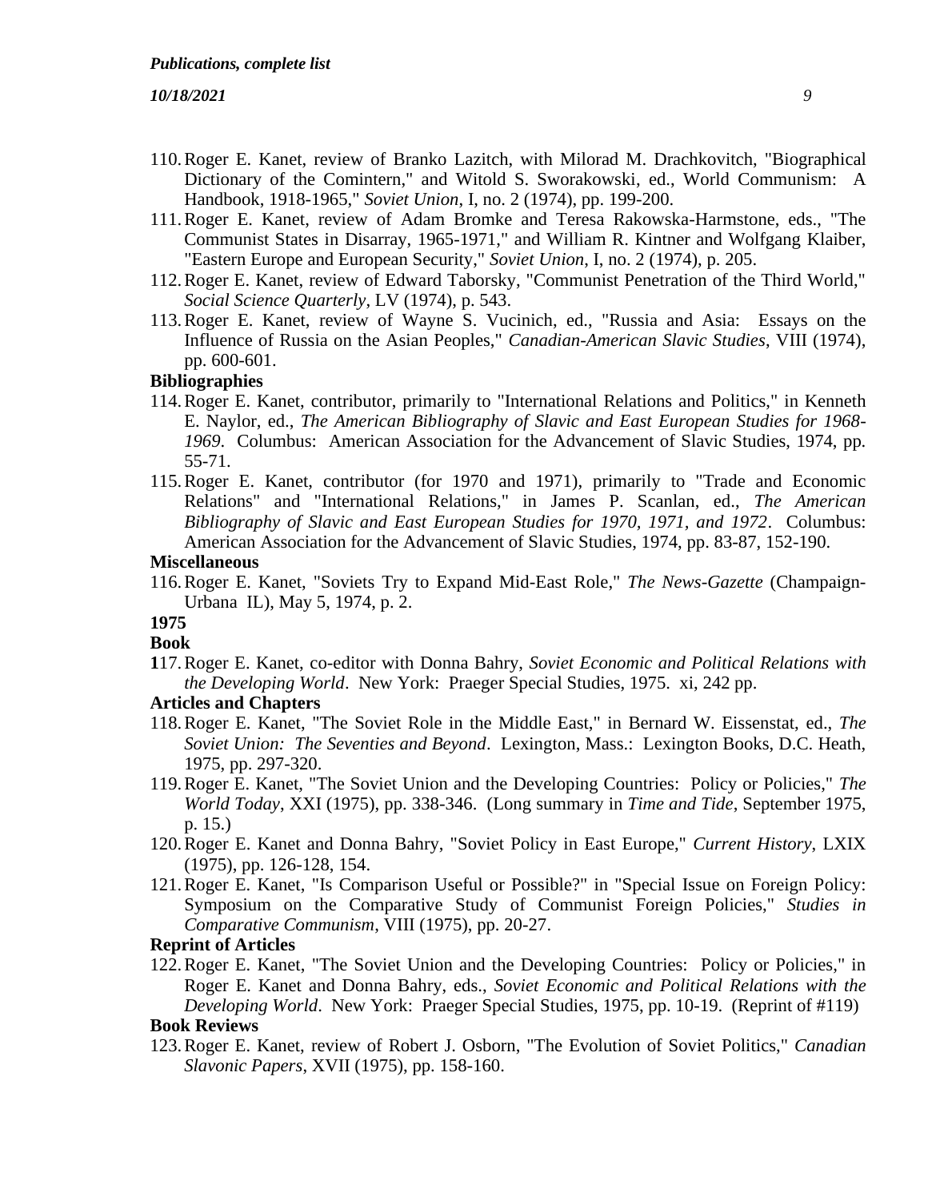110. Roger E. Kanet, review of Branko Lazitch, with Milorad M. Drachkovitch, "Biographical Dictionary of the Comintern," and Witold S. Sworakowski, ed., World Communism: A Handbook, 1918-1965," *Soviet Union*, I, no. 2 (1974), pp. 199-200.
111. Roger E. Kanet, review of Adam Bromke and Teresa Rakowska-Harmstone, eds., "The Communist States in Disarray, 1965-1971," and William R. Kintner and Wolfgang Klaiber, "Eastern Europe and European Security," *Soviet Union*, I, no. 2 (1974), p. 205.
112. Roger E. Kanet, review of Edward Taborsky, "Communist Penetration of the Third World," *Social Science Quarterly*, LV (1974), p. 543.
113. Roger E. Kanet, review of Wayne S. Vucinich, ed., "Russia and Asia: Essays on the Influence of Russia on the Asian Peoples," *Canadian-American Slavic Studies*, VIII (1974), pp. 600-601.

**Bibliographies**

114. Roger E. Kanet, contributor, primarily to "International Relations and Politics," in Kenneth E. Naylor, ed., *The American Bibliography of Slavic and East European Studies for 1968-1969*. Columbus: American Association for the Advancement of Slavic Studies, 1974, pp. 55-71.
115. Roger E. Kanet, contributor (for 1970 and 1971), primarily to "Trade and Economic Relations" and "International Relations," in James P. Scanlan, ed., *The American Bibliography of Slavic and East European Studies for 1970, 1971, and 1972*. Columbus: American Association for the Advancement of Slavic Studies, 1974, pp. 83-87, 152-190.

**Miscellaneous**

116. Roger E. Kanet, "Soviets Try to Expand Mid-East Role," *The News-Gazette* (Champaign-Urbana IL), May 5, 1974, p. 2.

**1975**

**Book**

117. Roger E. Kanet, co-editor with Donna Bahry, *Soviet Economic and Political Relations with the Developing World*. New York: Praeger Special Studies, 1975. xi, 242 pp.

**Articles and Chapters**

118. Roger E. Kanet, "The Soviet Role in the Middle East," in Bernard W. Eissenstat, ed., *The Soviet Union: The Seventies and Beyond*. Lexington, Mass.: Lexington Books, D.C. Heath, 1975, pp. 297-320.
119. Roger E. Kanet, "The Soviet Union and the Developing Countries: Policy or Policies," *The World Today*, XXI (1975), pp. 338-346. (Long summary in *Time and Tide*, September 1975, p. 15.)
120. Roger E. Kanet and Donna Bahry, "Soviet Policy in East Europe," *Current History*, LXIX (1975), pp. 126-128, 154.
121. Roger E. Kanet, "Is Comparison Useful or Possible?" in "Special Issue on Foreign Policy: Symposium on the Comparative Study of Communist Foreign Policies," *Studies in Comparative Communism*, VIII (1975), pp. 20-27.

**Reprint of Articles**

122. Roger E. Kanet, "The Soviet Union and the Developing Countries: Policy or Policies," in Roger E. Kanet and Donna Bahry, eds., *Soviet Economic and Political Relations with the Developing World*. New York: Praeger Special Studies, 1975, pp. 10-19. (Reprint of #119)

**Book Reviews**

123. Roger E. Kanet, review of Robert J. Osborn, "The Evolution of Soviet Politics," *Canadian Slavonic Papers*, XVII (1975), pp. 158-160.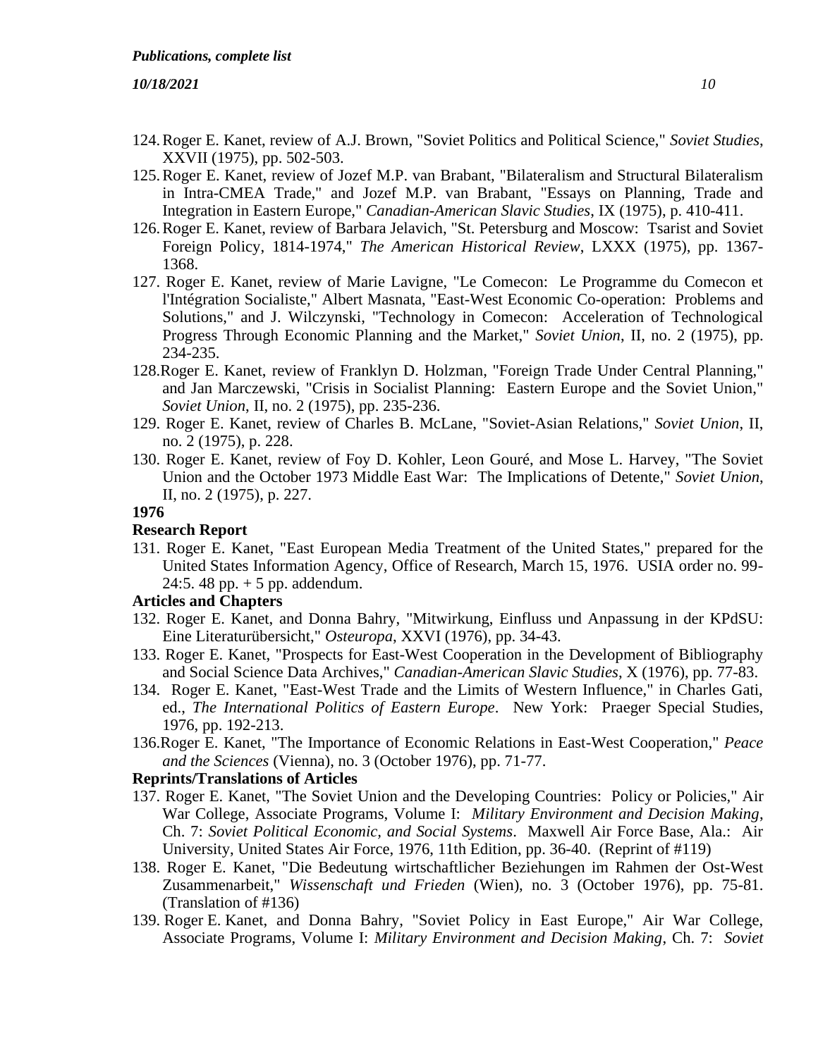124. Roger E. Kanet, review of A.J. Brown, "Soviet Politics and Political Science," *Soviet Studies*, XXVII (1975), pp. 502-503.
125. Roger E. Kanet, review of Jozef M.P. van Brabant, "Bilateralism and Structural Bilateralism in Intra-CMEA Trade," and Jozef M.P. van Brabant, "Essays on Planning, Trade and Integration in Eastern Europe," *Canadian-American Slavic Studies*, IX (1975), p. 410-411.
126. Roger E. Kanet, review of Barbara Jelavich, "St. Petersburg and Moscow: Tsarist and Soviet Foreign Policy, 1814-1974," *The American Historical Review*, LXXX (1975), pp. 1367-1368.
127. Roger E. Kanet, review of Marie Lavigne, "Le Comecon: Le Programme du Comecon et l'Intégration Socialiste," Albert Masnata, "East-West Economic Co-operation: Problems and Solutions," and J. Wilczynski, "Technology in Comecon: Acceleration of Technological Progress Through Economic Planning and the Market," *Soviet Union*, II, no. 2 (1975), pp. 234-235.
128. Roger E. Kanet, review of Franklyn D. Holzman, "Foreign Trade Under Central Planning," and Jan Marczewski, "Crisis in Socialist Planning: Eastern Europe and the Soviet Union," *Soviet Union*, II, no. 2 (1975), pp. 235-236.
129. Roger E. Kanet, review of Charles B. McLane, "Soviet-Asian Relations," *Soviet Union*, II, no. 2 (1975), p. 228.
130. Roger E. Kanet, review of Foy D. Kohler, Leon Gouré, and Mose L. Harvey, "The Soviet Union and the October 1973 Middle East War: The Implications of Detente," *Soviet Union*, II, no. 2 (1975), p. 227.

**1976**

**Research Report**

131. Roger E. Kanet, "East European Media Treatment of the United States," prepared for the United States Information Agency, Office of Research, March 15, 1976. USIA order no. 99-24:5. 48 pp. + 5 pp. addendum.

**Articles and Chapters**

132. Roger E. Kanet, and Donna Bahry, "Mitwirkung, Einfluss und Anpassung in der KPdSU: Eine Literaturübersicht," *Osteuropa*, XXVI (1976), pp. 34-43.
133. Roger E. Kanet, "Prospects for East-West Cooperation in the Development of Bibliography and Social Science Data Archives," *Canadian-American Slavic Studies*, X (1976), pp. 77-83.
134. Roger E. Kanet, "East-West Trade and the Limits of Western Influence," in Charles Gati, ed., *The International Politics of Eastern Europe*. New York: Praeger Special Studies, 1976, pp. 192-213.
136. Roger E. Kanet, "The Importance of Economic Relations in East-West Cooperation," *Peace and the Sciences* (Vienna), no. 3 (October 1976), pp. 71-77.

**Reprints/Translations of Articles**

137. Roger E. Kanet, "The Soviet Union and the Developing Countries: Policy or Policies," Air War College, Associate Programs, Volume I: *Military Environment and Decision Making*, Ch. 7: *Soviet Political Economic, and Social Systems*. Maxwell Air Force Base, Ala.: Air University, United States Air Force, 1976, 11th Edition, pp. 36-40. (Reprint of #119)
138. Roger E. Kanet, "Die Bedeutung wirtschaftlicher Beziehungen im Rahmen der Ost-West Zusammenarbeit," *Wissenschaft und Frieden* (Wien), no. 3 (October 1976), pp. 75-81. (Translation of #136)
139. Roger E. Kanet, and Donna Bahry, "Soviet Policy in East Europe," Air War College, Associate Programs, Volume I: *Military Environment and Decision Making*, Ch. 7: *Soviet*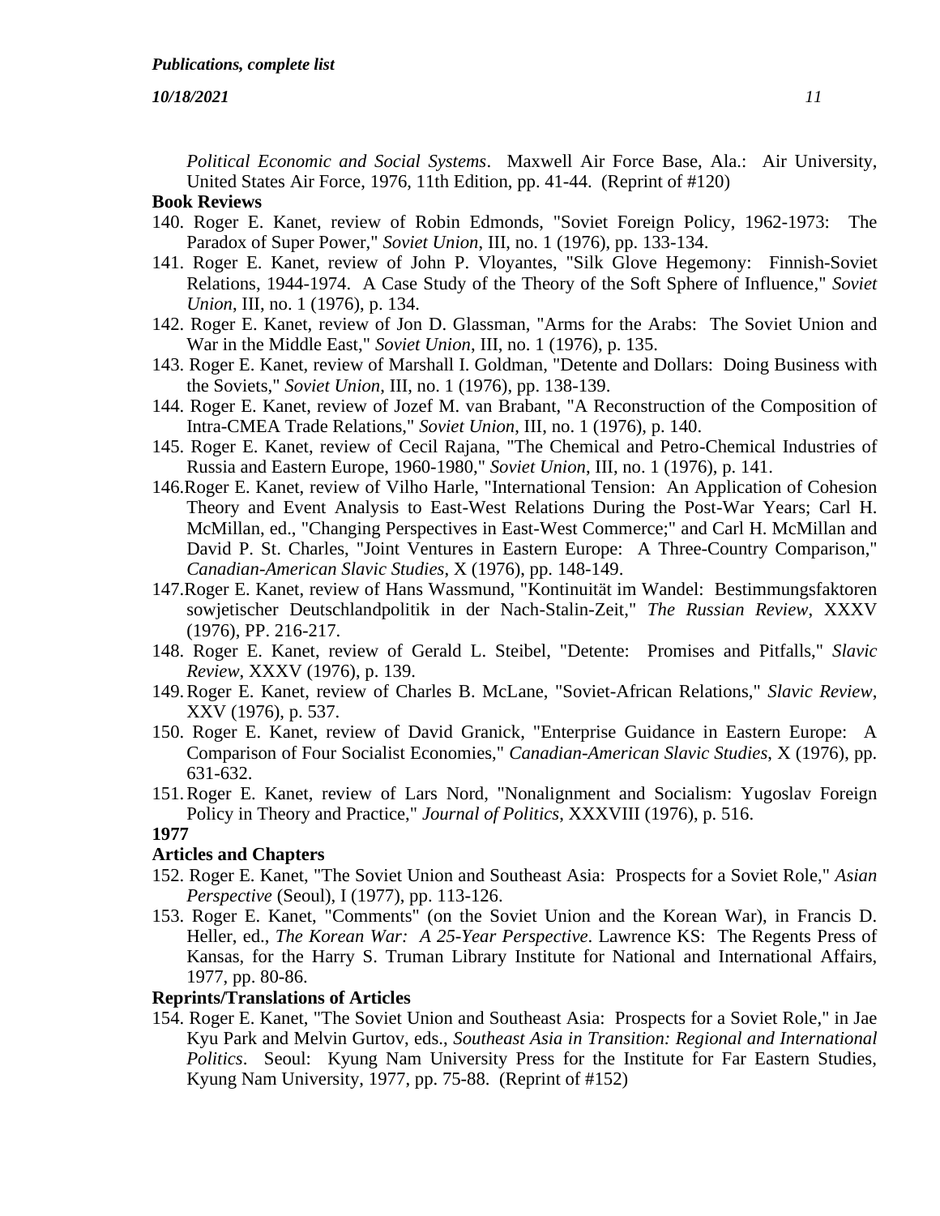*Political Economic and Social Systems*. Maxwell Air Force Base, Ala.: Air University, United States Air Force, 1976, 11th Edition, pp. 41-44. (Reprint of #120)

**Book Reviews**

140. Roger E. Kanet, review of Robin Edmonds, "Soviet Foreign Policy, 1962-1973: The Paradox of Super Power," *Soviet Union*, III, no. 1 (1976), pp. 133-134.

141. Roger E. Kanet, review of John P. Vloyantes, "Silk Glove Hegemony: Finnish-Soviet Relations, 1944-1974. A Case Study of the Theory of the Soft Sphere of Influence," *Soviet Union*, III, no. 1 (1976), p. 134.

142. Roger E. Kanet, review of Jon D. Glassman, "Arms for the Arabs: The Soviet Union and War in the Middle East," *Soviet Union*, III, no. 1 (1976), p. 135.

143. Roger E. Kanet, review of Marshall I. Goldman, "Detente and Dollars: Doing Business with the Soviets," *Soviet Union*, III, no. 1 (1976), pp. 138-139.

144. Roger E. Kanet, review of Jozef M. van Brabant, "A Reconstruction of the Composition of Intra-CMEA Trade Relations," *Soviet Union*, III, no. 1 (1976), p. 140.

145. Roger E. Kanet, review of Cecil Rajana, "The Chemical and Petro-Chemical Industries of Russia and Eastern Europe, 1960-1980," *Soviet Union*, III, no. 1 (1976), p. 141.

146. Roger E. Kanet, review of Vilho Harle, "International Tension: An Application of Cohesion Theory and Event Analysis to East-West Relations During the Post-War Years; Carl H. McMillan, ed., "Changing Perspectives in East-West Commerce;" and Carl H. McMillan and David P. St. Charles, "Joint Ventures in Eastern Europe: A Three-Country Comparison," *Canadian-American Slavic Studies*, X (1976), pp. 148-149.

147. Roger E. Kanet, review of Hans Wassmund, "Kontinuität im Wandel: Bestimmungsfaktoren sowjetischer Deutschlandpolitik in der Nach-Stalin-Zeit," *The Russian Review*, XXXV (1976), PP. 216-217.

148. Roger E. Kanet, review of Gerald L. Steibel, "Detente: Promises and Pitfalls," *Slavic Review*, XXXV (1976), p. 139.

149. Roger E. Kanet, review of Charles B. McLane, "Soviet-African Relations," *Slavic Review*, XXV (1976), p. 537.

150. Roger E. Kanet, review of David Granick, "Enterprise Guidance in Eastern Europe: A Comparison of Four Socialist Economies," *Canadian-American Slavic Studies*, X (1976), pp. 631-632.

151. Roger E. Kanet, review of Lars Nord, "Nonalignment and Socialism: Yugoslav Foreign Policy in Theory and Practice," *Journal of Politics*, XXXVIII (1976), p. 516.

**1977**

**Articles and Chapters**

152. Roger E. Kanet, "The Soviet Union and Southeast Asia: Prospects for a Soviet Role," *Asian Perspective* (Seoul), I (1977), pp. 113-126.

153. Roger E. Kanet, "Comments" (on the Soviet Union and the Korean War), in Francis D. Heller, ed., *The Korean War: A 25-Year Perspective*. Lawrence KS: The Regents Press of Kansas, for the Harry S. Truman Library Institute for National and International Affairs, 1977, pp. 80-86.

**Reprints/Translations of Articles**

154. Roger E. Kanet, "The Soviet Union and Southeast Asia: Prospects for a Soviet Role," in Jae Kyu Park and Melvin Gurtov, eds., *Southeast Asia in Transition: Regional and International Politics*. Seoul: Kyung Nam University Press for the Institute for Far Eastern Studies, Kyung Nam University, 1977, pp. 75-88. (Reprint of #152)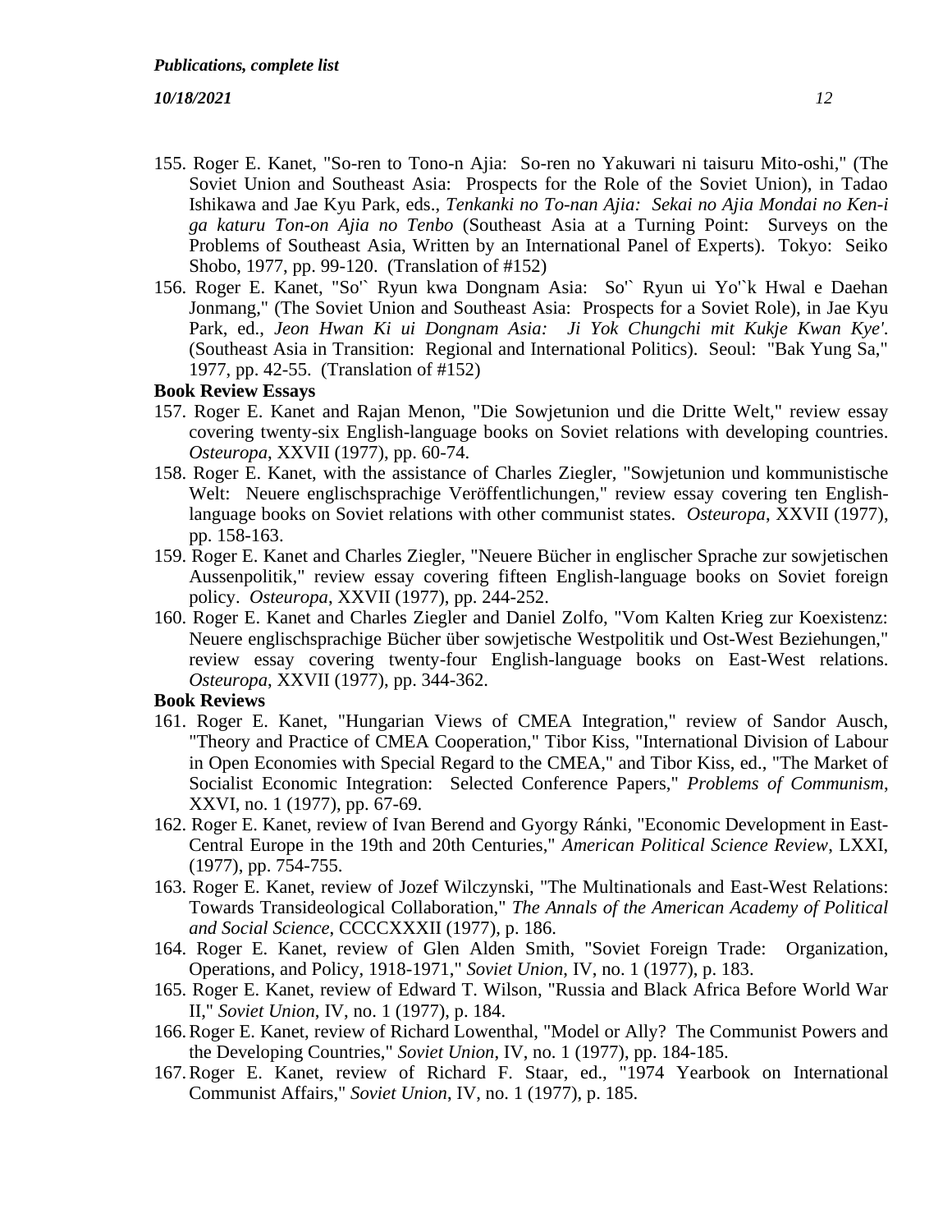155. Roger E. Kanet, "So-ren to Tono-n Ajia: So-ren no Yakuwari ni taisuru Mito-oshi," (The Soviet Union and Southeast Asia: Prospects for the Role of the Soviet Union), in Tadao Ishikawa and Jae Kyu Park, eds., *Tenkanki no To-nan Ajia: Sekai no Ajia Mondai no Ken-i ga katuru Ton-on Ajia no Tenbo* (Southeast Asia at a Turning Point: Surveys on the Problems of Southeast Asia, Written by an International Panel of Experts). Tokyo: Seiko Shobo, 1977, pp. 99-120. (Translation of #152)

156. Roger E. Kanet, "So'` Ryun kwa Dongnam Asia: So'` Ryun ui Yo'`k Hwal e Daehan Jonmang," (The Soviet Union and Southeast Asia: Prospects for a Soviet Role), in Jae Kyu Park, ed., *Jeon Hwan Ki ui Dongnam Asia: Ji Yok Chungchi mit Kukje Kwan Kye'.* (Southeast Asia in Transition: Regional and International Politics). Seoul: "Bak Yung Sa," 1977, pp. 42-55. (Translation of #152)

**Book Review Essays**

157. Roger E. Kanet and Rajan Menon, "Die Sowjetunion und die Dritte Welt," review essay covering twenty-six English-language books on Soviet relations with developing countries. *Osteuropa*, XXVII (1977), pp. 60-74.

158. Roger E. Kanet, with the assistance of Charles Ziegler, "Sowjetunion und kommunistische Welt: Neuere englischsprachige Veröffentlichungen," review essay covering ten English-language books on Soviet relations with other communist states. *Osteuropa*, XXVII (1977), pp. 158-163.

159. Roger E. Kanet and Charles Ziegler, "Neuere Bücher in englischer Sprache zur sowjetischen Aussenpolitik," review essay covering fifteen English-language books on Soviet foreign policy. *Osteuropa*, XXVII (1977), pp. 244-252.

160. Roger E. Kanet and Charles Ziegler and Daniel Zolfo, "Vom Kalten Krieg zur Koexistenz: Neuere englischsprachige Bücher über sowjetische Westpolitik und Ost-West Beziehungen," review essay covering twenty-four English-language books on East-West relations. *Osteuropa*, XXVII (1977), pp. 344-362.

**Book Reviews**

161. Roger E. Kanet, "Hungarian Views of CMEA Integration," review of Sandor Ausch, "Theory and Practice of CMEA Cooperation," Tibor Kiss, "International Division of Labour in Open Economies with Special Regard to the CMEA," and Tibor Kiss, ed., "The Market of Socialist Economic Integration: Selected Conference Papers," *Problems of Communism*, XXVI, no. 1 (1977), pp. 67-69.

162. Roger E. Kanet, review of Ivan Berend and Gyorgy Ránki, "Economic Development in East-Central Europe in the 19th and 20th Centuries," *American Political Science Review*, LXXI, (1977), pp. 754-755.

163. Roger E. Kanet, review of Jozef Wilczynski, "The Multinationals and East-West Relations: Towards Transideological Collaboration," *The Annals of the American Academy of Political and Social Science*, CCCCXXXII (1977), p. 186.

164. Roger E. Kanet, review of Glen Alden Smith, "Soviet Foreign Trade: Organization, Operations, and Policy, 1918-1971," *Soviet Union*, IV, no. 1 (1977), p. 183.

165. Roger E. Kanet, review of Edward T. Wilson, "Russia and Black Africa Before World War II," *Soviet Union*, IV, no. 1 (1977), p. 184.

166. Roger E. Kanet, review of Richard Lowenthal, "Model or Ally? The Communist Powers and the Developing Countries," *Soviet Union*, IV, no. 1 (1977), pp. 184-185.

167. Roger E. Kanet, review of Richard F. Staar, ed., "1974 Yearbook on International Communist Affairs," *Soviet Union*, IV, no. 1 (1977), p. 185.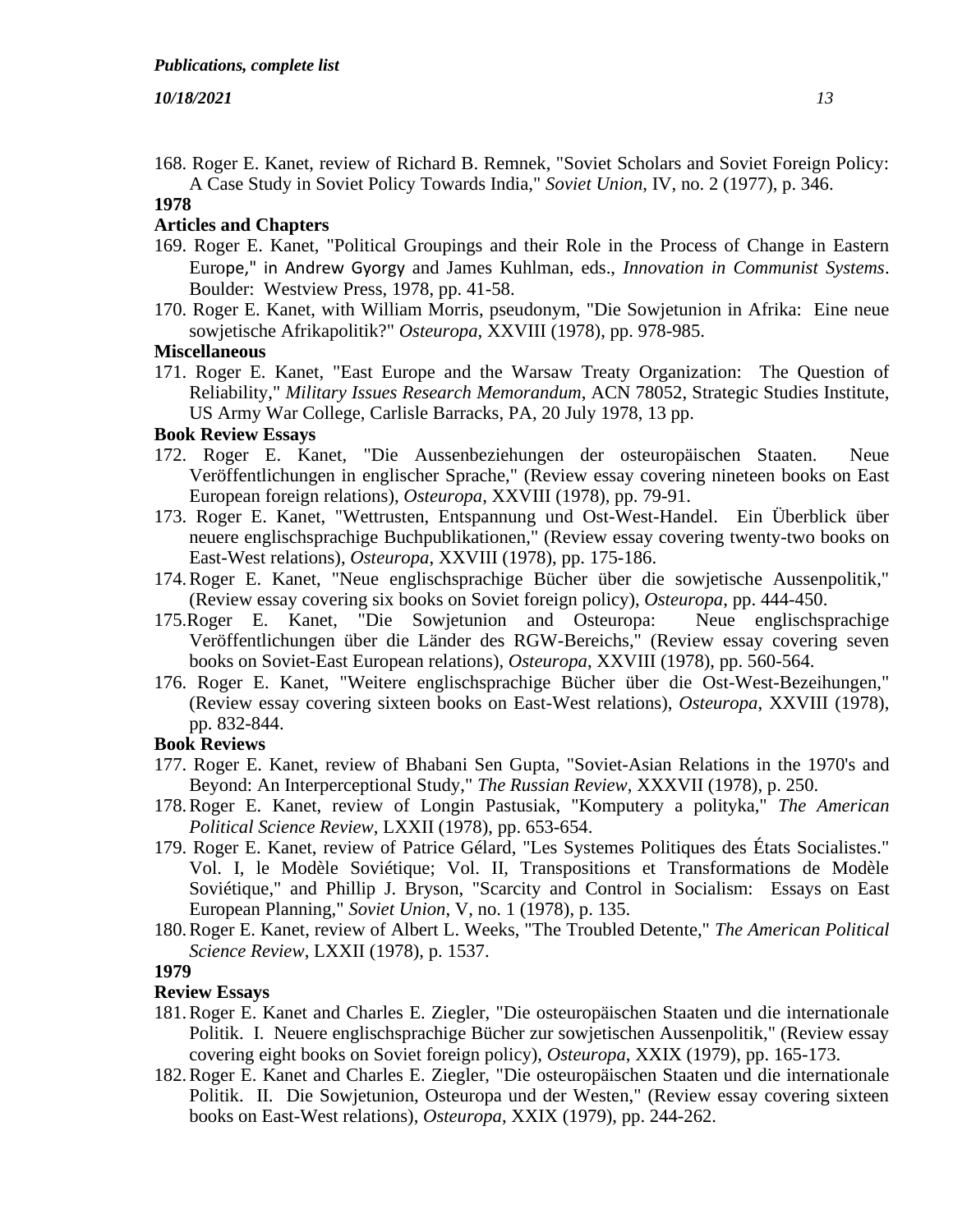168. Roger E. Kanet, review of Richard B. Remnek, "Soviet Scholars and Soviet Foreign Policy: A Case Study in Soviet Policy Towards India," *Soviet Union*, IV, no. 2 (1977), p. 346.

**1978**

**Articles and Chapters**

169. Roger E. Kanet, "Political Groupings and their Role in the Process of Change in Eastern Europe," in Andrew Gyorgy and James Kuhlman, eds., *Innovation in Communist Systems*. Boulder: Westview Press, 1978, pp. 41-58.
170. Roger E. Kanet, with William Morris, pseudonym, "Die Sowjetunion in Afrika: Eine neue sowjetische Afrikapolitik?" *Osteuropa*, XXVIII (1978), pp. 978-985.

**Miscellaneous**

171. Roger E. Kanet, "East Europe and the Warsaw Treaty Organization: The Question of Reliability," *Military Issues Research Memorandum*, ACN 78052, Strategic Studies Institute, US Army War College, Carlisle Barracks, PA, 20 July 1978, 13 pp.

**Book Review Essays**

172. Roger E. Kanet, "Die Aussenbeziehungen der osteuropäischen Staaten. Neue Veröffentlichungen in englischer Sprache," (Review essay covering nineteen books on East European foreign relations), *Osteuropa*, XXVIII (1978), pp. 79-91.
173. Roger E. Kanet, "Wettrusten, Entspannung und Ost-West-Handel. Ein Überblick über neuere englischsprachige Buchpublikationen," (Review essay covering twenty-two books on East-West relations), *Osteuropa*, XXVIII (1978), pp. 175-186.
174. Roger E. Kanet, "Neue englischsprachige Bücher über die sowjetische Aussenpolitik," (Review essay covering six books on Soviet foreign policy), *Osteuropa*, pp. 444-450.
175. Roger E. Kanet, "Die Sowjetunion and Osteuropa: Neue englischsprachige Veröffentlichungen über die Länder des RGW-Bereichs," (Review essay covering seven books on Soviet-East European relations), *Osteuropa*, XXVIII (1978), pp. 560-564.
176. Roger E. Kanet, "Weitere englischsprachige Bücher über die Ost-West-Bezeihungen," (Review essay covering sixteen books on East-West relations), *Osteuropa*, XXVIII (1978), pp. 832-844.

**Book Reviews**

177. Roger E. Kanet, review of Bhabani Sen Gupta, "Soviet-Asian Relations in the 1970's and Beyond: An Interperceptional Study," *The Russian Review*, XXXVII (1978), p. 250.
178. Roger E. Kanet, review of Longin Pastusiak, "Komputery a polityka," *The American Political Science Review*, LXXII (1978), pp. 653-654.
179. Roger E. Kanet, review of Patrice Gélard, "Les Systemes Politiques des États Socialistes." Vol. I, le Modèle Soviétique; Vol. II, Transpositions et Transformations de Modèle Soviétique," and Phillip J. Bryson, "Scarcity and Control in Socialism: Essays on East European Planning," *Soviet Union*, V, no. 1 (1978), p. 135.
180. Roger E. Kanet, review of Albert L. Weeks, "The Troubled Detente," *The American Political Science Review*, LXXII (1978), p. 1537.

**1979**

**Review Essays**

181. Roger E. Kanet and Charles E. Ziegler, "Die osteuropäischen Staaten und die internationale Politik. I. Neuere englischsprachige Bücher zur sowjetischen Aussenpolitik," (Review essay covering eight books on Soviet foreign policy), *Osteuropa*, XXIX (1979), pp. 165-173.
182. Roger E. Kanet and Charles E. Ziegler, "Die osteuropäischen Staaten und die internationale Politik. II. Die Sowjetunion, Osteuropa und der Westen," (Review essay covering sixteen books on East-West relations), *Osteuropa*, XXIX (1979), pp. 244-262.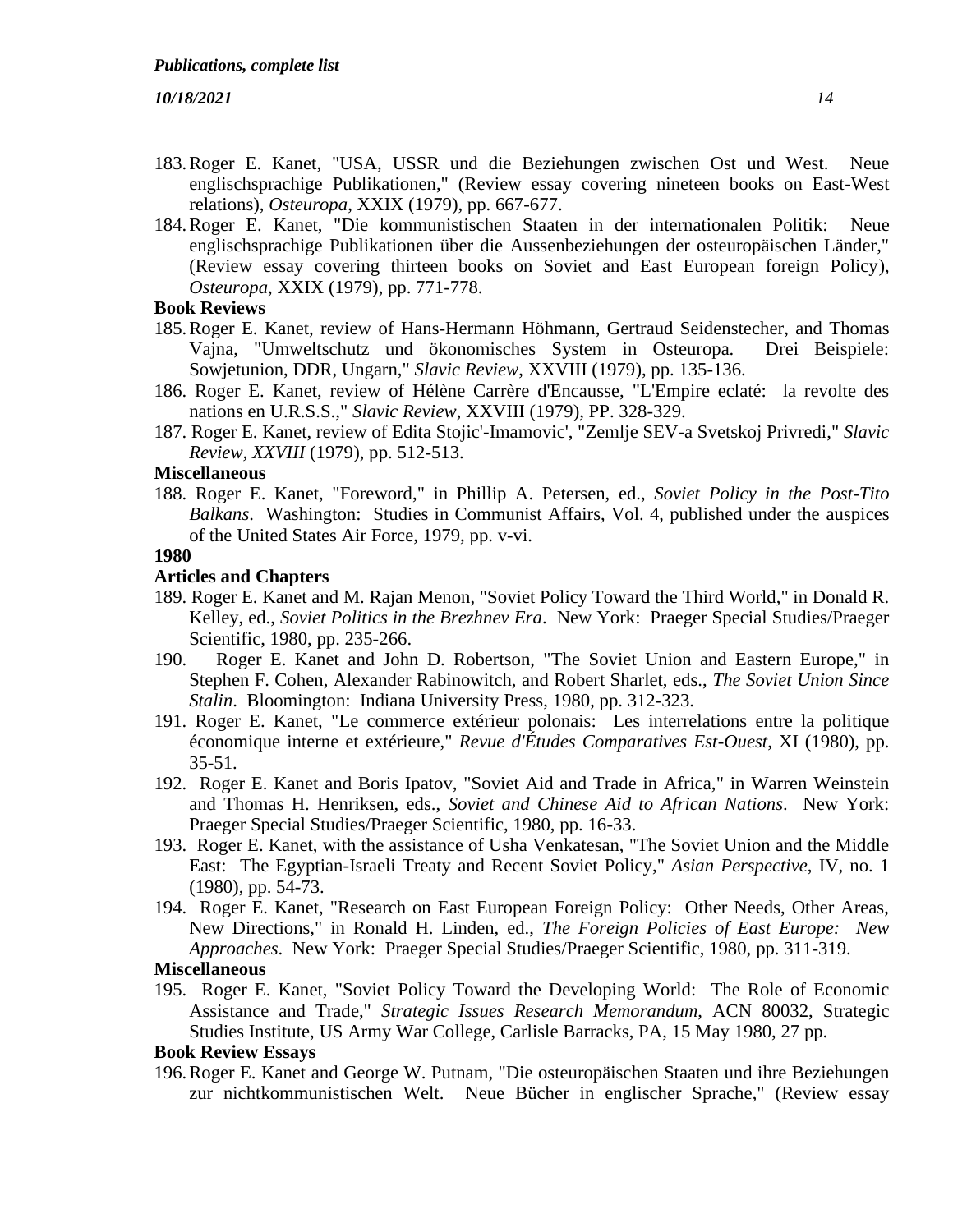183. Roger E. Kanet, "USA, USSR und die Beziehungen zwischen Ost und West. Neue englischsprachige Publikationen," (Review essay covering nineteen books on East-West relations), *Osteuropa*, XXIX (1979), pp. 667-677.
184. Roger E. Kanet, "Die kommunistischen Staaten in der internationalen Politik: Neue englischsprachige Publikationen über die Aussenbeziehungen der osteuropäischen Länder," (Review essay covering thirteen books on Soviet and East European foreign Policy), *Osteuropa*, XXIX (1979), pp. 771-778.

**Book Reviews**

185. Roger E. Kanet, review of Hans-Hermann Höhmann, Gertraud Seidenstecher, and Thomas Vajna, "Umweltschutz und ökonomisches System in Osteuropa. Drei Beispiele: Sowjetunion, DDR, Ungarn," *Slavic Review*, XXVIII (1979), pp. 135-136.
186. Roger E. Kanet, review of Hélène Carrère d'Encausse, "L'Empire eclaté: la revolte des nations en U.R.S.S.," *Slavic Review*, XXVIII (1979), PP. 328-329.
187. Roger E. Kanet, review of Edita Stojic'-Imamovic', "Zemlje SEV-a Svetskoj Privredi," *Slavic Review, XXVIII* (1979), pp. 512-513.

**Miscellaneous**

188. Roger E. Kanet, "Foreword," in Phillip A. Petersen, ed., *Soviet Policy in the Post-Tito Balkans*. Washington: Studies in Communist Affairs, Vol. 4, published under the auspices of the United States Air Force, 1979, pp. v-vi.

**1980**

**Articles and Chapters**

189. Roger E. Kanet and M. Rajan Menon, "Soviet Policy Toward the Third World," in Donald R. Kelley, ed., *Soviet Politics in the Brezhnev Era*. New York: Praeger Special Studies/Praeger Scientific, 1980, pp. 235-266.
190. Roger E. Kanet and John D. Robertson, "The Soviet Union and Eastern Europe," in Stephen F. Cohen, Alexander Rabinowitch, and Robert Sharlet, eds., *The Soviet Union Since Stalin*. Bloomington: Indiana University Press, 1980, pp. 312-323.
191. Roger E. Kanet, "Le commerce extérieur polonais: Les interrelations entre la politique économique interne et extérieure," *Revue d'Études Comparatives Est-Ouest*, XI (1980), pp. 35-51.
192. Roger E. Kanet and Boris Ipatov, "Soviet Aid and Trade in Africa," in Warren Weinstein and Thomas H. Henriksen, eds., *Soviet and Chinese Aid to African Nations*. New York: Praeger Special Studies/Praeger Scientific, 1980, pp. 16-33.
193. Roger E. Kanet, with the assistance of Usha Venkatesan, "The Soviet Union and the Middle East: The Egyptian-Israeli Treaty and Recent Soviet Policy," *Asian Perspective*, IV, no. 1 (1980), pp. 54-73.
194. Roger E. Kanet, "Research on East European Foreign Policy: Other Needs, Other Areas, New Directions," in Ronald H. Linden, ed., *The Foreign Policies of East Europe: New Approaches*. New York: Praeger Special Studies/Praeger Scientific, 1980, pp. 311-319.

**Miscellaneous**

195. Roger E. Kanet, "Soviet Policy Toward the Developing World: The Role of Economic Assistance and Trade," *Strategic Issues Research Memorandum*, ACN 80032, Strategic Studies Institute, US Army War College, Carlisle Barracks, PA, 15 May 1980, 27 pp.

**Book Review Essays**

196. Roger E. Kanet and George W. Putnam, "Die osteuropäischen Staaten und ihre Beziehungen zur nichtkommunistischen Welt. Neue Bücher in englischer Sprache," (Review essay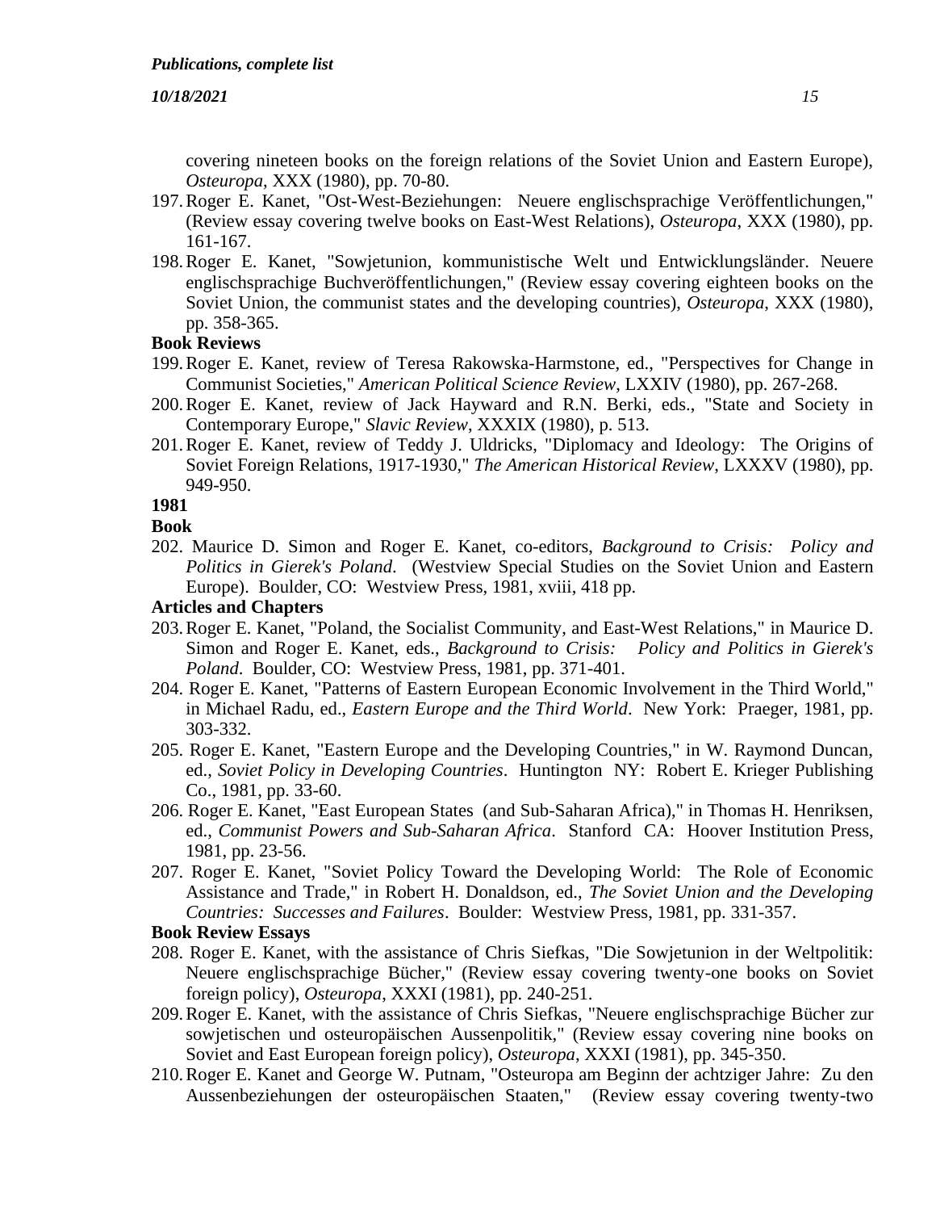covering nineteen books on the foreign relations of the Soviet Union and Eastern Europe), *Osteuropa*, XXX (1980), pp. 70-80.

197. Roger E. Kanet, "Ost-West-Beziehungen: Neuere englischsprachige Veröffentlichungen," (Review essay covering twelve books on East-West Relations), *Osteuropa*, XXX (1980), pp. 161-167.
198. Roger E. Kanet, "Sowjetunion, kommunistische Welt und Entwicklungsländer. Neuere englischsprachige Buchveröffentlichungen," (Review essay covering eighteen books on the Soviet Union, the communist states and the developing countries), *Osteuropa*, XXX (1980), pp. 358-365.

**Book Reviews**

199. Roger E. Kanet, review of Teresa Rakowska-Harmstone, ed., "Perspectives for Change in Communist Societies," *American Political Science Review*, LXXIV (1980), pp. 267-268.
200. Roger E. Kanet, review of Jack Hayward and R.N. Berki, eds., "State and Society in Contemporary Europe," *Slavic Review*, XXXIX (1980), p. 513.
201. Roger E. Kanet, review of Teddy J. Uldricks, "Diplomacy and Ideology: The Origins of Soviet Foreign Relations, 1917-1930," *The American Historical Review*, LXXXV (1980), pp. 949-950.

**1981**

**Book**

202. Maurice D. Simon and Roger E. Kanet, co-editors, *Background to Crisis: Policy and Politics in Gierek's Poland*. (Westview Special Studies on the Soviet Union and Eastern Europe). Boulder, CO: Westview Press, 1981, xviii, 418 pp.

**Articles and Chapters**

203. Roger E. Kanet, "Poland, the Socialist Community, and East-West Relations," in Maurice D. Simon and Roger E. Kanet, eds., *Background to Crisis: Policy and Politics in Gierek's Poland*. Boulder, CO: Westview Press, 1981, pp. 371-401.
204. Roger E. Kanet, "Patterns of Eastern European Economic Involvement in the Third World," in Michael Radu, ed., *Eastern Europe and the Third World*. New York: Praeger, 1981, pp. 303-332.
205. Roger E. Kanet, "Eastern Europe and the Developing Countries," in W. Raymond Duncan, ed., *Soviet Policy in Developing Countries*. Huntington NY: Robert E. Krieger Publishing Co., 1981, pp. 33-60.
206. Roger E. Kanet, "East European States (and Sub-Saharan Africa)," in Thomas H. Henriksen, ed., *Communist Powers and Sub-Saharan Africa*. Stanford CA: Hoover Institution Press, 1981, pp. 23-56.
207. Roger E. Kanet, "Soviet Policy Toward the Developing World: The Role of Economic Assistance and Trade," in Robert H. Donaldson, ed., *The Soviet Union and the Developing Countries: Successes and Failures*. Boulder: Westview Press, 1981, pp. 331-357.

**Book Review Essays**

208. Roger E. Kanet, with the assistance of Chris Siefkas, "Die Sowjetunion in der Weltpolitik: Neuere englischsprachige Bücher," (Review essay covering twenty-one books on Soviet foreign policy), *Osteuropa*, XXXI (1981), pp. 240-251.
209. Roger E. Kanet, with the assistance of Chris Siefkas, "Neuere englischsprachige Bücher zur sowjetischen und osteuropäischen Aussenpolitik," (Review essay covering nine books on Soviet and East European foreign policy), *Osteuropa*, XXXI (1981), pp. 345-350.
210. Roger E. Kanet and George W. Putnam, "Osteuropa am Beginn der achtziger Jahre: Zu den Aussenbeziehungen der osteuropäischen Staaten," (Review essay covering twenty-two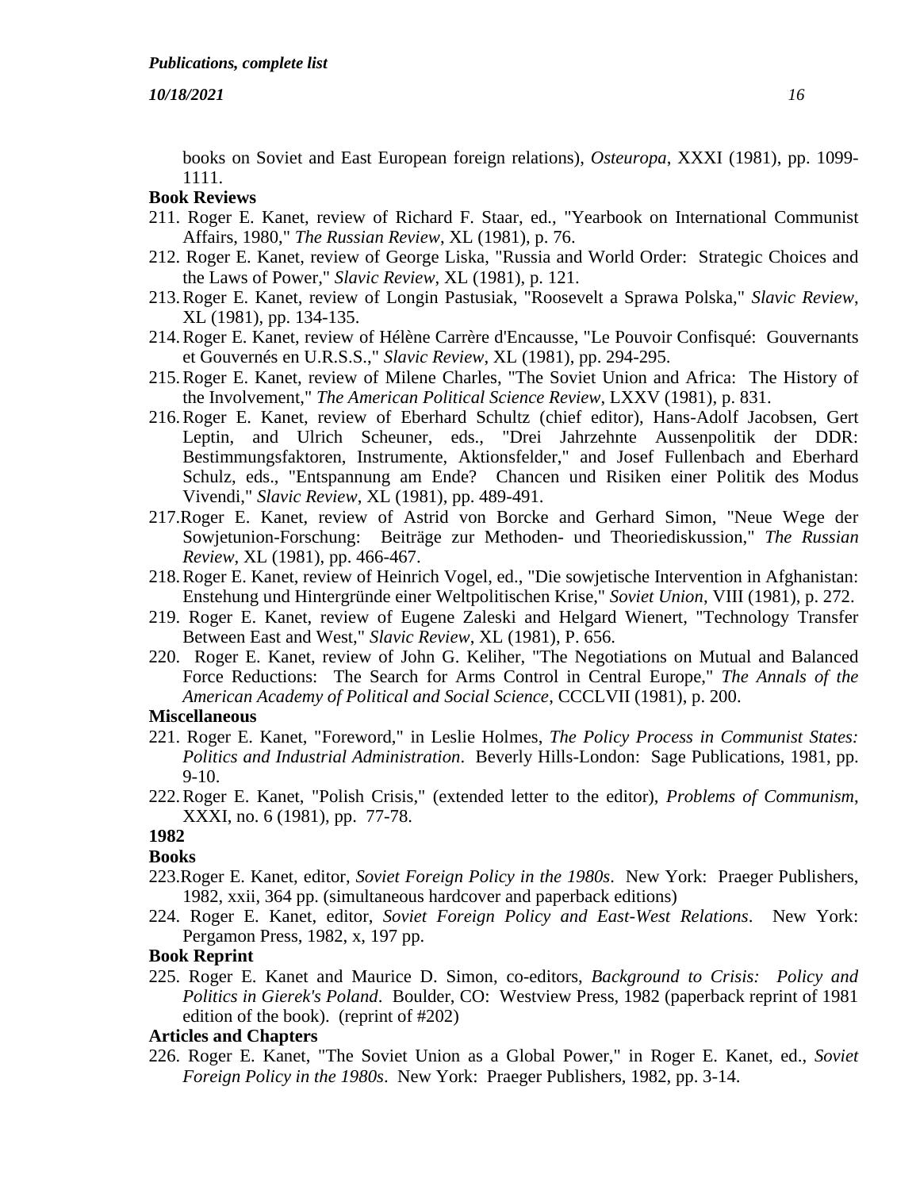books on Soviet and East European foreign relations), *Osteuropa*, XXXI (1981), pp. 1099-1111.

**Book Reviews**

211. Roger E. Kanet, review of Richard F. Staar, ed., "Yearbook on International Communist Affairs, 1980," *The Russian Review*, XL (1981), p. 76.
212. Roger E. Kanet, review of George Liska, "Russia and World Order: Strategic Choices and the Laws of Power," *Slavic Review*, XL (1981), p. 121.
213. Roger E. Kanet, review of Longin Pastusiak, "Roosevelt a Sprawa Polska," *Slavic Review*, XL (1981), pp. 134-135.
214. Roger E. Kanet, review of Hélène Carrère d'Encausse, "Le Pouvoir Confisqué: Gouvernants et Gouvernés en U.R.S.S.," *Slavic Review*, XL (1981), pp. 294-295.
215. Roger E. Kanet, review of Milene Charles, "The Soviet Union and Africa: The History of the Involvement," *The American Political Science Review*, LXXV (1981), p. 831.
216. Roger E. Kanet, review of Eberhard Schultz (chief editor), Hans-Adolf Jacobsen, Gert Leptin, and Ulrich Scheuner, eds., "Drei Jahrzehnte Aussenpolitik der DDR: Bestimmungsfaktoren, Instrumente, Aktionsfelder," and Josef Fullenbach and Eberhard Schulz, eds., "Entspannung am Ende? Chancen und Risiken einer Politik des Modus Vivendi," *Slavic Review*, XL (1981), pp. 489-491.
217. Roger E. Kanet, review of Astrid von Borcke and Gerhard Simon, "Neue Wege der Sowjetunion-Forschung: Beiträge zur Methoden- und Theoriediskussion," *The Russian Review*, XL (1981), pp. 466-467.
218. Roger E. Kanet, review of Heinrich Vogel, ed., "Die sowjetische Intervention in Afghanistan: Enstehung und Hintergründe einer Weltpolitischen Krise," *Soviet Union*, VIII (1981), p. 272.
219. Roger E. Kanet, review of Eugene Zaleski and Helgard Wienert, "Technology Transfer Between East and West," *Slavic Review*, XL (1981), P. 656.
220. Roger E. Kanet, review of John G. Keliher, "The Negotiations on Mutual and Balanced Force Reductions: The Search for Arms Control in Central Europe," *The Annals of the American Academy of Political and Social Science*, CCCLVII (1981), p. 200.

**Miscellaneous**

221. Roger E. Kanet, "Foreword," in Leslie Holmes, *The Policy Process in Communist States: Politics and Industrial Administration*. Beverly Hills-London: Sage Publications, 1981, pp. 9-10.
222. Roger E. Kanet, "Polish Crisis," (extended letter to the editor), *Problems of Communism*, XXXI, no. 6 (1981), pp. 77-78.

**1982**

**Books**

223. Roger E. Kanet, editor, *Soviet Foreign Policy in the 1980s*. New York: Praeger Publishers, 1982, xxii, 364 pp. (simultaneous hardcover and paperback editions)
224. Roger E. Kanet, editor, *Soviet Foreign Policy and East-West Relations*. New York: Pergamon Press, 1982, x, 197 pp.

**Book Reprint**

225. Roger E. Kanet and Maurice D. Simon, co-editors, *Background to Crisis: Policy and Politics in Gierek's Poland*. Boulder, CO: Westview Press, 1982 (paperback reprint of 1981 edition of the book). (reprint of #202)

**Articles and Chapters**

226. Roger E. Kanet, "The Soviet Union as a Global Power," in Roger E. Kanet, ed., *Soviet Foreign Policy in the 1980s*. New York: Praeger Publishers, 1982, pp. 3-14.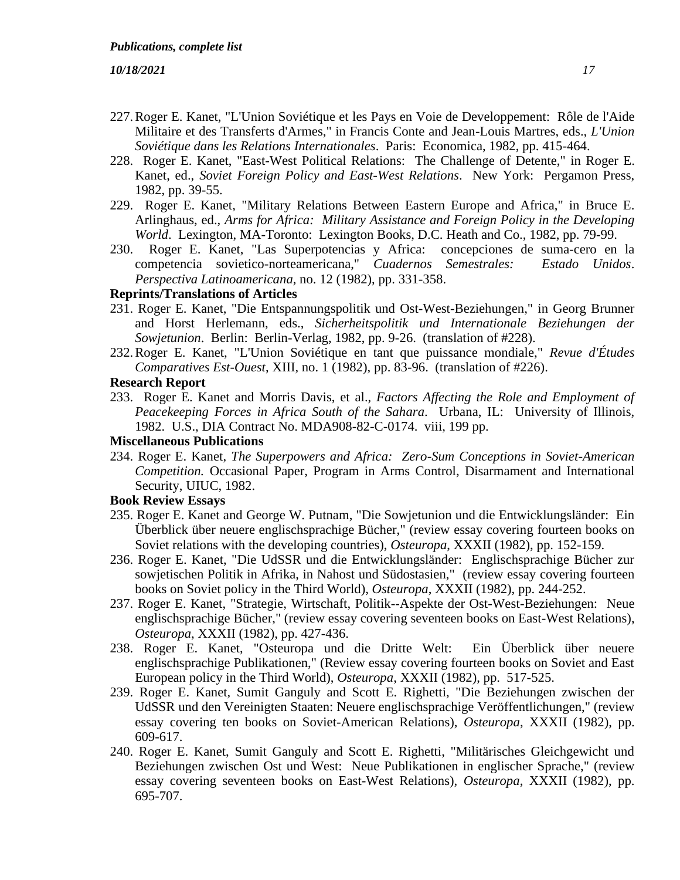227. Roger E. Kanet, "L'Union Soviétique et les Pays en Voie de Developpement: Rôle de l'Aide Militaire et des Transferts d'Armes," in Francis Conte and Jean-Louis Martres, eds., *L'Union Soviétique dans les Relations Internationales*. Paris: Economica, 1982, pp. 415-464.

228. Roger E. Kanet, "East-West Political Relations: The Challenge of Detente," in Roger E. Kanet, ed., *Soviet Foreign Policy and East-West Relations*. New York: Pergamon Press, 1982, pp. 39-55.

229. Roger E. Kanet, "Military Relations Between Eastern Europe and Africa," in Bruce E. Arlinghaus, ed., *Arms for Africa: Military Assistance and Foreign Policy in the Developing World*. Lexington, MA-Toronto: Lexington Books, D.C. Heath and Co., 1982, pp. 79-99.

230. Roger E. Kanet, "Las Superpotencias y Africa: concepciones de suma-cero en la competencia sovietico-norteamericana," *Cuadernos Semestrales: Estado Unidos*. *Perspectiva Latinoamericana*, no. 12 (1982), pp. 331-358.

**Reprints/Translations of Articles**

231. Roger E. Kanet, "Die Entspannungspolitik und Ost-West-Beziehungen," in Georg Brunner and Horst Herlemann, eds., *Sicherheitspolitik und Internationale Beziehungen der Sowjetunion*. Berlin: Berlin-Verlag, 1982, pp. 9-26. (translation of #228).

232. Roger E. Kanet, "L'Union Soviétique en tant que puissance mondiale," *Revue d'Études Comparatives Est-Ouest*, XIII, no. 1 (1982), pp. 83-96. (translation of #226).

**Research Report**

233. Roger E. Kanet and Morris Davis, et al., *Factors Affecting the Role and Employment of Peacekeeping Forces in Africa South of the Sahara*. Urbana, IL: University of Illinois, 1982. U.S., DIA Contract No. MDA908-82-C-0174. viii, 199 pp.

**Miscellaneous Publications**

234. Roger E. Kanet, *The Superpowers and Africa: Zero-Sum Conceptions in Soviet-American Competition.* Occasional Paper, Program in Arms Control, Disarmament and International Security, UIUC, 1982.

**Book Review Essays**

235. Roger E. Kanet and George W. Putnam, "Die Sowjetunion und die Entwicklungsländer: Ein Überblick über neuere englischsprachige Bücher," (review essay covering fourteen books on Soviet relations with the developing countries), *Osteuropa*, XXXII (1982), pp. 152-159.

236. Roger E. Kanet, "Die UdSSR und die Entwicklungsländer: Englischsprachige Bücher zur sowjetischen Politik in Afrika, in Nahost und Südostasien," (review essay covering fourteen books on Soviet policy in the Third World), *Osteuropa*, XXXII (1982), pp. 244-252.

237. Roger E. Kanet, "Strategie, Wirtschaft, Politik--Aspekte der Ost-West-Beziehungen: Neue englischsprachige Bücher," (review essay covering seventeen books on East-West Relations), *Osteuropa*, XXXII (1982), pp. 427-436.

238. Roger E. Kanet, "Osteuropa und die Dritte Welt: Ein Überblick über neuere englischsprachige Publikationen," (Review essay covering fourteen books on Soviet and East European policy in the Third World), *Osteuropa*, XXXII (1982), pp. 517-525.

239. Roger E. Kanet, Sumit Ganguly and Scott E. Righetti, "Die Beziehungen zwischen der UdSSR und den Vereinigten Staaten: Neuere englischsprachige Veröffentlichungen," (review essay covering ten books on Soviet-American Relations), *Osteuropa*, XXXII (1982), pp. 609-617.

240. Roger E. Kanet, Sumit Ganguly and Scott E. Righetti, "Militärisches Gleichgewicht und Beziehungen zwischen Ost und West: Neue Publikationen in englischer Sprache," (review essay covering seventeen books on East-West Relations), *Osteuropa*, XXXII (1982), pp. 695-707.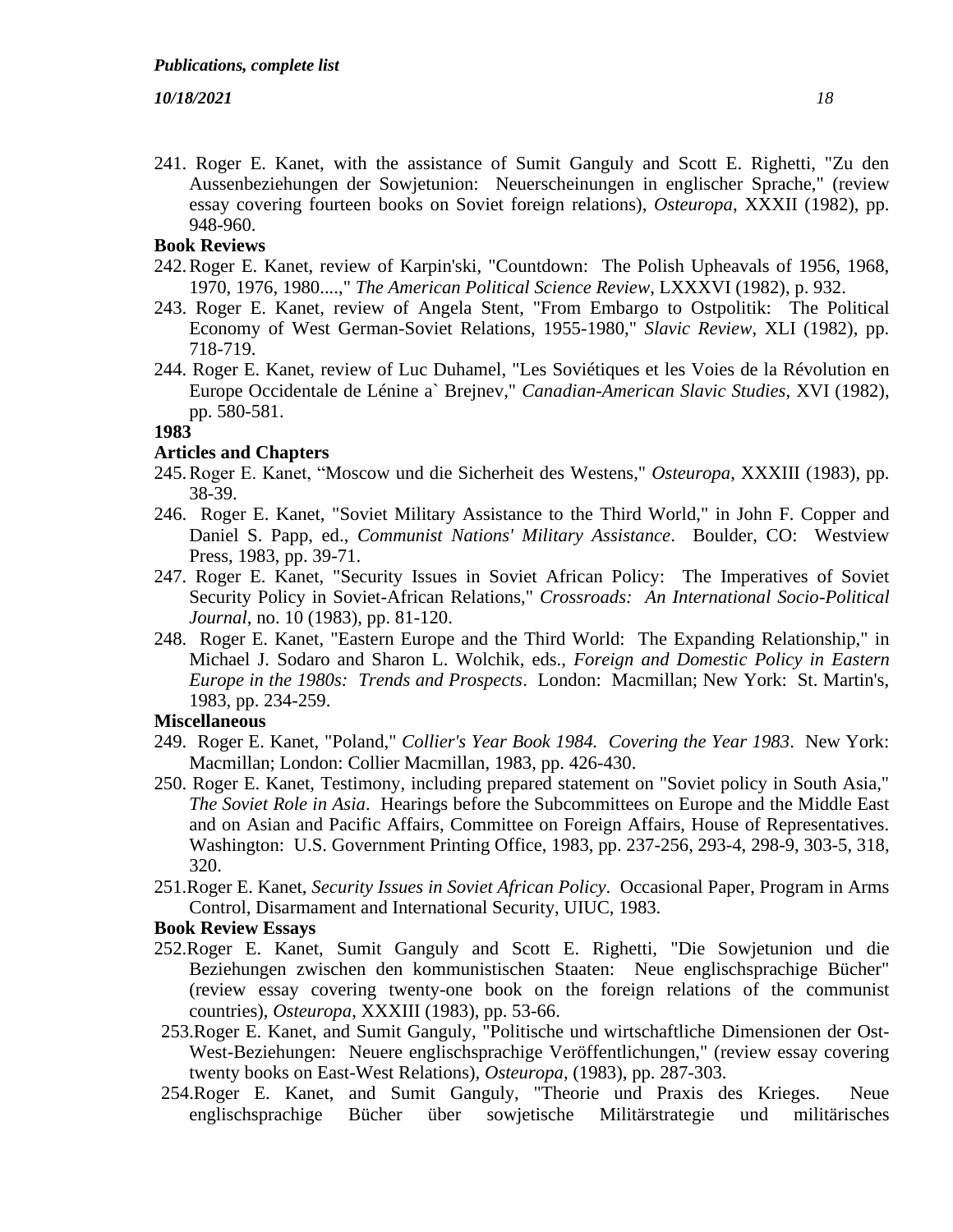241. Roger E. Kanet, with the assistance of Sumit Ganguly and Scott E. Righetti, "Zu den Aussenbeziehungen der Sowjetunion: Neuerscheinungen in englischer Sprache," (review essay covering fourteen books on Soviet foreign relations), *Osteuropa*, XXXII (1982), pp. 948-960.

**Book Reviews**

242. Roger E. Kanet, review of Karpin'ski, "Countdown: The Polish Upheavals of 1956, 1968, 1970, 1976, 1980....," *The American Political Science Review*, LXXXVI (1982), p. 932.

243. Roger E. Kanet, review of Angela Stent, "From Embargo to Ostpolitik: The Political Economy of West German-Soviet Relations, 1955-1980," *Slavic Review*, XLI (1982), pp. 718-719.

244. Roger E. Kanet, review of Luc Duhamel, "Les Soviétiques et les Voies de la Révolution en Europe Occidentale de Lénine a` Brejnev," *Canadian-American Slavic Studies*, XVI (1982), pp. 580-581.

**1983**

**Articles and Chapters**

245. Roger E. Kanet, "Moscow und die Sicherheit des Westens," *Osteuropa*, XXXIII (1983), pp. 38-39.

246. Roger E. Kanet, "Soviet Military Assistance to the Third World," in John F. Copper and Daniel S. Papp, ed., *Communist Nations' Military Assistance*. Boulder, CO: Westview Press, 1983, pp. 39-71.

247. Roger E. Kanet, "Security Issues in Soviet African Policy: The Imperatives of Soviet Security Policy in Soviet-African Relations," *Crossroads: An International Socio-Political Journal*, no. 10 (1983), pp. 81-120.

248. Roger E. Kanet, "Eastern Europe and the Third World: The Expanding Relationship," in Michael J. Sodaro and Sharon L. Wolchik, eds., *Foreign and Domestic Policy in Eastern Europe in the 1980s: Trends and Prospects*. London: Macmillan; New York: St. Martin's, 1983, pp. 234-259.

**Miscellaneous**

249. Roger E. Kanet, "Poland," *Collier's Year Book 1984. Covering the Year 1983*. New York: Macmillan; London: Collier Macmillan, 1983, pp. 426-430.

250. Roger E. Kanet, Testimony, including prepared statement on "Soviet policy in South Asia," *The Soviet Role in Asia*. Hearings before the Subcommittees on Europe and the Middle East and on Asian and Pacific Affairs, Committee on Foreign Affairs, House of Representatives. Washington: U.S. Government Printing Office, 1983, pp. 237-256, 293-4, 298-9, 303-5, 318, 320.

251. Roger E. Kanet, *Security Issues in Soviet African Policy*. Occasional Paper, Program in Arms Control, Disarmament and International Security, UIUC, 1983.

**Book Review Essays**

252. Roger E. Kanet, Sumit Ganguly and Scott E. Righetti, "Die Sowjetunion und die Beziehungen zwischen den kommunistischen Staaten: Neue englischsprachige Bücher" (review essay covering twenty-one book on the foreign relations of the communist countries), *Osteuropa*, XXXIII (1983), pp. 53-66.

253. Roger E. Kanet, and Sumit Ganguly, "Politische und wirtschaftliche Dimensionen der Ost-West-Beziehungen: Neuere englischsprachige Veröffentlichungen," (review essay covering twenty books on East-West Relations), *Osteuropa*, (1983), pp. 287-303.

254. Roger E. Kanet, and Sumit Ganguly, "Theorie und Praxis des Krieges. Neue englischsprachige Bücher über sowjetische Militärstrategie und militärisches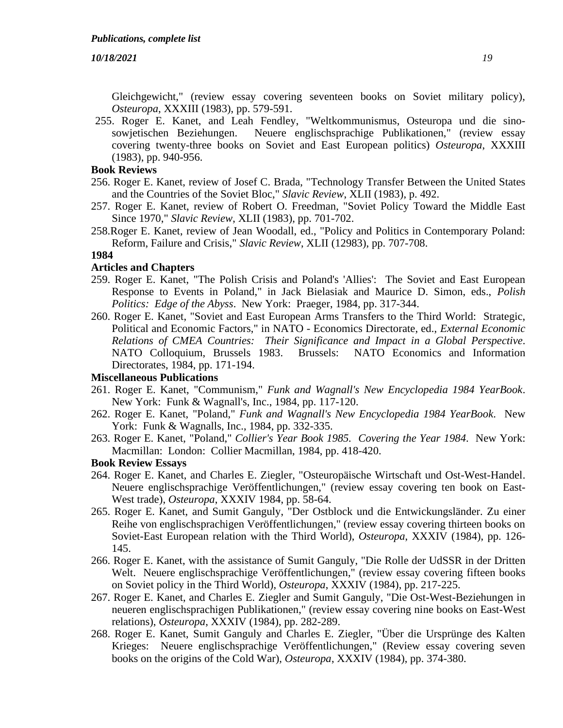Gleichgewicht," (review essay covering seventeen books on Soviet military policy), *Osteuropa*, XXXIII (1983), pp. 579-591.

255. Roger E. Kanet, and Leah Fendley, "Weltkommunismus, Osteuropa und die sino-sowjetischen Beziehungen. Neuere englischsprachige Publikationen," (review essay covering twenty-three books on Soviet and East European politics) *Osteuropa*, XXXIII (1983), pp. 940-956.

**Book Reviews**

256. Roger E. Kanet, review of Josef C. Brada, "Technology Transfer Between the United States and the Countries of the Soviet Bloc," *Slavic Review*, XLII (1983), p. 492.
257. Roger E. Kanet, review of Robert O. Freedman, "Soviet Policy Toward the Middle East Since 1970," *Slavic Review*, XLII (1983), pp. 701-702.
258. Roger E. Kanet, review of Jean Woodall, ed., "Policy and Politics in Contemporary Poland: Reform, Failure and Crisis," *Slavic Review*, XLII (12983), pp. 707-708.

**1984**

**Articles and Chapters**

259. Roger E. Kanet, "The Polish Crisis and Poland's 'Allies': The Soviet and East European Response to Events in Poland," in Jack Bielasiak and Maurice D. Simon, eds., *Polish Politics: Edge of the Abyss*. New York: Praeger, 1984, pp. 317-344.
260. Roger E. Kanet, "Soviet and East European Arms Transfers to the Third World: Strategic, Political and Economic Factors," in NATO - Economics Directorate, ed., *External Economic Relations of CMEA Countries: Their Significance and Impact in a Global Perspective*. NATO Colloquium, Brussels 1983. Brussels: NATO Economics and Information Directorates, 1984, pp. 171-194.

**Miscellaneous Publications**

261. Roger E. Kanet, "Communism," *Funk and Wagnall's New Encyclopedia 1984 YearBook*. New York: Funk & Wagnall's, Inc., 1984, pp. 117-120.
262. Roger E. Kanet, "Poland," *Funk and Wagnall's New Encyclopedia 1984 YearBook*. New York: Funk & Wagnalls, Inc., 1984, pp. 332-335.
263. Roger E. Kanet, "Poland," *Collier's Year Book 1985. Covering the Year 1984*. New York: Macmillan: London: Collier Macmillan, 1984, pp. 418-420.

**Book Review Essays**

264. Roger E. Kanet, and Charles E. Ziegler, "Osteuropäische Wirtschaft und Ost-West-Handel. Neuere englischsprachige Veröffentlichungen," (review essay covering ten book on East-West trade), *Osteuropa*, XXXIV 1984, pp. 58-64.
265. Roger E. Kanet, and Sumit Ganguly, "Der Ostblock und die Entwickungsländer. Zu einer Reihe von englischsprachigen Veröffentlichungen," (review essay covering thirteen books on Soviet-East European relation with the Third World), *Osteuropa*, XXXIV (1984), pp. 126-145.
266. Roger E. Kanet, with the assistance of Sumit Ganguly, "Die Rolle der UdSSR in der Dritten Welt. Neuere englischsprachige Veröffentlichungen," (review essay covering fifteen books on Soviet policy in the Third World), *Osteuropa*, XXXIV (1984), pp. 217-225.
267. Roger E. Kanet, and Charles E. Ziegler and Sumit Ganguly, "Die Ost-West-Beziehungen in neueren englischsprachigen Publikationen," (review essay covering nine books on East-West relations), *Osteuropa*, XXXIV (1984), pp. 282-289.
268. Roger E. Kanet, Sumit Ganguly and Charles E. Ziegler, "Über die Ursprünge des Kalten Krieges: Neuere englischsprachige Veröffentlichungen," (Review essay covering seven books on the origins of the Cold War), *Osteuropa*, XXXIV (1984), pp. 374-380.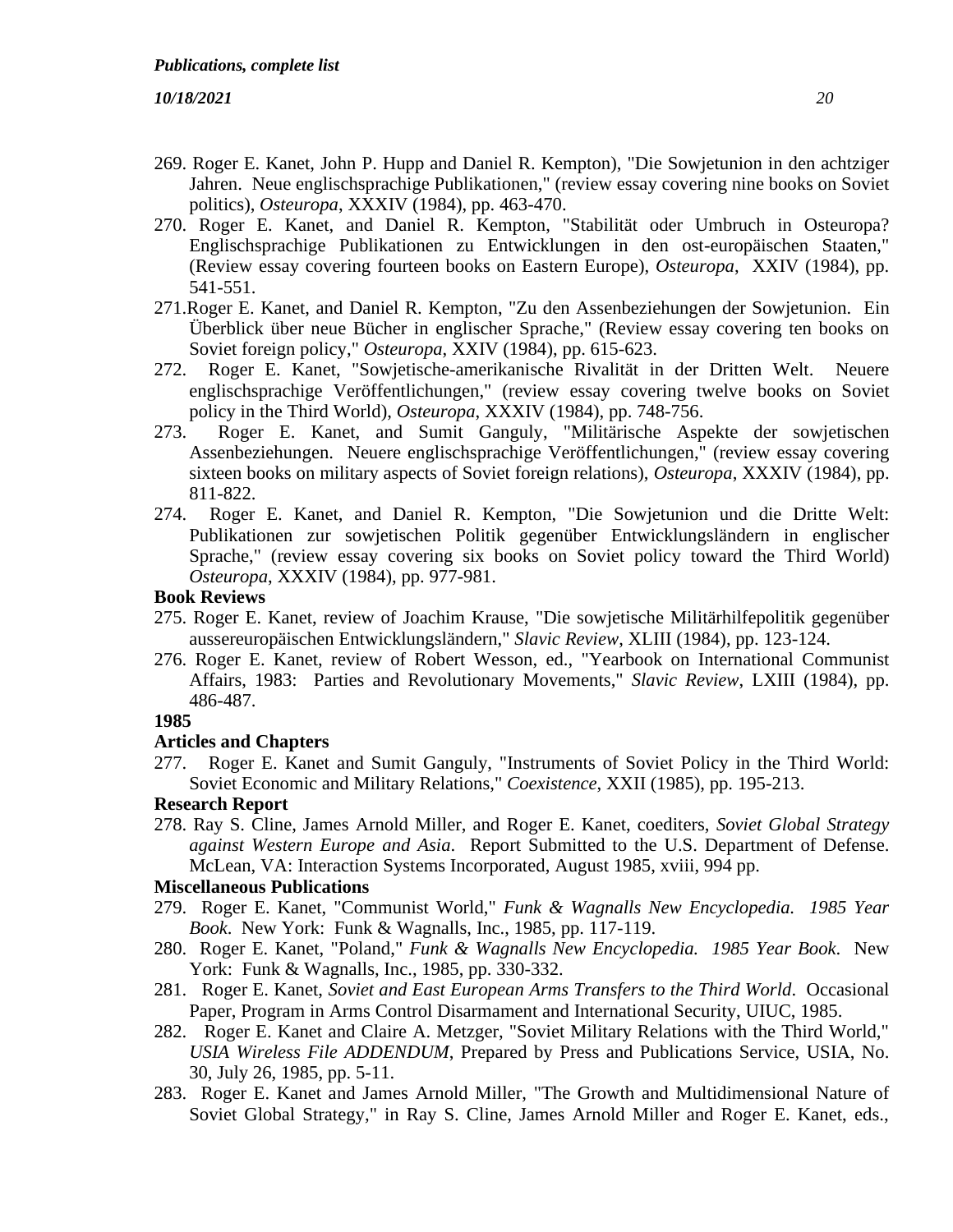269. Roger E. Kanet, John P. Hupp and Daniel R. Kempton), "Die Sowjetunion in den achtziger Jahren. Neue englischsprachige Publikationen," (review essay covering nine books on Soviet politics), *Osteuropa*, XXXIV (1984), pp. 463-470.

270. Roger E. Kanet, and Daniel R. Kempton, "Stabilität oder Umbruch in Osteuropa? Englischsprachige Publikationen zu Entwicklungen in den ost-europäischen Staaten," (Review essay covering fourteen books on Eastern Europe), *Osteuropa*, XXIV (1984), pp. 541-551.

271. Roger E. Kanet, and Daniel R. Kempton, "Zu den Assenbeziehungen der Sowjetunion. Ein Überblick über neue Bücher in englischer Sprache," (Review essay covering ten books on Soviet foreign policy," *Osteuropa*, XXIV (1984), pp. 615-623.

272. Roger E. Kanet, "Sowjetische-amerikanische Rivalität in der Dritten Welt. Neuere englischsprachige Veröffentlichungen," (review essay covering twelve books on Soviet policy in the Third World), *Osteuropa*, XXXIV (1984), pp. 748-756.

273. Roger E. Kanet, and Sumit Ganguly, "Militärische Aspekte der sowjetischen Assenbeziehungen. Neuere englischsprachige Veröffentlichungen," (review essay covering sixteen books on military aspects of Soviet foreign relations), *Osteuropa*, XXXIV (1984), pp. 811-822.

274. Roger E. Kanet, and Daniel R. Kempton, "Die Sowjetunion und die Dritte Welt: Publikationen zur sowjetischen Politik gegenüber Entwicklungsländern in englischer Sprache," (review essay covering six books on Soviet policy toward the Third World) *Osteuropa*, XXXIV (1984), pp. 977-981.

**Book Reviews**

275. Roger E. Kanet, review of Joachim Krause, "Die sowjetische Militärhilfepolitik gegenüber aussereuropäischen Entwicklungsländern," *Slavic Review*, XLIII (1984), pp. 123-124.

276. Roger E. Kanet, review of Robert Wesson, ed., "Yearbook on International Communist Affairs, 1983: Parties and Revolutionary Movements," *Slavic Review*, LXIII (1984), pp. 486-487.

**1985**

**Articles and Chapters**

277. Roger E. Kanet and Sumit Ganguly, "Instruments of Soviet Policy in the Third World: Soviet Economic and Military Relations," *Coexistence*, XXII (1985), pp. 195-213.

**Research Report**

278. Ray S. Cline, James Arnold Miller, and Roger E. Kanet, coediters, *Soviet Global Strategy against Western Europe and Asia*. Report Submitted to the U.S. Department of Defense. McLean, VA: Interaction Systems Incorporated, August 1985, xviii, 994 pp.

**Miscellaneous Publications**

279. Roger E. Kanet, "Communist World," *Funk & Wagnalls New Encyclopedia. 1985 Year Book*. New York: Funk & Wagnalls, Inc., 1985, pp. 117-119.

280. Roger E. Kanet, "Poland," *Funk & Wagnalls New Encyclopedia. 1985 Year Book*. New York: Funk & Wagnalls, Inc., 1985, pp. 330-332.

281. Roger E. Kanet, *Soviet and East European Arms Transfers to the Third World*. Occasional Paper, Program in Arms Control Disarmament and International Security, UIUC, 1985.

282. Roger E. Kanet and Claire A. Metzger, "Soviet Military Relations with the Third World," *USIA Wireless File ADDENDUM*, Prepared by Press and Publications Service, USIA, No. 30, July 26, 1985, pp. 5-11.

283. Roger E. Kanet and James Arnold Miller, "The Growth and Multidimensional Nature of Soviet Global Strategy," in Ray S. Cline, James Arnold Miller and Roger E. Kanet, eds.,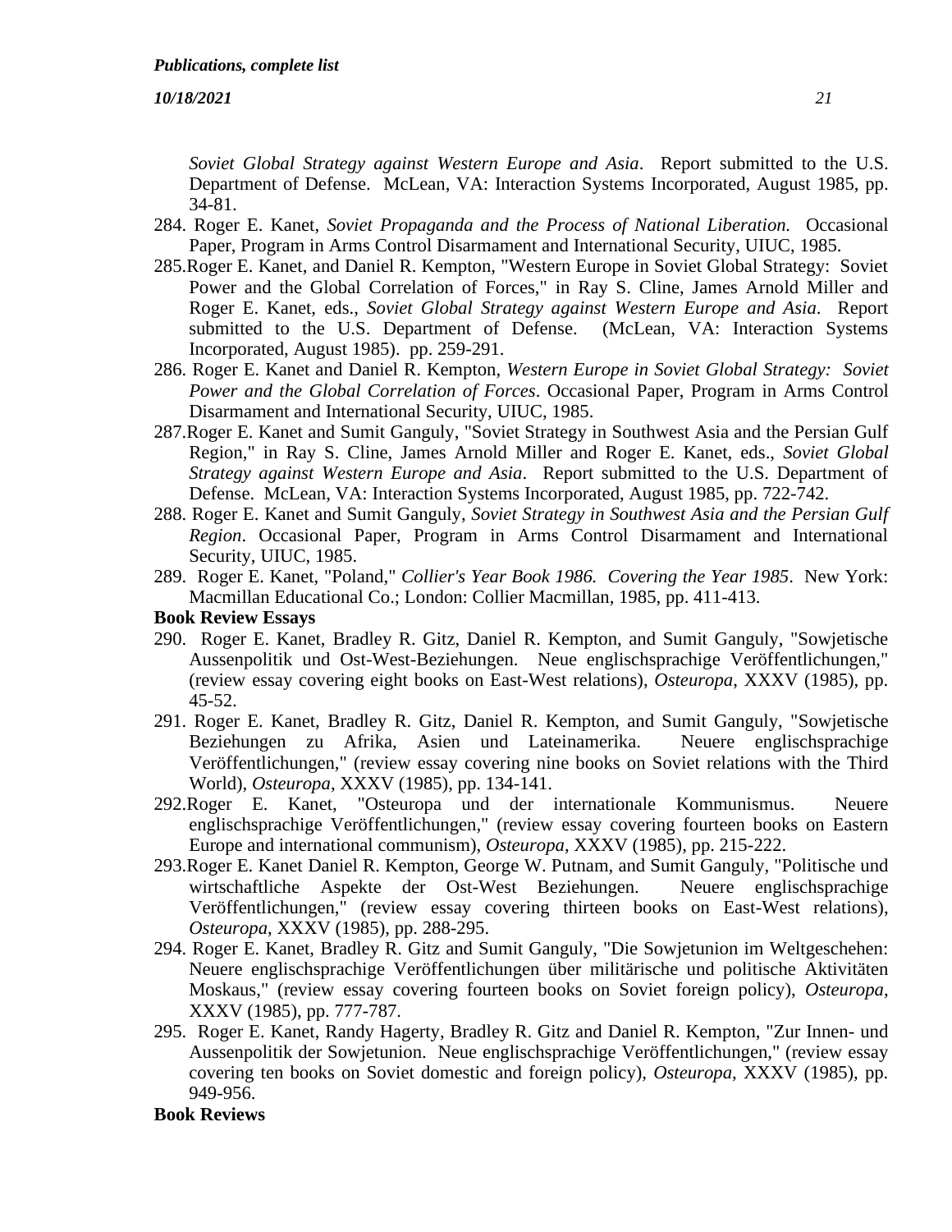*Soviet Global Strategy against Western Europe and Asia*. Report submitted to the U.S. Department of Defense. McLean, VA: Interaction Systems Incorporated, August 1985, pp. 34-81.

284. Roger E. Kanet, *Soviet Propaganda and the Process of National Liberation.* Occasional Paper, Program in Arms Control Disarmament and International Security, UIUC, 1985.

285. Roger E. Kanet, and Daniel R. Kempton, "Western Europe in Soviet Global Strategy: Soviet Power and the Global Correlation of Forces," in Ray S. Cline, James Arnold Miller and Roger E. Kanet, eds., *Soviet Global Strategy against Western Europe and Asia*. Report submitted to the U.S. Department of Defense. (McLean, VA: Interaction Systems Incorporated, August 1985). pp. 259-291.

286. Roger E. Kanet and Daniel R. Kempton, *Western Europe in Soviet Global Strategy: Soviet Power and the Global Correlation of Forces*. Occasional Paper, Program in Arms Control Disarmament and International Security, UIUC, 1985.

287. Roger E. Kanet and Sumit Ganguly, "Soviet Strategy in Southwest Asia and the Persian Gulf Region," in Ray S. Cline, James Arnold Miller and Roger E. Kanet, eds., *Soviet Global Strategy against Western Europe and Asia*. Report submitted to the U.S. Department of Defense. McLean, VA: Interaction Systems Incorporated, August 1985, pp. 722-742.

288. Roger E. Kanet and Sumit Ganguly, *Soviet Strategy in Southwest Asia and the Persian Gulf Region*. Occasional Paper, Program in Arms Control Disarmament and International Security, UIUC, 1985.

289. Roger E. Kanet, "Poland," *Collier's Year Book 1986. Covering the Year 1985*. New York: Macmillan Educational Co.; London: Collier Macmillan, 1985, pp. 411-413.

**Book Review Essays**

290. Roger E. Kanet, Bradley R. Gitz, Daniel R. Kempton, and Sumit Ganguly, "Sowjetische Aussenpolitik und Ost-West-Beziehungen. Neue englischsprachige Veröffentlichungen," (review essay covering eight books on East-West relations), *Osteuropa*, XXXV (1985), pp. 45-52.

291. Roger E. Kanet, Bradley R. Gitz, Daniel R. Kempton, and Sumit Ganguly, "Sowjetische Beziehungen zu Afrika, Asien und Lateinamerika. Neuere englischsprachige Veröffentlichungen," (review essay covering nine books on Soviet relations with the Third World), *Osteuropa*, XXXV (1985), pp. 134-141.

292. Roger E. Kanet, "Osteuropa und der internationale Kommunismus. Neuere englischsprachige Veröffentlichungen," (review essay covering fourteen books on Eastern Europe and international communism), *Osteuropa*, XXXV (1985), pp. 215-222.

293. Roger E. Kanet Daniel R. Kempton, George W. Putnam, and Sumit Ganguly, "Politische und wirtschaftliche Aspekte der Ost-West Beziehungen. Neuere englischsprachige Veröffentlichungen," (review essay covering thirteen books on East-West relations), *Osteuropa*, XXXV (1985), pp. 288-295.

294. Roger E. Kanet, Bradley R. Gitz and Sumit Ganguly, "Die Sowjetunion im Weltgeschehen: Neuere englischsprachige Veröffentlichungen über militärische und politische Aktivitäten Moskaus," (review essay covering fourteen books on Soviet foreign policy), *Osteuropa*, XXXV (1985), pp. 777-787.

295. Roger E. Kanet, Randy Hagerty, Bradley R. Gitz and Daniel R. Kempton, "Zur Innen- und Aussenpolitik der Sowjetunion. Neue englischsprachige Veröffentlichungen," (review essay covering ten books on Soviet domestic and foreign policy), *Osteuropa*, XXXV (1985), pp. 949-956.

**Book Reviews**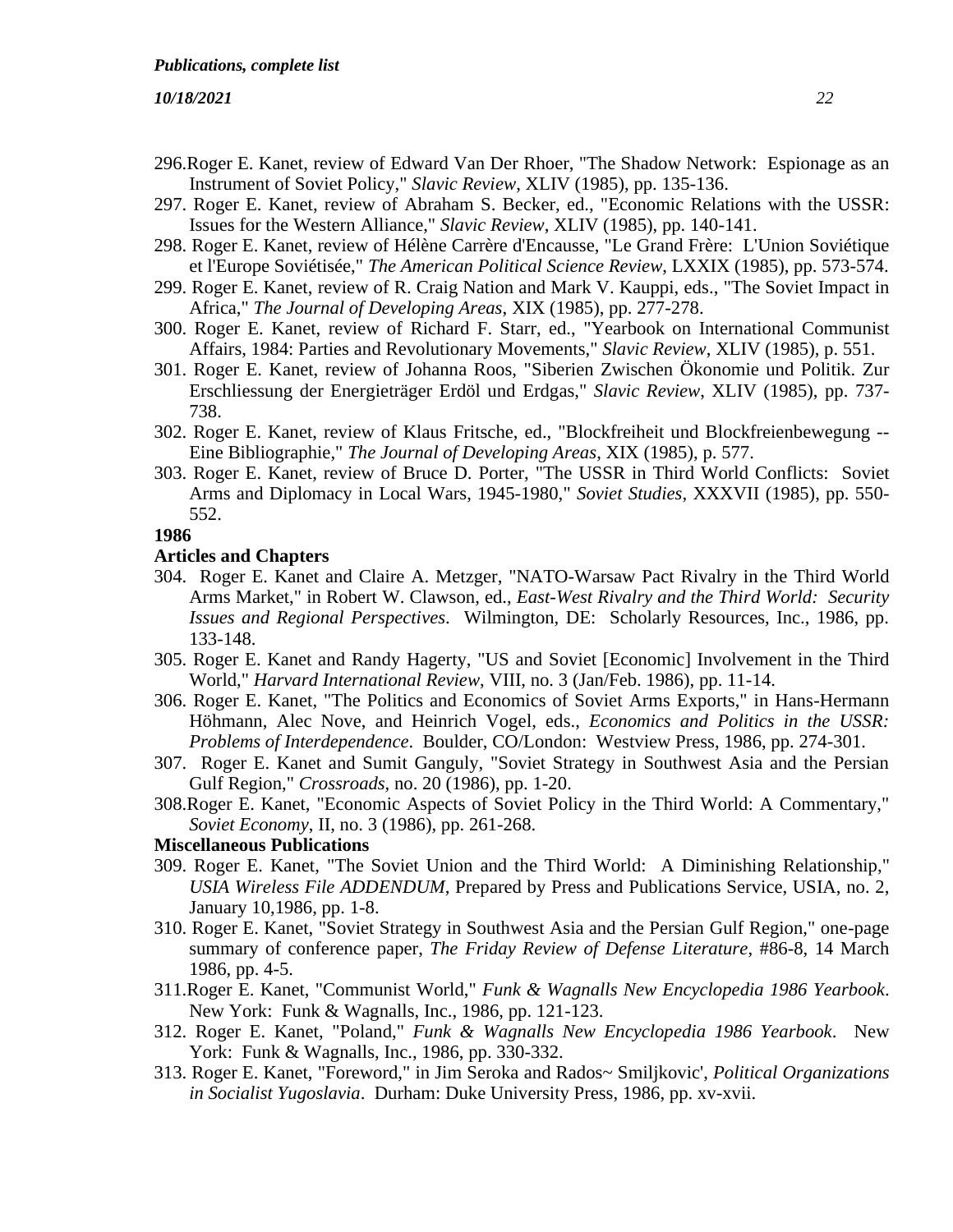296. Roger E. Kanet, review of Edward Van Der Rhoer, "The Shadow Network: Espionage as an Instrument of Soviet Policy," *Slavic Review*, XLIV (1985), pp. 135-136.

297. Roger E. Kanet, review of Abraham S. Becker, ed., "Economic Relations with the USSR: Issues for the Western Alliance," *Slavic Review*, XLIV (1985), pp. 140-141.

298. Roger E. Kanet, review of Hélène Carrère d'Encausse, "Le Grand Frère: L'Union Soviétique et l'Europe Soviétisée," *The American Political Science Review*, LXXIX (1985), pp. 573-574.

299. Roger E. Kanet, review of R. Craig Nation and Mark V. Kauppi, eds., "The Soviet Impact in Africa," *The Journal of Developing Areas*, XIX (1985), pp. 277-278.

300. Roger E. Kanet, review of Richard F. Starr, ed., "Yearbook on International Communist Affairs, 1984: Parties and Revolutionary Movements," *Slavic Review*, XLIV (1985), p. 551.

301. Roger E. Kanet, review of Johanna Roos, "Siberien Zwischen Ökonomie und Politik. Zur Erschliessung der Energieträger Erdöl und Erdgas," *Slavic Review*, XLIV (1985), pp. 737-738.

302. Roger E. Kanet, review of Klaus Fritsche, ed., "Blockfreiheit und Blockfreienbewegung -- Eine Bibliographie," *The Journal of Developing Areas*, XIX (1985), p. 577.

303. Roger E. Kanet, review of Bruce D. Porter, "The USSR in Third World Conflicts: Soviet Arms and Diplomacy in Local Wars, 1945-1980," *Soviet Studies*, XXXVII (1985), pp. 550-552.

**1986**

**Articles and Chapters**

304. Roger E. Kanet and Claire A. Metzger, "NATO-Warsaw Pact Rivalry in the Third World Arms Market," in Robert W. Clawson, ed., *East-West Rivalry and the Third World: Security Issues and Regional Perspectives*. Wilmington, DE: Scholarly Resources, Inc., 1986, pp. 133-148.

305. Roger E. Kanet and Randy Hagerty, "US and Soviet [Economic] Involvement in the Third World," *Harvard International Review*, VIII, no. 3 (Jan/Feb. 1986), pp. 11-14.

306. Roger E. Kanet, "The Politics and Economics of Soviet Arms Exports," in Hans-Hermann Höhmann, Alec Nove, and Heinrich Vogel, eds., *Economics and Politics in the USSR: Problems of Interdependence*. Boulder, CO/London: Westview Press, 1986, pp. 274-301.

307. Roger E. Kanet and Sumit Ganguly, "Soviet Strategy in Southwest Asia and the Persian Gulf Region," *Crossroads*, no. 20 (1986), pp. 1-20.

308. Roger E. Kanet, "Economic Aspects of Soviet Policy in the Third World: A Commentary," *Soviet Economy*, II, no. 3 (1986), pp. 261-268.

**Miscellaneous Publications**

309. Roger E. Kanet, "The Soviet Union and the Third World: A Diminishing Relationship," *USIA Wireless File ADDENDUM*, Prepared by Press and Publications Service, USIA, no. 2, January 10,1986, pp. 1-8.

310. Roger E. Kanet, "Soviet Strategy in Southwest Asia and the Persian Gulf Region," one-page summary of conference paper, *The Friday Review of Defense Literature*, #86-8, 14 March 1986, pp. 4-5.

311. Roger E. Kanet, "Communist World," *Funk & Wagnalls New Encyclopedia 1986 Yearbook*. New York: Funk & Wagnalls, Inc., 1986, pp. 121-123.

312. Roger E. Kanet, "Poland," *Funk & Wagnalls New Encyclopedia 1986 Yearbook*. New York: Funk & Wagnalls, Inc., 1986, pp. 330-332.

313. Roger E. Kanet, "Foreword," in Jim Seroka and Rados~ Smiljkovic', *Political Organizations in Socialist Yugoslavia*. Durham: Duke University Press, 1986, pp. xv-xvii.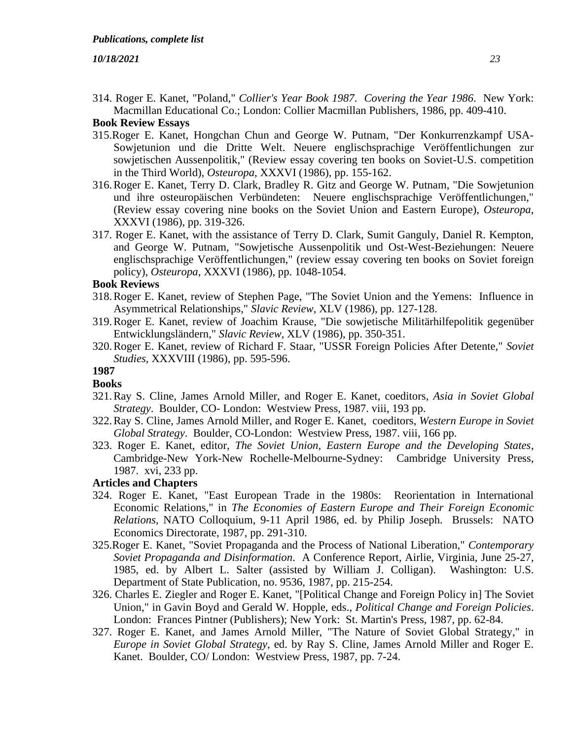314. Roger E. Kanet, "Poland," *Collier's Year Book 1987. Covering the Year 1986*. New York: Macmillan Educational Co.; London: Collier Macmillan Publishers, 1986, pp. 409-410.

**Book Review Essays**

315. Roger E. Kanet, Hongchan Chun and George W. Putnam, "Der Konkurrenzkampf USA-Sowjetunion und die Dritte Welt. Neuere englischsprachige Veröffentlichungen zur sowjetischen Aussenpolitik," (Review essay covering ten books on Soviet-U.S. competition in the Third World), *Osteuropa*, XXXVI (1986), pp. 155-162.

316. Roger E. Kanet, Terry D. Clark, Bradley R. Gitz and George W. Putnam, "Die Sowjetunion und ihre osteuropäischen Verbündeten: Neuere englischsprachige Veröffentlichungen," (Review essay covering nine books on the Soviet Union and Eastern Europe), *Osteuropa*, XXXVI (1986), pp. 319-326.

317. Roger E. Kanet, with the assistance of Terry D. Clark, Sumit Ganguly, Daniel R. Kempton, and George W. Putnam, "Sowjetische Aussenpolitik und Ost-West-Beziehungen: Neuere englischsprachige Veröffentlichungen," (review essay covering ten books on Soviet foreign policy), *Osteuropa*, XXXVI (1986), pp. 1048-1054.

**Book Reviews**

318. Roger E. Kanet, review of Stephen Page, "The Soviet Union and the Yemens: Influence in Asymmetrical Relationships," *Slavic Review*, XLV (1986), pp. 127-128.

319. Roger E. Kanet, review of Joachim Krause, "Die sowjetische Militärhilfepolitik gegenüber Entwicklungsländern," *Slavic Review*, XLV (1986), pp. 350-351.

320. Roger E. Kanet, review of Richard F. Staar, "USSR Foreign Policies After Detente," *Soviet Studies*, XXXVIII (1986), pp. 595-596.

**1987**

**Books**

321. Ray S. Cline, James Arnold Miller, and Roger E. Kanet, coeditors, *Asia in Soviet Global Strategy*. Boulder, CO- London: Westview Press, 1987. viii, 193 pp.

322. Ray S. Cline, James Arnold Miller, and Roger E. Kanet, coeditors, *Western Europe in Soviet Global Strategy*. Boulder, CO-London: Westview Press, 1987. viii, 166 pp.

323. Roger E. Kanet, editor, *The Soviet Union, Eastern Europe and the Developing States*, Cambridge-New York-New Rochelle-Melbourne-Sydney: Cambridge University Press, 1987. xvi, 233 pp.

**Articles and Chapters**

324. Roger E. Kanet, "East European Trade in the 1980s: Reorientation in International Economic Relations," in *The Economies of Eastern Europe and Their Foreign Economic Relations*, NATO Colloquium, 9-11 April 1986, ed. by Philip Joseph. Brussels: NATO Economics Directorate, 1987, pp. 291-310.

325. Roger E. Kanet, "Soviet Propaganda and the Process of National Liberation," *Contemporary Soviet Propaganda and Disinformation*. A Conference Report, Airlie, Virginia, June 25-27, 1985, ed. by Albert L. Salter (assisted by William J. Colligan). Washington: U.S. Department of State Publication, no. 9536, 1987, pp. 215-254.

326. Charles E. Ziegler and Roger E. Kanet, "[Political Change and Foreign Policy in] The Soviet Union," in Gavin Boyd and Gerald W. Hopple, eds., *Political Change and Foreign Policies*. London: Frances Pintner (Publishers); New York: St. Martin's Press, 1987, pp. 62-84.

327. Roger E. Kanet, and James Arnold Miller, "The Nature of Soviet Global Strategy," in *Europe in Soviet Global Strategy*, ed. by Ray S. Cline, James Arnold Miller and Roger E. Kanet. Boulder, CO/ London: Westview Press, 1987, pp. 7-24.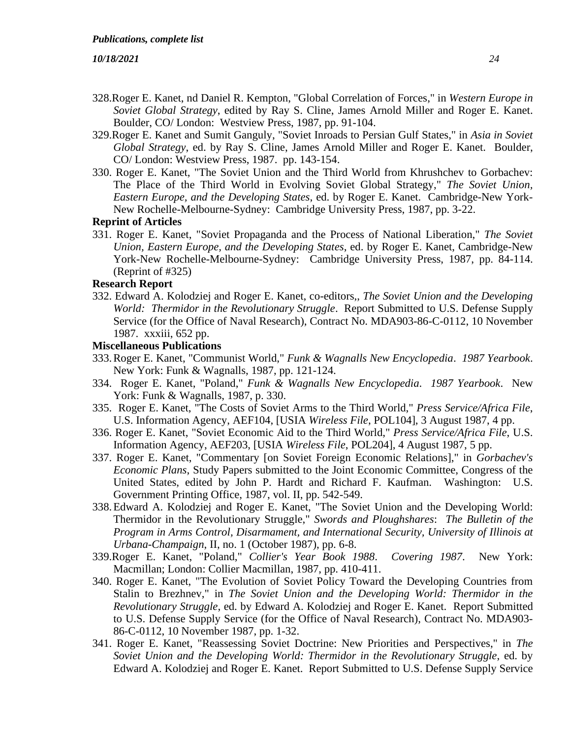328. Roger E. Kanet, nd Daniel R. Kempton, "Global Correlation of Forces," in *Western Europe in Soviet Global Strategy*, edited by Ray S. Cline, James Arnold Miller and Roger E. Kanet. Boulder, CO/ London: Westview Press, 1987, pp. 91-104.
329. Roger E. Kanet and Sumit Ganguly, "Soviet Inroads to Persian Gulf States," in *Asia in Soviet Global Strategy*, ed. by Ray S. Cline, James Arnold Miller and Roger E. Kanet. Boulder, CO/ London: Westview Press, 1987. pp. 143-154.
330. Roger E. Kanet, "The Soviet Union and the Third World from Khrushchev to Gorbachev: The Place of the Third World in Evolving Soviet Global Strategy," *The Soviet Union, Eastern Europe, and the Developing States*, ed. by Roger E. Kanet. Cambridge-New York-New Rochelle-Melbourne-Sydney: Cambridge University Press, 1987, pp. 3-22.

**Reprint of Articles**

331. Roger E. Kanet, "Soviet Propaganda and the Process of National Liberation," *The Soviet Union, Eastern Europe, and the Developing States*, ed. by Roger E. Kanet, Cambridge-New York-New Rochelle-Melbourne-Sydney: Cambridge University Press, 1987, pp. 84-114. (Reprint of #325)

**Research Report**

332. Edward A. Kolodziej and Roger E. Kanet, co-editors,, *The Soviet Union and the Developing World: Thermidor in the Revolutionary Struggle*. Report Submitted to U.S. Defense Supply Service (for the Office of Naval Research), Contract No. MDA903-86-C-0112, 10 November 1987. xxxiii, 652 pp.

**Miscellaneous Publications**

333. Roger E. Kanet, "Communist World," *Funk & Wagnalls New Encyclopedia*. *1987 Yearbook*. New York: Funk & Wagnalls, 1987, pp. 121-124.
334. Roger E. Kanet, "Poland," *Funk & Wagnalls New Encyclopedia*. *1987 Yearbook*. New York: Funk & Wagnalls, 1987, p. 330.
335. Roger E. Kanet, "The Costs of Soviet Arms to the Third World," *Press Service/Africa File*, U.S. Information Agency, AEF104, [USIA *Wireless File*, POL104], 3 August 1987, 4 pp.
336. Roger E. Kanet, "Soviet Economic Aid to the Third World," *Press Service/Africa File*, U.S. Information Agency, AEF203, [USIA *Wireless File*, POL204], 4 August 1987, 5 pp.
337. Roger E. Kanet, "Commentary [on Soviet Foreign Economic Relations]," in *Gorbachev's Economic Plans*, Study Papers submitted to the Joint Economic Committee, Congress of the United States, edited by John P. Hardt and Richard F. Kaufman. Washington: U.S. Government Printing Office, 1987, vol. II, pp. 542-549.
338. Edward A. Kolodziej and Roger E. Kanet, "The Soviet Union and the Developing World: Thermidor in the Revolutionary Struggle," *Swords and Ploughshares*: *The Bulletin of the Program in Arms Control, Disarmament, and International Security, University of Illinois at Urbana-Champaign*, II, no. 1 (October 1987), pp. 6-8.
339. Roger E. Kanet, "Poland," *Collier's Year Book 1988*. *Covering 1987*. New York: Macmillan; London: Collier Macmillan, 1987, pp. 410-411.
340. Roger E. Kanet, "The Evolution of Soviet Policy Toward the Developing Countries from Stalin to Brezhnev," in *The Soviet Union and the Developing World: Thermidor in the Revolutionary Struggle*, ed. by Edward A. Kolodziej and Roger E. Kanet. Report Submitted to U.S. Defense Supply Service (for the Office of Naval Research), Contract No. MDA903-86-C-0112, 10 November 1987, pp. 1-32.
341. Roger E. Kanet, "Reassessing Soviet Doctrine: New Priorities and Perspectives," in *The Soviet Union and the Developing World: Thermidor in the Revolutionary Struggle*, ed. by Edward A. Kolodziej and Roger E. Kanet. Report Submitted to U.S. Defense Supply Service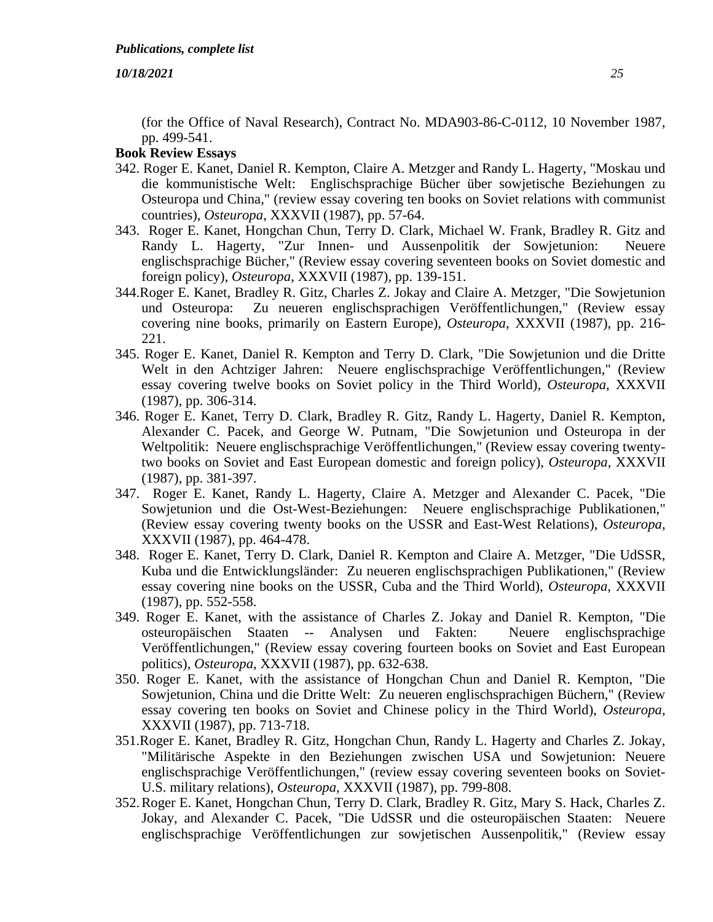(for the Office of Naval Research), Contract No. MDA903-86-C-0112, 10 November 1987, pp. 499-541.

**Book Review Essays**

342. Roger E. Kanet, Daniel R. Kempton, Claire A. Metzger and Randy L. Hagerty, "Moskau und die kommunistische Welt: Englischsprachige Bücher über sowjetische Beziehungen zu Osteuropa und China," (review essay covering ten books on Soviet relations with communist countries), *Osteuropa*, XXXVII (1987), pp. 57-64.

343. Roger E. Kanet, Hongchan Chun, Terry D. Clark, Michael W. Frank, Bradley R. Gitz and Randy L. Hagerty, "Zur Innen- und Aussenpolitik der Sowjetunion: Neuere englischsprachige Bücher," (Review essay covering seventeen books on Soviet domestic and foreign policy), *Osteuropa*, XXXVII (1987), pp. 139-151.

344. Roger E. Kanet, Bradley R. Gitz, Charles Z. Jokay and Claire A. Metzger, "Die Sowjetunion und Osteuropa: Zu neueren englischsprachigen Veröffentlichungen," (Review essay covering nine books, primarily on Eastern Europe), *Osteuropa*, XXXVII (1987), pp. 216-221.

345. Roger E. Kanet, Daniel R. Kempton and Terry D. Clark, "Die Sowjetunion und die Dritte Welt in den Achtziger Jahren: Neuere englischsprachige Veröffentlichungen," (Review essay covering twelve books on Soviet policy in the Third World), *Osteuropa*, XXXVII (1987), pp. 306-314.

346. Roger E. Kanet, Terry D. Clark, Bradley R. Gitz, Randy L. Hagerty, Daniel R. Kempton, Alexander C. Pacek, and George W. Putnam, "Die Sowjetunion und Osteuropa in der Weltpolitik: Neuere englischsprachige Veröffentlichungen," (Review essay covering twenty-two books on Soviet and East European domestic and foreign policy), *Osteuropa*, XXXVII (1987), pp. 381-397.

347. Roger E. Kanet, Randy L. Hagerty, Claire A. Metzger and Alexander C. Pacek, "Die Sowjetunion und die Ost-West-Beziehungen: Neuere englischsprachige Publikationen," (Review essay covering twenty books on the USSR and East-West Relations), *Osteuropa*, XXXVII (1987), pp. 464-478.

348. Roger E. Kanet, Terry D. Clark, Daniel R. Kempton and Claire A. Metzger, "Die UdSSR, Kuba und die Entwicklungsländer: Zu neueren englischsprachigen Publikationen," (Review essay covering nine books on the USSR, Cuba and the Third World), *Osteuropa*, XXXVII (1987), pp. 552-558.

349. Roger E. Kanet, with the assistance of Charles Z. Jokay and Daniel R. Kempton, "Die osteuropäischen Staaten -- Analysen und Fakten: Neuere englischsprachige Veröffentlichungen," (Review essay covering fourteen books on Soviet and East European politics), *Osteuropa*, XXXVII (1987), pp. 632-638.

350. Roger E. Kanet, with the assistance of Hongchan Chun and Daniel R. Kempton, "Die Sowjetunion, China und die Dritte Welt: Zu neueren englischsprachigen Büchern," (Review essay covering ten books on Soviet and Chinese policy in the Third World), *Osteuropa*, XXXVII (1987), pp. 713-718.

351. Roger E. Kanet, Bradley R. Gitz, Hongchan Chun, Randy L. Hagerty and Charles Z. Jokay, "Militärische Aspekte in den Beziehungen zwischen USA und Sowjetunion: Neuere englischsprachige Veröffentlichungen," (review essay covering seventeen books on Soviet-U.S. military relations), *Osteuropa*, XXXVII (1987), pp. 799-808.

352. Roger E. Kanet, Hongchan Chun, Terry D. Clark, Bradley R. Gitz, Mary S. Hack, Charles Z. Jokay, and Alexander C. Pacek, "Die UdSSR und die osteuropäischen Staaten: Neuere englischsprachige Veröffentlichungen zur sowjetischen Aussenpolitik," (Review essay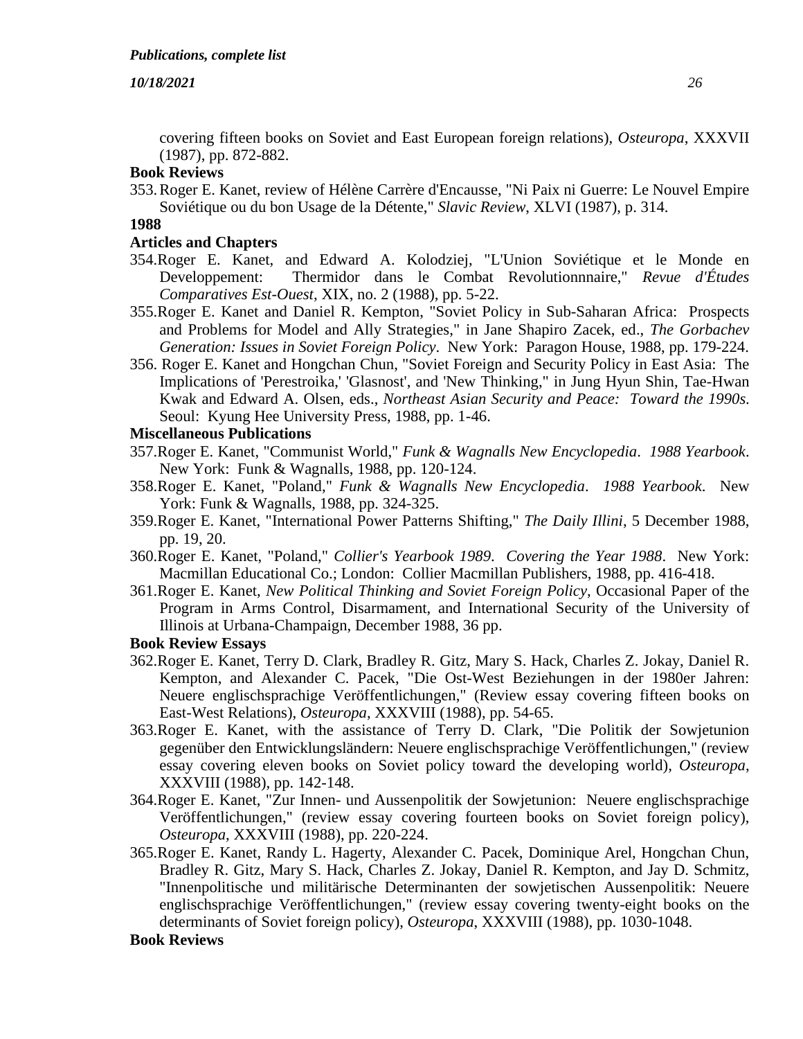covering fifteen books on Soviet and East European foreign relations), *Osteuropa*, XXXVII (1987), pp. 872-882.

**Book Reviews**

353. Roger E. Kanet, review of Hélène Carrère d'Encausse, "Ni Paix ni Guerre: Le Nouvel Empire Soviétique ou du bon Usage de la Détente," *Slavic Review*, XLVI (1987), p. 314.

**1988**

**Articles and Chapters**

354. Roger E. Kanet, and Edward A. Kolodziej, "L'Union Soviétique et le Monde en Developpement: Thermidor dans le Combat Revolutionnnaire," *Revue d'Études Comparatives Est-Ouest*, XIX, no. 2 (1988), pp. 5-22.
355. Roger E. Kanet and Daniel R. Kempton, "Soviet Policy in Sub-Saharan Africa: Prospects and Problems for Model and Ally Strategies," in Jane Shapiro Zacek, ed., *The Gorbachev Generation: Issues in Soviet Foreign Policy*. New York: Paragon House, 1988, pp. 179-224.
356. Roger E. Kanet and Hongchan Chun, "Soviet Foreign and Security Policy in East Asia: The Implications of 'Perestroika,' 'Glasnost', and 'New Thinking," in Jung Hyun Shin, Tae-Hwan Kwak and Edward A. Olsen, eds., *Northeast Asian Security and Peace: Toward the 1990s*. Seoul: Kyung Hee University Press, 1988, pp. 1-46.

**Miscellaneous Publications**

357. Roger E. Kanet, "Communist World," *Funk & Wagnalls New Encyclopedia*. *1988 Yearbook*. New York: Funk & Wagnalls, 1988, pp. 120-124.
358. Roger E. Kanet, "Poland," *Funk & Wagnalls New Encyclopedia*. *1988 Yearbook*. New York: Funk & Wagnalls, 1988, pp. 324-325.
359. Roger E. Kanet, "International Power Patterns Shifting," *The Daily Illini*, 5 December 1988, pp. 19, 20.
360. Roger E. Kanet, "Poland," *Collier's Yearbook 1989*. *Covering the Year 1988*. New York: Macmillan Educational Co.; London: Collier Macmillan Publishers, 1988, pp. 416-418.
361. Roger E. Kanet, *New Political Thinking and Soviet Foreign Policy*, Occasional Paper of the Program in Arms Control, Disarmament, and International Security of the University of Illinois at Urbana-Champaign, December 1988, 36 pp.

**Book Review Essays**

362. Roger E. Kanet, Terry D. Clark, Bradley R. Gitz, Mary S. Hack, Charles Z. Jokay, Daniel R. Kempton, and Alexander C. Pacek, "Die Ost-West Beziehungen in der 1980er Jahren: Neuere englischsprachige Veröffentlichungen," (Review essay covering fifteen books on East-West Relations), *Osteuropa*, XXXVIII (1988), pp. 54-65.
363. Roger E. Kanet, with the assistance of Terry D. Clark, "Die Politik der Sowjetunion gegenüber den Entwicklungsländern: Neuere englischsprachige Veröffentlichungen," (review essay covering eleven books on Soviet policy toward the developing world), *Osteuropa*, XXXVIII (1988), pp. 142-148.
364. Roger E. Kanet, "Zur Innen- und Aussenpolitik der Sowjetunion: Neuere englischsprachige Veröffentlichungen," (review essay covering fourteen books on Soviet foreign policy), *Osteuropa*, XXXVIII (1988), pp. 220-224.
365. Roger E. Kanet, Randy L. Hagerty, Alexander C. Pacek, Dominique Arel, Hongchan Chun, Bradley R. Gitz, Mary S. Hack, Charles Z. Jokay, Daniel R. Kempton, and Jay D. Schmitz, "Innenpolitische und militärische Determinanten der sowjetischen Aussenpolitik: Neuere englischsprachige Veröffentlichungen," (review essay covering twenty-eight books on the determinants of Soviet foreign policy), *Osteuropa*, XXXVIII (1988), pp. 1030-1048.

**Book Reviews**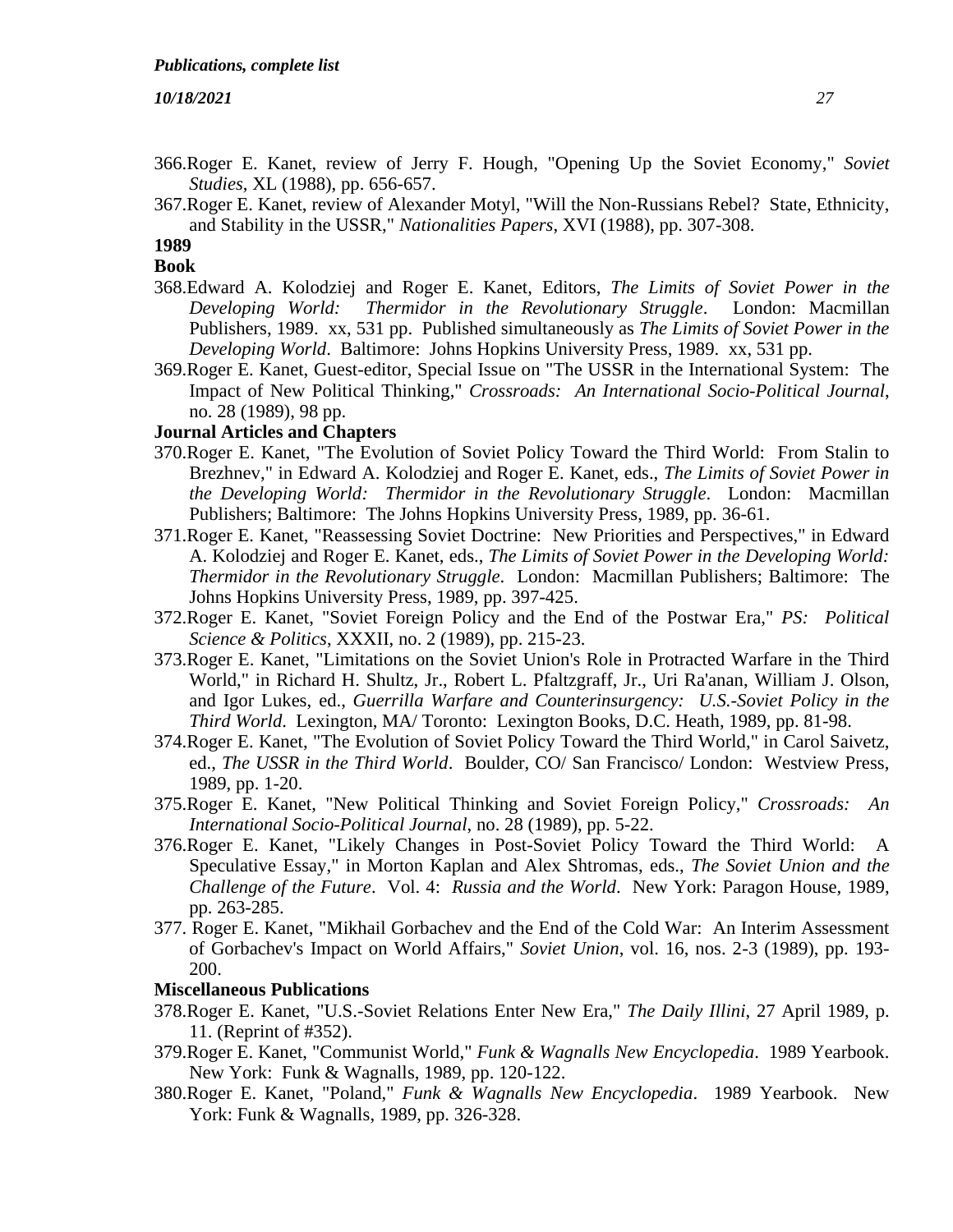366. Roger E. Kanet, review of Jerry F. Hough, "Opening Up the Soviet Economy," *Soviet Studies*, XL (1988), pp. 656-657.
367. Roger E. Kanet, review of Alexander Motyl, "Will the Non-Russians Rebel? State, Ethnicity, and Stability in the USSR," *Nationalities Papers*, XVI (1988), pp. 307-308.

**1989**

**Book**

368. Edward A. Kolodziej and Roger E. Kanet, Editors, *The Limits of Soviet Power in the Developing World: Thermidor in the Revolutionary Struggle*. London: Macmillan Publishers, 1989. xx, 531 pp. Published simultaneously as *The Limits of Soviet Power in the Developing World*. Baltimore: Johns Hopkins University Press, 1989. xx, 531 pp.
369. Roger E. Kanet, Guest-editor, Special Issue on "The USSR in the International System: The Impact of New Political Thinking," *Crossroads: An International Socio-Political Journal*, no. 28 (1989), 98 pp.

**Journal Articles and Chapters**

370. Roger E. Kanet, "The Evolution of Soviet Policy Toward the Third World: From Stalin to Brezhnev," in Edward A. Kolodziej and Roger E. Kanet, eds., *The Limits of Soviet Power in the Developing World: Thermidor in the Revolutionary Struggle*. London: Macmillan Publishers; Baltimore: The Johns Hopkins University Press, 1989, pp. 36-61.
371. Roger E. Kanet, "Reassessing Soviet Doctrine: New Priorities and Perspectives," in Edward A. Kolodziej and Roger E. Kanet, eds., *The Limits of Soviet Power in the Developing World: Thermidor in the Revolutionary Struggle*. London: Macmillan Publishers; Baltimore: The Johns Hopkins University Press, 1989, pp. 397-425.
372. Roger E. Kanet, "Soviet Foreign Policy and the End of the Postwar Era," *PS: Political Science & Politics*, XXXII, no. 2 (1989), pp. 215-23.
373. Roger E. Kanet, "Limitations on the Soviet Union's Role in Protracted Warfare in the Third World," in Richard H. Shultz, Jr., Robert L. Pfaltzgraff, Jr., Uri Ra'anan, William J. Olson, and Igor Lukes, ed., *Guerrilla Warfare and Counterinsurgency: U.S.-Soviet Policy in the Third World*. Lexington, MA/ Toronto: Lexington Books, D.C. Heath, 1989, pp. 81-98.
374. Roger E. Kanet, "The Evolution of Soviet Policy Toward the Third World," in Carol Saivetz, ed., *The USSR in the Third World*. Boulder, CO/ San Francisco/ London: Westview Press, 1989, pp. 1-20.
375. Roger E. Kanet, "New Political Thinking and Soviet Foreign Policy," *Crossroads: An International Socio-Political Journal*, no. 28 (1989), pp. 5-22.
376. Roger E. Kanet, "Likely Changes in Post-Soviet Policy Toward the Third World: A Speculative Essay," in Morton Kaplan and Alex Shtromas, eds., *The Soviet Union and the Challenge of the Future*. Vol. 4: *Russia and the World*. New York: Paragon House, 1989, pp. 263-285.
377. Roger E. Kanet, "Mikhail Gorbachev and the End of the Cold War: An Interim Assessment of Gorbachev's Impact on World Affairs," *Soviet Union*, vol. 16, nos. 2-3 (1989), pp. 193-200.

**Miscellaneous Publications**

378. Roger E. Kanet, "U.S.-Soviet Relations Enter New Era," *The Daily Illini*, 27 April 1989, p. 11. (Reprint of #352).
379. Roger E. Kanet, "Communist World," *Funk & Wagnalls New Encyclopedia*. 1989 Yearbook. New York: Funk & Wagnalls, 1989, pp. 120-122.
380. Roger E. Kanet, "Poland," *Funk & Wagnalls New Encyclopedia*. 1989 Yearbook. New York: Funk & Wagnalls, 1989, pp. 326-328.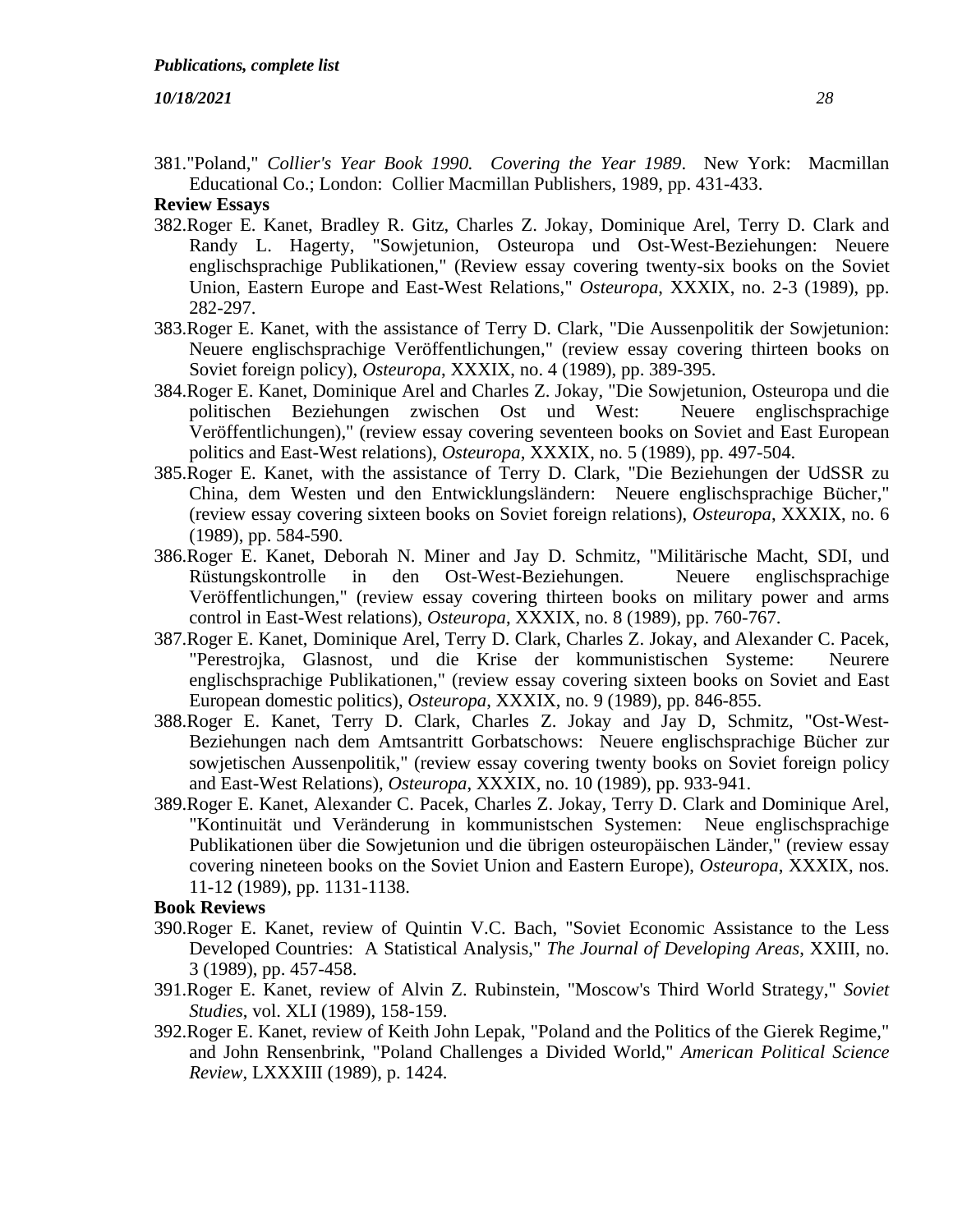381."Poland," *Collier's Year Book 1990. Covering the Year 1989*. New York: Macmillan Educational Co.; London: Collier Macmillan Publishers, 1989, pp. 431-433.

**Review Essays**

382.Roger E. Kanet, Bradley R. Gitz, Charles Z. Jokay, Dominique Arel, Terry D. Clark and Randy L. Hagerty, "Sowjetunion, Osteuropa und Ost-West-Beziehungen: Neuere englischsprachige Publikationen," (Review essay covering twenty-six books on the Soviet Union, Eastern Europe and East-West Relations," *Osteuropa*, XXXIX, no. 2-3 (1989), pp. 282-297.

383.Roger E. Kanet, with the assistance of Terry D. Clark, "Die Aussenpolitik der Sowjetunion: Neuere englischsprachige Veröffentlichungen," (review essay covering thirteen books on Soviet foreign policy), *Osteuropa*, XXXIX, no. 4 (1989), pp. 389-395.

384.Roger E. Kanet, Dominique Arel and Charles Z. Jokay, "Die Sowjetunion, Osteuropa und die politischen Beziehungen zwischen Ost und West: Neuere englischsprachige Veröffentlichungen)," (review essay covering seventeen books on Soviet and East European politics and East-West relations), *Osteuropa*, XXXIX, no. 5 (1989), pp. 497-504.

385.Roger E. Kanet, with the assistance of Terry D. Clark, "Die Beziehungen der UdSSR zu China, dem Westen und den Entwicklungsländern: Neuere englischsprachige Bücher," (review essay covering sixteen books on Soviet foreign relations), *Osteuropa*, XXXIX, no. 6 (1989), pp. 584-590.

386.Roger E. Kanet, Deborah N. Miner and Jay D. Schmitz, "Militärische Macht, SDI, und Rüstungskontrolle in den Ost-West-Beziehungen. Neuere englischsprachige Veröffentlichungen," (review essay covering thirteen books on military power and arms control in East-West relations), *Osteuropa*, XXXIX, no. 8 (1989), pp. 760-767.

387.Roger E. Kanet, Dominique Arel, Terry D. Clark, Charles Z. Jokay, and Alexander C. Pacek, "Perestrojka, Glasnost, und die Krise der kommunistischen Systeme: Neurere englischsprachige Publikationen," (review essay covering sixteen books on Soviet and East European domestic politics), *Osteuropa*, XXXIX, no. 9 (1989), pp. 846-855.

388.Roger E. Kanet, Terry D. Clark, Charles Z. Jokay and Jay D, Schmitz, "Ost-West-Beziehungen nach dem Amtsantritt Gorbatschows: Neuere englischsprachige Bücher zur sowjetischen Aussenpolitik," (review essay covering twenty books on Soviet foreign policy and East-West Relations), *Osteuropa*, XXXIX, no. 10 (1989), pp. 933-941.

389.Roger E. Kanet, Alexander C. Pacek, Charles Z. Jokay, Terry D. Clark and Dominique Arel, "Kontinuität und Veränderung in kommunistschen Systemen: Neue englischsprachige Publikationen über die Sowjetunion und die übrigen osteuropäischen Länder," (review essay covering nineteen books on the Soviet Union and Eastern Europe), *Osteuropa*, XXXIX, nos. 11-12 (1989), pp. 1131-1138.

**Book Reviews**

390.Roger E. Kanet, review of Quintin V.C. Bach, "Soviet Economic Assistance to the Less Developed Countries: A Statistical Analysis," *The Journal of Developing Areas*, XXIII, no. 3 (1989), pp. 457-458.

391.Roger E. Kanet, review of Alvin Z. Rubinstein, "Moscow's Third World Strategy," *Soviet Studies*, vol. XLI (1989), 158-159.

392.Roger E. Kanet, review of Keith John Lepak, "Poland and the Politics of the Gierek Regime," and John Rensenbrink, "Poland Challenges a Divided World," *American Political Science Review*, LXXXIII (1989), p. 1424.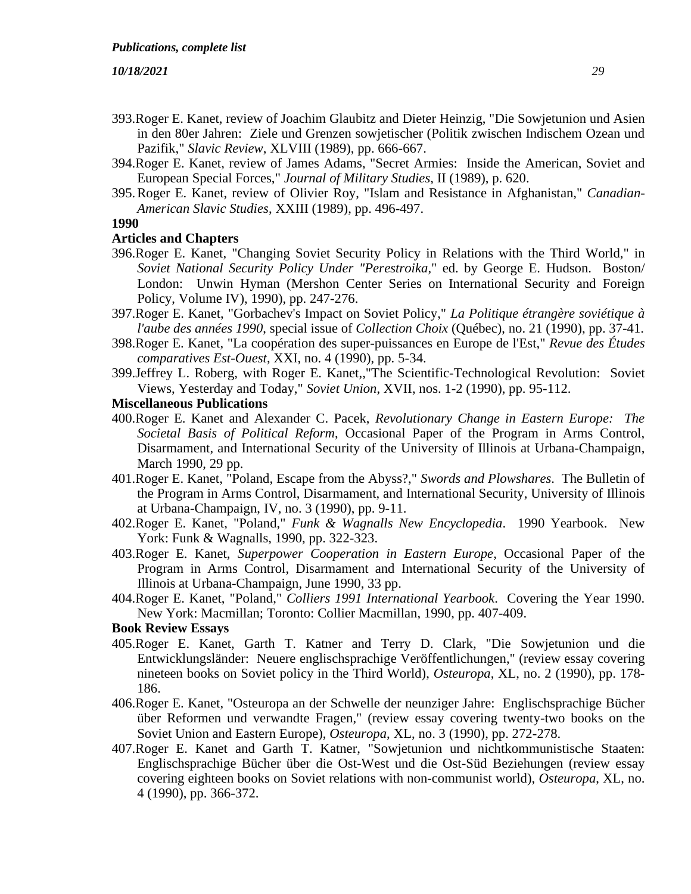393. Roger E. Kanet, review of Joachim Glaubitz and Dieter Heinzig, "Die Sowjetunion und Asien in den 80er Jahren: Ziele und Grenzen sowjetischer (Politik zwischen Indischem Ozean und Pazifik," *Slavic Review*, XLVIII (1989), pp. 666-667.
394. Roger E. Kanet, review of James Adams, "Secret Armies: Inside the American, Soviet and European Special Forces," *Journal of Military Studies*, II (1989), p. 620.
395. Roger E. Kanet, review of Olivier Roy, "Islam and Resistance in Afghanistan," *Canadian-American Slavic Studies*, XXIII (1989), pp. 496-497.

**1990**

**Articles and Chapters**

396. Roger E. Kanet, "Changing Soviet Security Policy in Relations with the Third World," in *Soviet National Security Policy Under "Perestroika*," ed. by George E. Hudson. Boston/ London: Unwin Hyman (Mershon Center Series on International Security and Foreign Policy, Volume IV), 1990), pp. 247-276.
397. Roger E. Kanet, "Gorbachev's Impact on Soviet Policy," *La Politique étrangère soviétique à l'aube des années 1990*, special issue of *Collection Choix* (Québec), no. 21 (1990), pp. 37-41.
398. Roger E. Kanet, "La coopération des super-puissances en Europe de l'Est," *Revue des Études comparatives Est-Ouest*, XXI, no. 4 (1990), pp. 5-34.
399. Jeffrey L. Roberg, with Roger E. Kanet,,"The Scientific-Technological Revolution: Soviet Views, Yesterday and Today," *Soviet Union*, XVII, nos. 1-2 (1990), pp. 95-112.

**Miscellaneous Publications**

400. Roger E. Kanet and Alexander C. Pacek, *Revolutionary Change in Eastern Europe: The Societal Basis of Political Reform*, Occasional Paper of the Program in Arms Control, Disarmament, and International Security of the University of Illinois at Urbana-Champaign, March 1990, 29 pp.
401. Roger E. Kanet, "Poland, Escape from the Abyss?," *Swords and Plowshares*. The Bulletin of the Program in Arms Control, Disarmament, and International Security, University of Illinois at Urbana-Champaign, IV, no. 3 (1990), pp. 9-11.
402. Roger E. Kanet, "Poland," *Funk & Wagnalls New Encyclopedia*. 1990 Yearbook. New York: Funk & Wagnalls, 1990, pp. 322-323.
403. Roger E. Kanet, *Superpower Cooperation in Eastern Europe*, Occasional Paper of the Program in Arms Control, Disarmament and International Security of the University of Illinois at Urbana-Champaign, June 1990, 33 pp.
404. Roger E. Kanet, "Poland," *Colliers 1991 International Yearbook*. Covering the Year 1990. New York: Macmillan; Toronto: Collier Macmillan, 1990, pp. 407-409.

**Book Review Essays**

405. Roger E. Kanet, Garth T. Katner and Terry D. Clark, "Die Sowjetunion und die Entwicklungsländer: Neuere englischsprachige Veröffentlichungen," (review essay covering nineteen books on Soviet policy in the Third World), *Osteuropa*, XL, no. 2 (1990), pp. 178-186.
406. Roger E. Kanet, "Osteuropa an der Schwelle der neunziger Jahre: Englischsprachige Bücher über Reformen und verwandte Fragen," (review essay covering twenty-two books on the Soviet Union and Eastern Europe), *Osteuropa*, XL, no. 3 (1990), pp. 272-278.
407. Roger E. Kanet and Garth T. Katner, "Sowjetunion und nichtkommunistische Staaten: Englischsprachige Bücher über die Ost-West und die Ost-Süd Beziehungen (review essay covering eighteen books on Soviet relations with non-communist world), *Osteuropa*, XL, no. 4 (1990), pp. 366-372.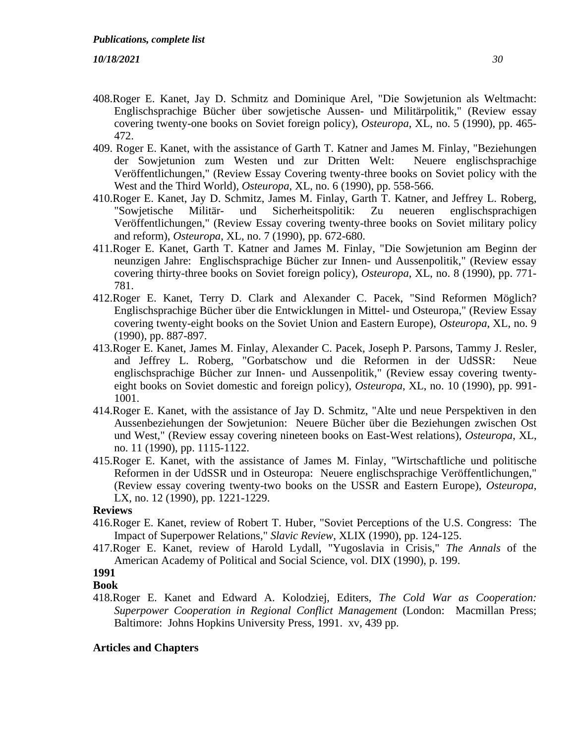408.Roger E. Kanet, Jay D. Schmitz and Dominique Arel, "Die Sowjetunion als Weltmacht: Englischsprachige Bücher über sowjetische Aussen- und Militärpolitik," (Review essay covering twenty-one books on Soviet foreign policy), *Osteuropa*, XL, no. 5 (1990), pp. 465-472.

409. Roger E. Kanet, with the assistance of Garth T. Katner and James M. Finlay, "Beziehungen der Sowjetunion zum Westen und zur Dritten Welt: Neuere englischsprachige Veröffentlichungen," (Review Essay Covering twenty-three books on Soviet policy with the West and the Third World), *Osteuropa*, XL, no. 6 (1990), pp. 558-566.

410.Roger E. Kanet, Jay D. Schmitz, James M. Finlay, Garth T. Katner, and Jeffrey L. Roberg, "Sowjetische Militär- und Sicherheitspolitik: Zu neueren englischsprachigen Veröffentlichungen," (Review Essay covering twenty-three books on Soviet military policy and reform), *Osteuropa*, XL, no. 7 (1990), pp. 672-680.

411.Roger E. Kanet, Garth T. Katner and James M. Finlay, "Die Sowjetunion am Beginn der neunzigen Jahre: Englischsprachige Bücher zur Innen- und Aussenpolitik," (Review essay covering thirty-three books on Soviet foreign policy), *Osteuropa*, XL, no. 8 (1990), pp. 771-781.

412.Roger E. Kanet, Terry D. Clark and Alexander C. Pacek, "Sind Reformen Möglich? Englischsprachige Bücher über die Entwicklungen in Mittel- und Osteuropa," (Review Essay covering twenty-eight books on the Soviet Union and Eastern Europe), *Osteuropa*, XL, no. 9 (1990), pp. 887-897.

413.Roger E. Kanet, James M. Finlay, Alexander C. Pacek, Joseph P. Parsons, Tammy J. Resler, and Jeffrey L. Roberg, "Gorbatschow und die Reformen in der UdSSR: Neue englischsprachige Bücher zur Innen- und Aussenpolitik," (Review essay covering twenty-eight books on Soviet domestic and foreign policy), *Osteuropa*, XL, no. 10 (1990), pp. 991-1001.

414.Roger E. Kanet, with the assistance of Jay D. Schmitz, "Alte und neue Perspektiven in den Aussenbeziehungen der Sowjetunion: Neuere Bücher über die Beziehungen zwischen Ost und West," (Review essay covering nineteen books on East-West relations), *Osteuropa*, XL, no. 11 (1990), pp. 1115-1122.

415.Roger E. Kanet, with the assistance of James M. Finlay, "Wirtschaftliche und politische Reformen in der UdSSR und in Osteuropa: Neuere englischsprachige Veröffentlichungen," (Review essay covering twenty-two books on the USSR and Eastern Europe), *Osteuropa*, LX, no. 12 (1990), pp. 1221-1229.

**Reviews**

416.Roger E. Kanet, review of Robert T. Huber, "Soviet Perceptions of the U.S. Congress: The Impact of Superpower Relations," *Slavic Review*, XLIX (1990), pp. 124-125.

417.Roger E. Kanet, review of Harold Lydall, "Yugoslavia in Crisis," *The Annals* of the American Academy of Political and Social Science, vol. DIX (1990), p. 199.

**1991**

**Book**

418.Roger E. Kanet and Edward A. Kolodziej, Editers, *The Cold War as Cooperation: Superpower Cooperation in Regional Conflict Management* (London: Macmillan Press; Baltimore: Johns Hopkins University Press, 1991. xv, 439 pp.

**Articles and Chapters**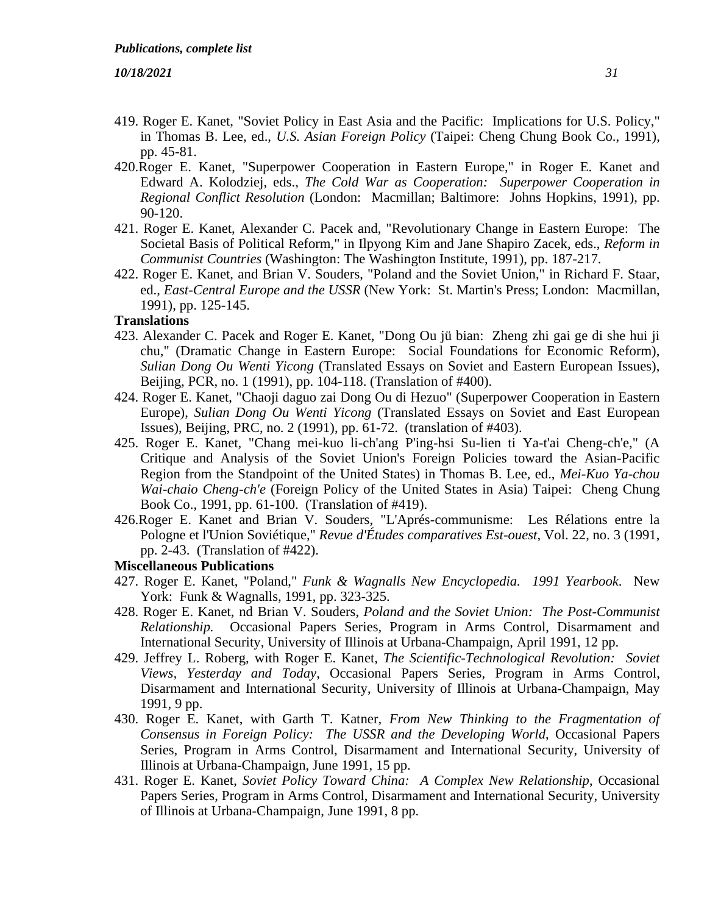419. Roger E. Kanet, "Soviet Policy in East Asia and the Pacific: Implications for U.S. Policy," in Thomas B. Lee, ed., *U.S. Asian Foreign Policy* (Taipei: Cheng Chung Book Co., 1991), pp. 45-81.

420. Roger E. Kanet, "Superpower Cooperation in Eastern Europe," in Roger E. Kanet and Edward A. Kolodziej, eds., *The Cold War as Cooperation: Superpower Cooperation in Regional Conflict Resolution* (London: Macmillan; Baltimore: Johns Hopkins, 1991), pp. 90-120.

421. Roger E. Kanet, Alexander C. Pacek and, "Revolutionary Change in Eastern Europe: The Societal Basis of Political Reform," in Ilpyong Kim and Jane Shapiro Zacek, eds., *Reform in Communist Countries* (Washington: The Washington Institute, 1991), pp. 187-217.

422. Roger E. Kanet, and Brian V. Souders, "Poland and the Soviet Union," in Richard F. Staar, ed., *East-Central Europe and the USSR* (New York: St. Martin's Press; London: Macmillan, 1991), pp. 125-145.

**Translations**

423. Alexander C. Pacek and Roger E. Kanet, "Dong Ou jü bian: Zheng zhi gai ge di she hui ji chu," (Dramatic Change in Eastern Europe: Social Foundations for Economic Reform), *Sulian Dong Ou Wenti Yicong* (Translated Essays on Soviet and Eastern European Issues), Beijing, PCR, no. 1 (1991), pp. 104-118. (Translation of #400).

424. Roger E. Kanet, "Chaoji daguo zai Dong Ou di Hezuo" (Superpower Cooperation in Eastern Europe), *Sulian Dong Ou Wenti Yicong* (Translated Essays on Soviet and East European Issues), Beijing, PRC, no. 2 (1991), pp. 61-72. (translation of #403).

425. Roger E. Kanet, "Chang mei-kuo li-ch'ang P'ing-hsi Su-lien ti Ya-t'ai Cheng-ch'e," (A Critique and Analysis of the Soviet Union's Foreign Policies toward the Asian-Pacific Region from the Standpoint of the United States) in Thomas B. Lee, ed., *Mei-Kuo Ya-chou Wai-chaio Cheng-ch'e* (Foreign Policy of the United States in Asia) Taipei: Cheng Chung Book Co., 1991, pp. 61-100. (Translation of #419).

426. Roger E. Kanet and Brian V. Souders, "L'Aprés-communisme: Les Rélations entre la Pologne et l'Union Soviétique," *Revue d'Études comparatives Est-ouest*, Vol. 22, no. 3 (1991, pp. 2-43. (Translation of #422).

**Miscellaneous Publications**

427. Roger E. Kanet, "Poland," *Funk & Wagnalls New Encyclopedia. 1991 Yearbook*. New York: Funk & Wagnalls, 1991, pp. 323-325.

428. Roger E. Kanet, nd Brian V. Souders, *Poland and the Soviet Union: The Post-Communist Relationship.* Occasional Papers Series, Program in Arms Control, Disarmament and International Security, University of Illinois at Urbana-Champaign, April 1991, 12 pp.

429. Jeffrey L. Roberg, with Roger E. Kanet, *The Scientific-Technological Revolution: Soviet Views, Yesterday and Today*, Occasional Papers Series, Program in Arms Control, Disarmament and International Security, University of Illinois at Urbana-Champaign, May 1991, 9 pp.

430. Roger E. Kanet, with Garth T. Katner, *From New Thinking to the Fragmentation of Consensus in Foreign Policy: The USSR and the Developing World*, Occasional Papers Series, Program in Arms Control, Disarmament and International Security, University of Illinois at Urbana-Champaign, June 1991, 15 pp.

431. Roger E. Kanet, *Soviet Policy Toward China: A Complex New Relationship*, Occasional Papers Series, Program in Arms Control, Disarmament and International Security, University of Illinois at Urbana-Champaign, June 1991, 8 pp.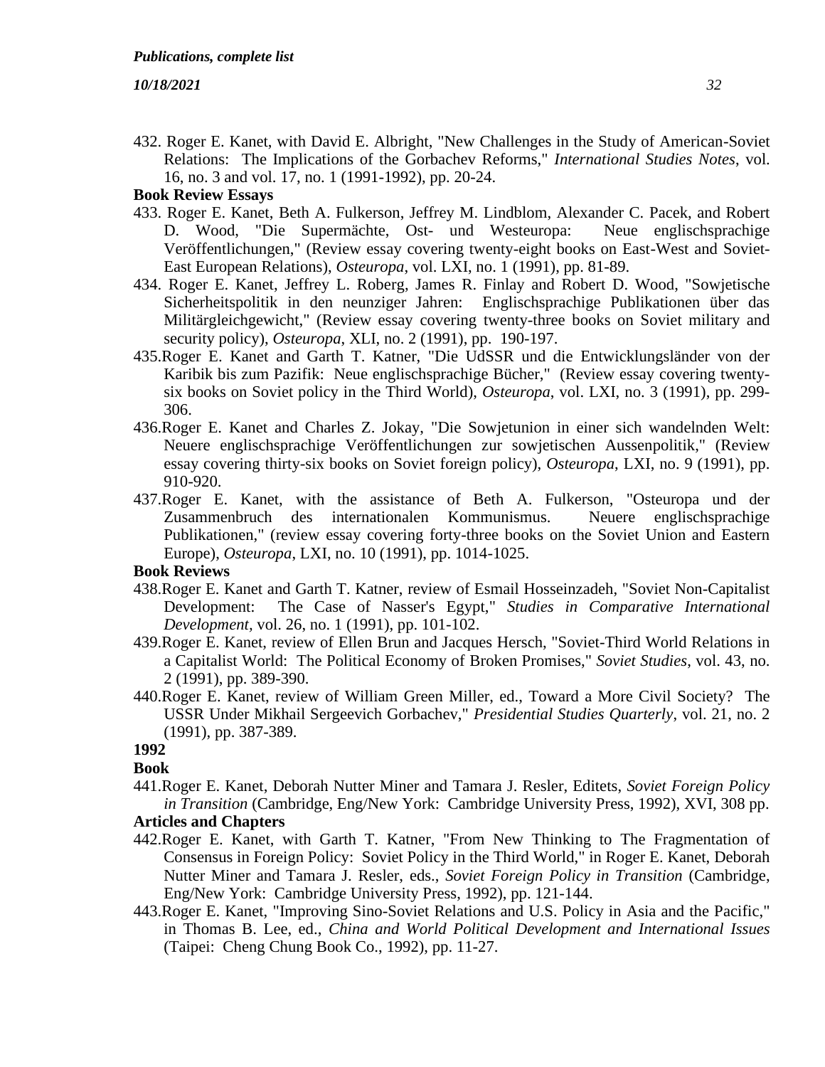432. Roger E. Kanet, with David E. Albright, "New Challenges in the Study of American-Soviet Relations: The Implications of the Gorbachev Reforms," *International Studies Notes*, vol. 16, no. 3 and vol. 17, no. 1 (1991-1992), pp. 20-24.

**Book Review Essays**

433. Roger E. Kanet, Beth A. Fulkerson, Jeffrey M. Lindblom, Alexander C. Pacek, and Robert D. Wood, "Die Supermächte, Ost- und Westeuropa: Neue englischsprachige Veröffentlichungen," (Review essay covering twenty-eight books on East-West and Soviet-East European Relations), *Osteuropa*, vol. LXI, no. 1 (1991), pp. 81-89.

434. Roger E. Kanet, Jeffrey L. Roberg, James R. Finlay and Robert D. Wood, "Sowjetische Sicherheitspolitik in den neunziger Jahren: Englischsprachige Publikationen über das Militärgleichgewicht," (Review essay covering twenty-three books on Soviet military and security policy), *Osteuropa*, XLI, no. 2 (1991), pp. 190-197.

435. Roger E. Kanet and Garth T. Katner, "Die UdSSR und die Entwicklungsländer von der Karibik bis zum Pazifik: Neue englischsprachige Bücher," (Review essay covering twenty-six books on Soviet policy in the Third World), *Osteuropa*, vol. LXI, no. 3 (1991), pp. 299-306.

436. Roger E. Kanet and Charles Z. Jokay, "Die Sowjetunion in einer sich wandelnden Welt: Neuere englischsprachige Veröffentlichungen zur sowjetischen Aussenpolitik," (Review essay covering thirty-six books on Soviet foreign policy), *Osteuropa*, LXI, no. 9 (1991), pp. 910-920.

437. Roger E. Kanet, with the assistance of Beth A. Fulkerson, "Osteuropa und der Zusammenbruch des internationalen Kommunismus. Neuere englischsprachige Publikationen," (review essay covering forty-three books on the Soviet Union and Eastern Europe), *Osteuropa*, LXI, no. 10 (1991), pp. 1014-1025.

**Book Reviews**

438. Roger E. Kanet and Garth T. Katner, review of Esmail Hosseinzadeh, "Soviet Non-Capitalist Development: The Case of Nasser's Egypt," *Studies in Comparative International Development*, vol. 26, no. 1 (1991), pp. 101-102.

439. Roger E. Kanet, review of Ellen Brun and Jacques Hersch, "Soviet-Third World Relations in a Capitalist World: The Political Economy of Broken Promises," *Soviet Studies*, vol. 43, no. 2 (1991), pp. 389-390.

440. Roger E. Kanet, review of William Green Miller, ed., Toward a More Civil Society? The USSR Under Mikhail Sergeevich Gorbachev," *Presidential Studies Quarterly*, vol. 21, no. 2 (1991), pp. 387-389.

**1992**

**Book**

441. Roger E. Kanet, Deborah Nutter Miner and Tamara J. Resler, Editets, *Soviet Foreign Policy in Transition* (Cambridge, Eng/New York: Cambridge University Press, 1992), XVI, 308 pp.

**Articles and Chapters**

442. Roger E. Kanet, with Garth T. Katner, "From New Thinking to The Fragmentation of Consensus in Foreign Policy: Soviet Policy in the Third World," in Roger E. Kanet, Deborah Nutter Miner and Tamara J. Resler, eds., *Soviet Foreign Policy in Transition* (Cambridge, Eng/New York: Cambridge University Press, 1992), pp. 121-144.

443. Roger E. Kanet, "Improving Sino-Soviet Relations and U.S. Policy in Asia and the Pacific," in Thomas B. Lee, ed., *China and World Political Development and International Issues* (Taipei: Cheng Chung Book Co., 1992), pp. 11-27.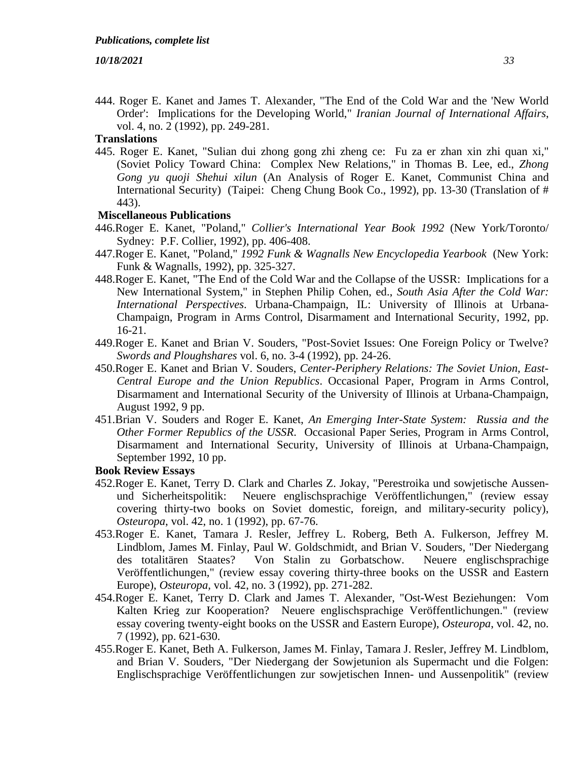444. Roger E. Kanet and James T. Alexander, "The End of the Cold War and the 'New World Order': Implications for the Developing World," *Iranian Journal of International Affairs*, vol. 4, no. 2 (1992), pp. 249-281.

**Translations**

445. Roger E. Kanet, "Sulian dui zhong gong zhi zheng ce: Fu za er zhan xin zhi quan xi," (Soviet Policy Toward China: Complex New Relations," in Thomas B. Lee, ed., *Zhong Gong yu quoji Shehui xilun* (An Analysis of Roger E. Kanet, Communist China and International Security) (Taipei: Cheng Chung Book Co., 1992), pp. 13-30 (Translation of # 443).

**Miscellaneous Publications**

446. Roger E. Kanet, "Poland," *Collier's International Year Book 1992* (New York/Toronto/ Sydney: P.F. Collier, 1992), pp. 406-408.

447. Roger E. Kanet, "Poland," *1992 Funk & Wagnalls New Encyclopedia Yearbook* (New York: Funk & Wagnalls, 1992), pp. 325-327.

448. Roger E. Kanet, "The End of the Cold War and the Collapse of the USSR: Implications for a New International System," in Stephen Philip Cohen, ed., *South Asia After the Cold War: International Perspectives*. Urbana-Champaign, IL: University of Illinois at Urbana-Champaign, Program in Arms Control, Disarmament and International Security, 1992, pp. 16-21.

449. Roger E. Kanet and Brian V. Souders, "Post-Soviet Issues: One Foreign Policy or Twelve? *Swords and Ploughshares* vol. 6, no. 3-4 (1992), pp. 24-26.

450. Roger E. Kanet and Brian V. Souders, *Center-Periphery Relations: The Soviet Union, East-Central Europe and the Union Republics*. Occasional Paper, Program in Arms Control, Disarmament and International Security of the University of Illinois at Urbana-Champaign, August 1992, 9 pp.

451. Brian V. Souders and Roger E. Kanet, *An Emerging Inter-State System: Russia and the Other Former Republics of the USSR*. Occasional Paper Series, Program in Arms Control, Disarmament and International Security, University of Illinois at Urbana-Champaign, September 1992, 10 pp.

**Book Review Essays**

452. Roger E. Kanet, Terry D. Clark and Charles Z. Jokay, "Perestroika und sowjetische Aussen- und Sicherheitspolitik: Neuere englischsprachige Veröffentlichungen," (review essay covering thirty-two books on Soviet domestic, foreign, and military-security policy), *Osteuropa*, vol. 42, no. 1 (1992), pp. 67-76.

453. Roger E. Kanet, Tamara J. Resler, Jeffrey L. Roberg, Beth A. Fulkerson, Jeffrey M. Lindblom, James M. Finlay, Paul W. Goldschmidt, and Brian V. Souders, "Der Niedergang des totalitären Staates? Von Stalin zu Gorbatschow. Neuere englischsprachige Veröffentlichungen," (review essay covering thirty-three books on the USSR and Eastern Europe), *Osteuropa*, vol. 42, no. 3 (1992), pp. 271-282.

454. Roger E. Kanet, Terry D. Clark and James T. Alexander, "Ost-West Beziehungen: Vom Kalten Krieg zur Kooperation? Neuere englischsprachige Veröffentlichungen." (review essay covering twenty-eight books on the USSR and Eastern Europe), *Osteuropa*, vol. 42, no. 7 (1992), pp. 621-630.

455. Roger E. Kanet, Beth A. Fulkerson, James M. Finlay, Tamara J. Resler, Jeffrey M. Lindblom, and Brian V. Souders, "Der Niedergang der Sowjetunion als Supermacht und die Folgen: Englischsprachige Veröffentlichungen zur sowjetischen Innen- und Aussenpolitik" (review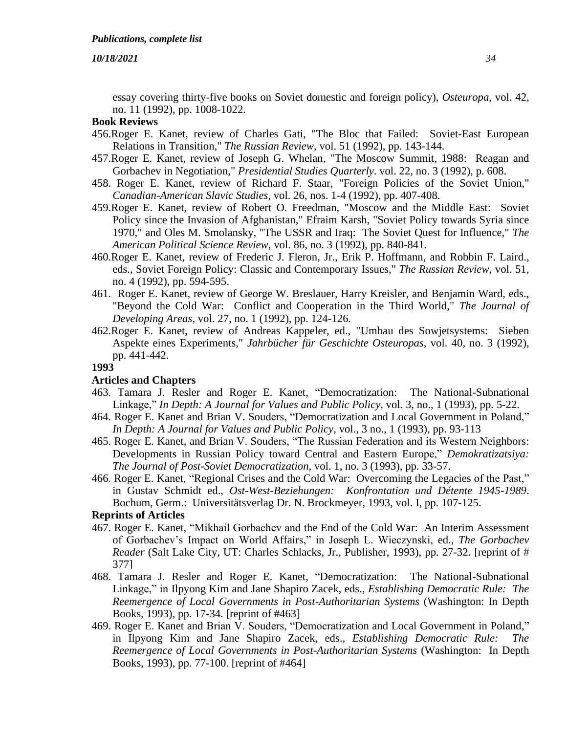essay covering thirty-five books on Soviet domestic and foreign policy), *Osteuropa*, vol. 42, no. 11 (1992), pp. 1008-1022.

**Book Reviews**

456.Roger E. Kanet, review of Charles Gati, "The Bloc that Failed: Soviet-East European Relations in Transition," *The Russian Review*, vol. 51 (1992), pp. 143-144.

457.Roger E. Kanet, review of Joseph G. Whelan, "The Moscow Summit, 1988: Reagan and Gorbachev in Negotiation," *Presidential Studies Quarterly*. vol. 22, no. 3 (1992), p. 608.

458. Roger E. Kanet, review of Richard F. Staar, "Foreign Policies of the Soviet Union," *Canadian-American Slavic Studies*, vol. 26, nos. 1-4 (1992), pp. 407-408.

459.Roger E. Kanet, review of Robert O. Freedman, "Moscow and the Middle East: Soviet Policy since the Invasion of Afghanistan," Efraim Karsh, "Soviet Policy towards Syria since 1970," and Oles M. Smolansky, "The USSR and Iraq: The Soviet Quest for Influence," *The American Political Science Review*, vol. 86, no. 3 (1992), pp. 840-841.

460.Roger E. Kanet, review of Frederic J. Fleron, Jr., Erik P. Hoffmann, and Robbin F. Laird., eds., Soviet Foreign Policy: Classic and Contemporary Issues," *The Russian Review*, vol. 51, no. 4 (1992), pp. 594-595.

461. Roger E. Kanet, review of George W. Breslauer, Harry Kreisler, and Benjamin Ward, eds., "Beyond the Cold War: Conflict and Cooperation in the Third World," *The Journal of Developing Areas*, vol. 27, no. 1 (1992), pp. 124-126.

462.Roger E. Kanet, review of Andreas Kappeler, ed., "Umbau des Sowjetsystems: Sieben Aspekte eines Experiments," *Jahrbücher für Geschichte Osteuropas*, vol. 40, no. 3 (1992), pp. 441-442.

**1993**

**Articles and Chapters**

463. Tamara J. Resler and Roger E. Kanet, "Democratization: The National-Subnational Linkage," *In Depth: A Journal for Values and Public Policy*, vol. 3, no., 1 (1993), pp. 5-22.

464. Roger E. Kanet and Brian V. Souders, "Democratization and Local Government in Poland," *In Depth: A Journal for Values and Public Policy*, vol., 3 no., 1 (1993), pp. 93-113

465. Roger E. Kanet, and Brian V. Souders, "The Russian Federation and its Western Neighbors: Developments in Russian Policy toward Central and Eastern Europe," *Demokratizatsiya: The Journal of Post-Soviet Democratization*, vol. 1, no. 3 (1993), pp. 33-57.

466. Roger E. Kanet, "Regional Crises and the Cold War: Overcoming the Legacies of the Past," in Gustav Schmidt ed., *Ost-West-Beziehungen: Konfrontation und Détente 1945-1989*. Bochum, Germ.: Universitätsverlag Dr. N. Brockmeyer, 1993, vol. I, pp. 107-125.

**Reprints of Articles**

467. Roger E. Kanet, "Mikhail Gorbachev and the End of the Cold War: An Interim Assessment of Gorbachev's Impact on World Affairs," in Joseph L. Wieczynski, ed., *The Gorbachev Reader* (Salt Lake City, UT: Charles Schlacks, Jr., Publisher, 1993), pp. 27-32. [reprint of # 377]

468. Tamara J. Resler and Roger E. Kanet, "Democratization: The National-Subnational Linkage," in Ilpyong Kim and Jane Shapiro Zacek, eds., *Establishing Democratic Rule: The Reemergence of Local Governments in Post-Authoritarian Systems* (Washington: In Depth Books, 1993), pp. 17-34. [reprint of #463]

469. Roger E. Kanet and Brian V. Souders, "Democratization and Local Government in Poland," in Ilpyong Kim and Jane Shapiro Zacek, eds., *Establishing Democratic Rule: The Reemergence of Local Governments in Post-Authoritarian Systems* (Washington: In Depth Books, 1993), pp. 77-100. [reprint of #464]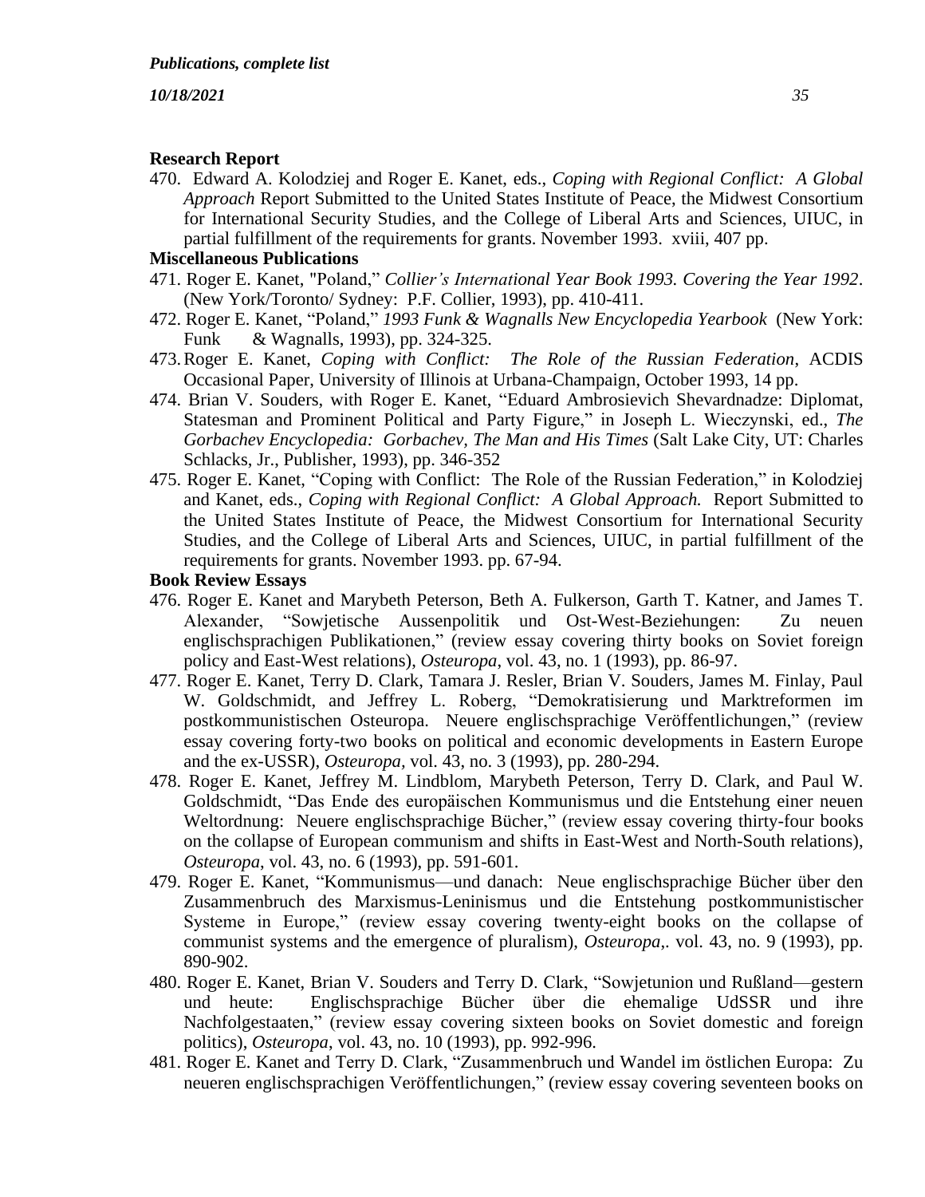### Research Report

470. Edward A. Kolodziej and Roger E. Kanet, eds., *Coping with Regional Conflict: A Global Approach* Report Submitted to the United States Institute of Peace, the Midwest Consortium for International Security Studies, and the College of Liberal Arts and Sciences, UIUC, in partial fulfillment of the requirements for grants. November 1993. xviii, 407 pp.

### Miscellaneous Publications

471. Roger E. Kanet, "Poland," *Collier's International Year Book 1993. Covering the Year 1992*. (New York/Toronto/ Sydney: P.F. Collier, 1993), pp. 410-411.
472. Roger E. Kanet, "Poland," *1993 Funk & Wagnalls New Encyclopedia Yearbook* (New York: Funk & Wagnalls, 1993), pp. 324-325.
473. Roger E. Kanet, *Coping with Conflict: The Role of the Russian Federation*, ACDIS Occasional Paper, University of Illinois at Urbana-Champaign, October 1993, 14 pp.
474. Brian V. Souders, with Roger E. Kanet, "Eduard Ambrosievich Shevardnadze: Diplomat, Statesman and Prominent Political and Party Figure," in Joseph L. Wieczynski, ed., *The Gorbachev Encyclopedia: Gorbachev, The Man and His Times* (Salt Lake City, UT: Charles Schlacks, Jr., Publisher, 1993), pp. 346-352
475. Roger E. Kanet, "Coping with Conflict: The Role of the Russian Federation," in Kolodziej and Kanet, eds., *Coping with Regional Conflict: A Global Approach.* Report Submitted to the United States Institute of Peace, the Midwest Consortium for International Security Studies, and the College of Liberal Arts and Sciences, UIUC, in partial fulfillment of the requirements for grants. November 1993. pp. 67-94.

### Book Review Essays

476. Roger E. Kanet and Marybeth Peterson, Beth A. Fulkerson, Garth T. Katner, and James T. Alexander, "Sowjetische Aussenpolitik und Ost-West-Beziehungen: Zu neuen englischsprachigen Publikationen," (review essay covering thirty books on Soviet foreign policy and East-West relations), *Osteuropa*, vol. 43, no. 1 (1993), pp. 86-97.
477. Roger E. Kanet, Terry D. Clark, Tamara J. Resler, Brian V. Souders, James M. Finlay, Paul W. Goldschmidt, and Jeffrey L. Roberg, "Demokratisierung und Marktreformen im postkommunistischen Osteuropa. Neuere englischsprachige Veröffentlichungen," (review essay covering forty-two books on political and economic developments in Eastern Europe and the ex-USSR), *Osteuropa*, vol. 43, no. 3 (1993), pp. 280-294.
478. Roger E. Kanet, Jeffrey M. Lindblom, Marybeth Peterson, Terry D. Clark, and Paul W. Goldschmidt, "Das Ende des europäischen Kommunismus und die Entstehung einer neuen Weltordnung: Neuere englischsprachige Bücher," (review essay covering thirty-four books on the collapse of European communism and shifts in East-West and North-South relations), *Osteuropa*, vol. 43, no. 6 (1993), pp. 591-601.
479. Roger E. Kanet, "Kommunismus—und danach: Neue englischsprachige Bücher über den Zusammenbruch des Marxismus-Leninismus und die Entstehung postkommunistischer Systeme in Europe," (review essay covering twenty-eight books on the collapse of communist systems and the emergence of pluralism), *Osteuropa*,. vol. 43, no. 9 (1993), pp. 890-902.
480. Roger E. Kanet, Brian V. Souders and Terry D. Clark, "Sowjetunion und Rußland—gestern und heute: Englischsprachige Bücher über die ehemalige UdSSR und ihre Nachfolgestaaten," (review essay covering sixteen books on Soviet domestic and foreign politics), *Osteuropa*, vol. 43, no. 10 (1993), pp. 992-996.
481. Roger E. Kanet and Terry D. Clark, "Zusammenbruch und Wandel im östlichen Europa: Zu neueren englischsprachigen Veröffentlichungen," (review essay covering seventeen books on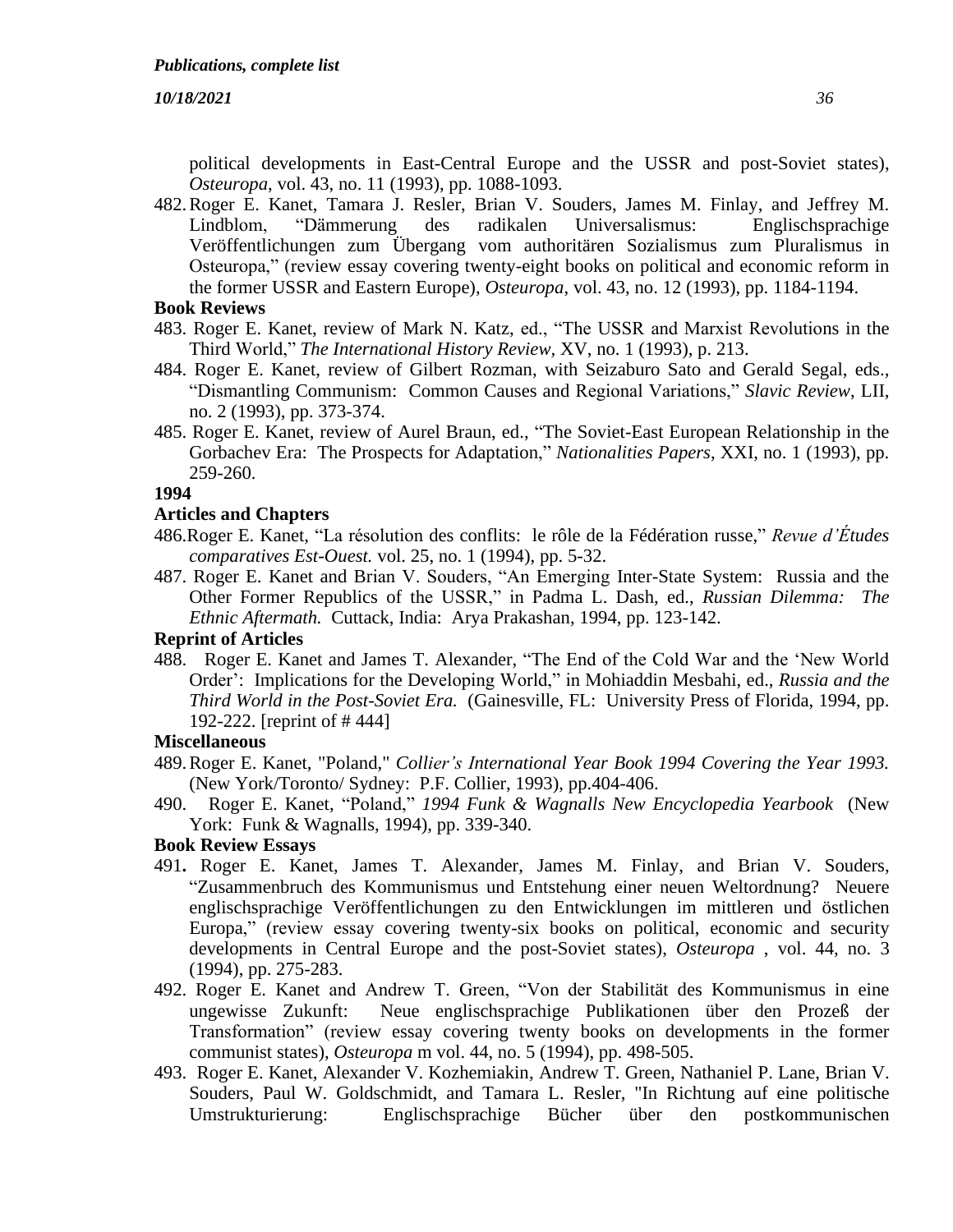political developments in East-Central Europe and the USSR and post-Soviet states), *Osteuropa*, vol. 43, no. 11 (1993), pp. 1088-1093.

482. Roger E. Kanet, Tamara J. Resler, Brian V. Souders, James M. Finlay, and Jeffrey M. Lindblom, "Dämmerung des radikalen Universalismus: Englischsprachige Veröffentlichungen zum Übergang vom authoritären Sozialismus zum Pluralismus in Osteuropa," (review essay covering twenty-eight books on political and economic reform in the former USSR and Eastern Europe), *Osteuropa*, vol. 43, no. 12 (1993), pp. 1184-1194.

**Book Reviews**

483. Roger E. Kanet, review of Mark N. Katz, ed., "The USSR and Marxist Revolutions in the Third World," *The International History Review*, XV, no. 1 (1993), p. 213.
484. Roger E. Kanet, review of Gilbert Rozman, with Seizaburo Sato and Gerald Segal, eds., "Dismantling Communism: Common Causes and Regional Variations," *Slavic Review*, LII, no. 2 (1993), pp. 373-374.
485. Roger E. Kanet, review of Aurel Braun, ed., "The Soviet-East European Relationship in the Gorbachev Era: The Prospects for Adaptation," *Nationalities Papers*, XXI, no. 1 (1993), pp. 259-260.

**1994**

**Articles and Chapters**

486. Roger E. Kanet, "La résolution des conflits: le rôle de la Fédération russe," *Revue d'Études comparatives Est-Ouest.* vol. 25, no. 1 (1994), pp. 5-32.
487. Roger E. Kanet and Brian V. Souders, "An Emerging Inter-State System: Russia and the Other Former Republics of the USSR," in Padma L. Dash, ed., *Russian Dilemma: The Ethnic Aftermath.* Cuttack, India: Arya Prakashan, 1994, pp. 123-142.

**Reprint of Articles**

488. Roger E. Kanet and James T. Alexander, "The End of the Cold War and the 'New World Order': Implications for the Developing World," in Mohiaddin Mesbahi, ed., *Russia and the Third World in the Post-Soviet Era.* (Gainesville, FL: University Press of Florida, 1994, pp. 192-222. [reprint of # 444]

**Miscellaneous**

489. Roger E. Kanet, "Poland," *Collier's International Year Book 1994 Covering the Year 1993.* (New York/Toronto/ Sydney: P.F. Collier, 1993), pp.404-406.
490. Roger E. Kanet, "Poland," *1994 Funk & Wagnalls New Encyclopedia Yearbook* (New York: Funk & Wagnalls, 1994), pp. 339-340.

**Book Review Essays**

491. Roger E. Kanet, James T. Alexander, James M. Finlay, and Brian V. Souders, "Zusammenbruch des Kommunismus und Entstehung einer neuen Weltordnung? Neuere englischsprachige Veröffentlichungen zu den Entwicklungen im mittleren und östlichen Europa," (review essay covering twenty-six books on political, economic and security developments in Central Europe and the post-Soviet states), *Osteuropa* , vol. 44, no. 3 (1994), pp. 275-283.
492. Roger E. Kanet and Andrew T. Green, "Von der Stabilität des Kommunismus in eine ungewisse Zukunft: Neue englischsprachige Publikationen über den Prozeß der Transformation" (review essay covering twenty books on developments in the former communist states), *Osteuropa* m vol. 44, no. 5 (1994), pp. 498-505.
493. Roger E. Kanet, Alexander V. Kozhemiakin, Andrew T. Green, Nathaniel P. Lane, Brian V. Souders, Paul W. Goldschmidt, and Tamara L. Resler, "In Richtung auf eine politische Umstrukturierung: Englischsprachige Bücher über den postkommunischen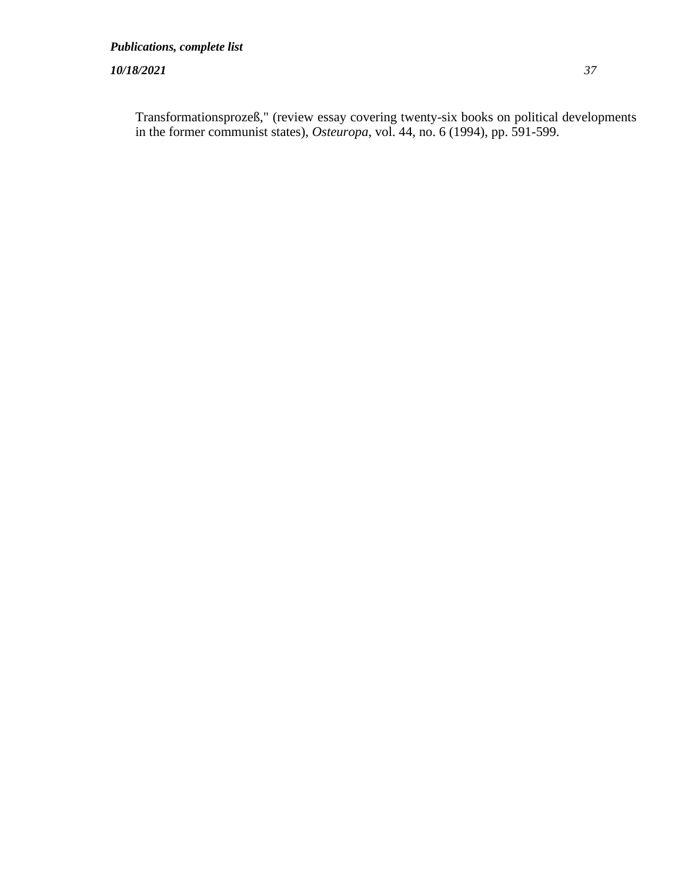Transformationsprozeß," (review essay covering twenty-six books on political developments in the former communist states), *Osteuropa*, vol. 44, no. 6 (1994), pp. 591-599.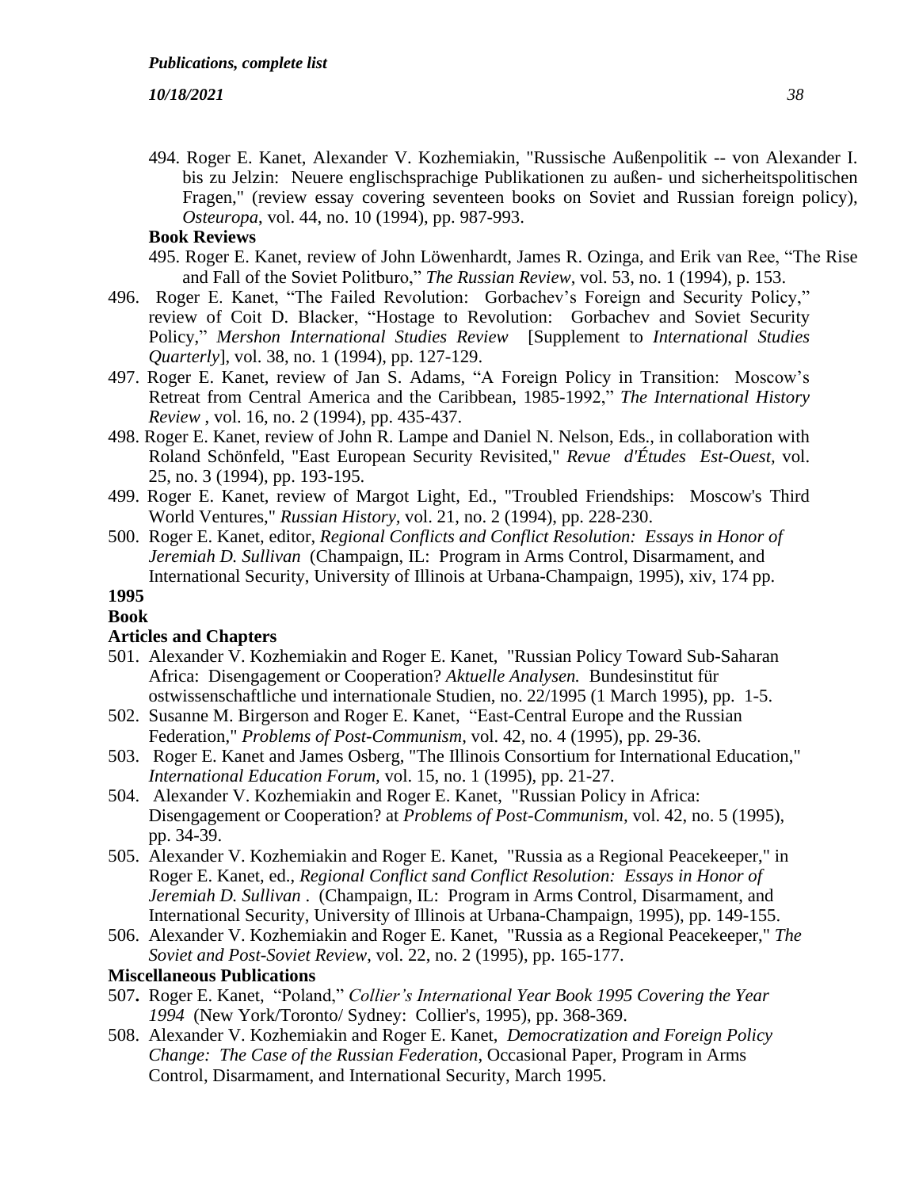494. Roger E. Kanet, Alexander V. Kozhemiakin, "Russische Außenpolitik -- von Alexander I. bis zu Jelzin: Neuere englischsprachige Publikationen zu außen- und sicherheitspolitischen Fragen," (review essay covering seventeen books on Soviet and Russian foreign policy), *Osteuropa*, vol. 44, no. 10 (1994), pp. 987-993.

**Book Reviews**

495. Roger E. Kanet, review of John Löwenhardt, James R. Ozinga, and Erik van Ree, "The Rise and Fall of the Soviet Politburo," *The Russian Review*, vol. 53, no. 1 (1994), p. 153.

496. Roger E. Kanet, "The Failed Revolution: Gorbachev's Foreign and Security Policy," review of Coit D. Blacker, "Hostage to Revolution: Gorbachev and Soviet Security Policy," *Mershon International Studies Review* [Supplement to *International Studies Quarterly*], vol. 38, no. 1 (1994), pp. 127-129.

497. Roger E. Kanet, review of Jan S. Adams, "A Foreign Policy in Transition: Moscow's Retreat from Central America and the Caribbean, 1985-1992," *The International History Review* , vol. 16, no. 2 (1994), pp. 435-437.

498. Roger E. Kanet, review of John R. Lampe and Daniel N. Nelson, Eds., in collaboration with Roland Schönfeld, "East European Security Revisited," *Revue d'Études Est-Ouest,* vol. 25, no. 3 (1994), pp. 193-195.

499. Roger E. Kanet, review of Margot Light, Ed., "Troubled Friendships: Moscow's Third World Ventures," *Russian History,* vol. 21, no. 2 (1994), pp. 228-230.

500. Roger E. Kanet, editor, *Regional Conflicts and Conflict Resolution: Essays in Honor of Jeremiah D. Sullivan* (Champaign, IL: Program in Arms Control, Disarmament, and International Security, University of Illinois at Urbana-Champaign, 1995), xiv, 174 pp.

**1995**

**Book**

**Articles and Chapters**

501. Alexander V. Kozhemiakin and Roger E. Kanet, "Russian Policy Toward Sub-Saharan Africa: Disengagement or Cooperation? *Aktuelle Analysen.* Bundesinstitut für ostwissenschaftliche und internationale Studien, no. 22/1995 (1 March 1995), pp. 1-5.

502. Susanne M. Birgerson and Roger E. Kanet, "East-Central Europe and the Russian Federation," *Problems of Post-Communism*, vol. 42, no. 4 (1995), pp. 29-36.

503. Roger E. Kanet and James Osberg, "The Illinois Consortium for International Education," *International Education Forum,* vol. 15, no. 1 (1995), pp. 21-27.

504. Alexander V. Kozhemiakin and Roger E. Kanet, "Russian Policy in Africa: Disengagement or Cooperation? at *Problems of Post-Communism,* vol. 42, no. 5 (1995), pp. 34-39.

505. Alexander V. Kozhemiakin and Roger E. Kanet, "Russia as a Regional Peacekeeper," in Roger E. Kanet, ed., *Regional Conflict sand Conflict Resolution: Essays in Honor of Jeremiah D. Sullivan* . (Champaign, IL: Program in Arms Control, Disarmament, and International Security, University of Illinois at Urbana-Champaign, 1995), pp. 149-155.

506. Alexander V. Kozhemiakin and Roger E. Kanet, "Russia as a Regional Peacekeeper," *The Soviet and Post-Soviet Review*, vol. 22, no. 2 (1995), pp. 165-177.

**Miscellaneous Publications**

507**.** Roger E. Kanet, "Poland," *Collier's International Year Book 1995 Covering the Year 1994* (New York/Toronto/ Sydney: Collier's, 1995), pp. 368-369.

508. Alexander V. Kozhemiakin and Roger E. Kanet, *Democratization and Foreign Policy Change: The Case of the Russian Federation*, Occasional Paper, Program in Arms Control, Disarmament, and International Security, March 1995.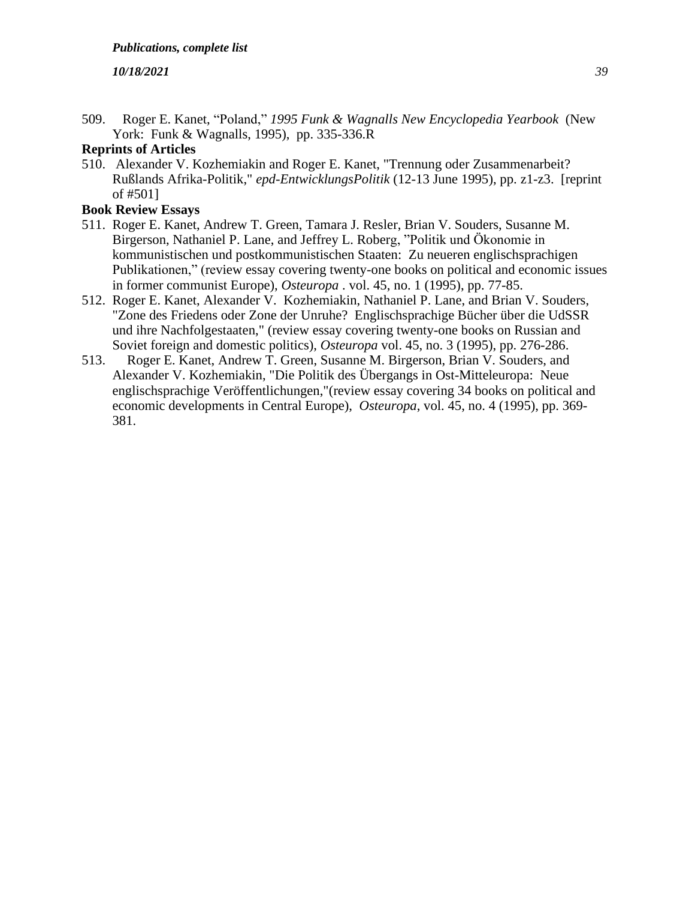509. Roger E. Kanet, “Poland,” *1995 Funk & Wagnalls New Encyclopedia Yearbook* (New York: Funk & Wagnalls, 1995), pp. 335-336.R

**Reprints of Articles**

510. Alexander V. Kozhemiakin and Roger E. Kanet, "Trennung oder Zusammenarbeit? Rußlands Afrika-Politik," *epd-EntwicklungsPolitik* (12-13 June 1995), pp. z1-z3. [reprint of #501]

**Book Review Essays**

511. Roger E. Kanet, Andrew T. Green, Tamara J. Resler, Brian V. Souders, Susanne M. Birgerson, Nathaniel P. Lane, and Jeffrey L. Roberg, ”Politik und Ökonomie in kommunistischen und postkommunistischen Staaten: Zu neueren englischsprachigen Publikationen,” (review essay covering twenty-one books on political and economic issues in former communist Europe), *Osteuropa* . vol. 45, no. 1 (1995), pp. 77-85.
512. Roger E. Kanet, Alexander V. Kozhemiakin, Nathaniel P. Lane, and Brian V. Souders, "Zone des Friedens oder Zone der Unruhe? Englischsprachige Bücher über die UdSSR und ihre Nachfolgestaaten," (review essay covering twenty-one books on Russian and Soviet foreign and domestic politics), *Osteuropa* vol. 45, no. 3 (1995), pp. 276-286.
513. Roger E. Kanet, Andrew T. Green, Susanne M. Birgerson, Brian V. Souders, and Alexander V. Kozhemiakin, "Die Politik des Übergangs in Ost-Mitteleuropa: Neue englischsprachige Veröffentlichungen,"(review essay covering 34 books on political and economic developments in Central Europe), *Osteuropa*, vol. 45, no. 4 (1995), pp. 369-381.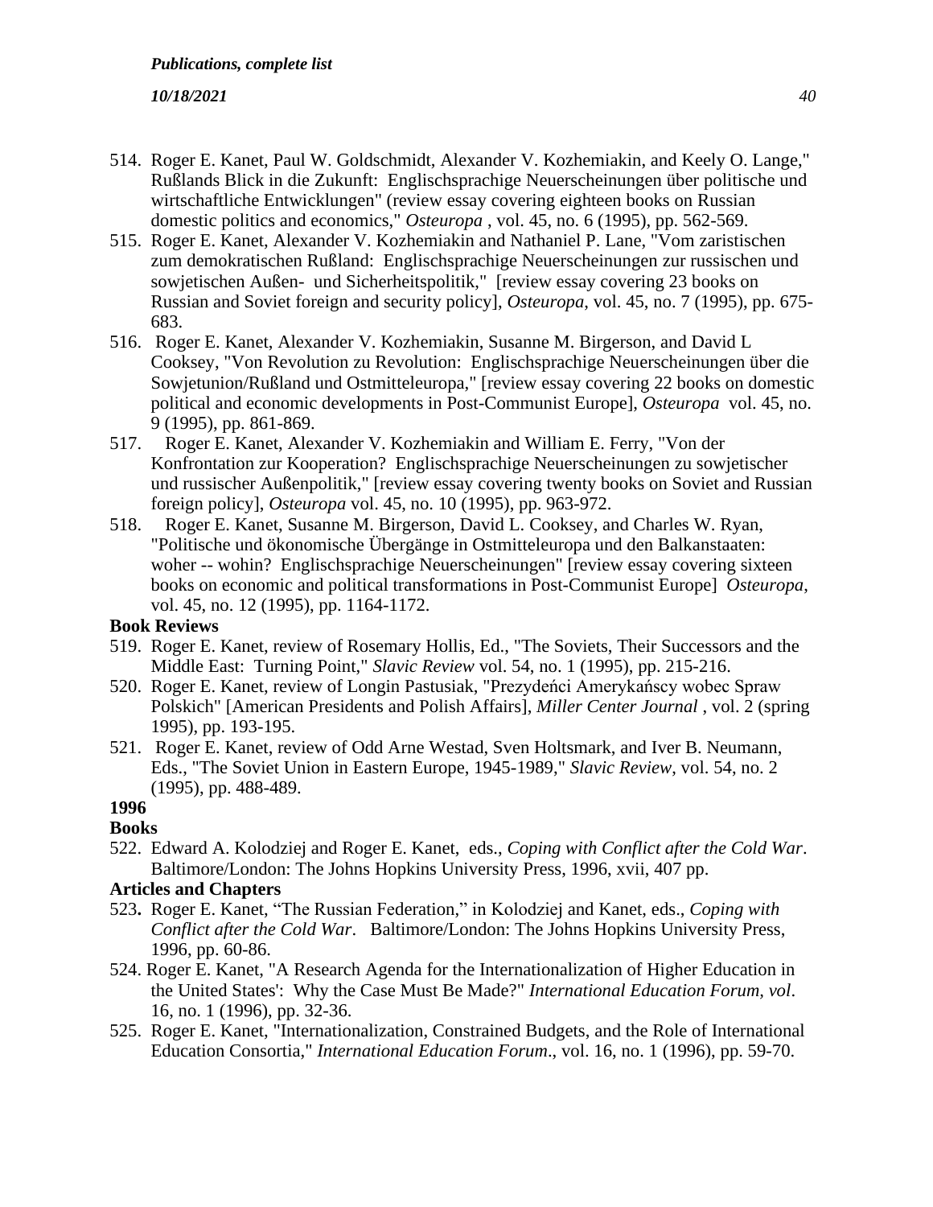514. Roger E. Kanet, Paul W. Goldschmidt, Alexander V. Kozhemiakin, and Keely O. Lange," Rußlands Blick in die Zukunft: Englischsprachige Neuerscheinungen über politische und wirtschaftliche Entwicklungen" (review essay covering eighteen books on Russian domestic politics and economics," *Osteuropa* , vol. 45, no. 6 (1995), pp. 562-569.
515. Roger E. Kanet, Alexander V. Kozhemiakin and Nathaniel P. Lane, "Vom zaristischen zum demokratischen Rußland: Englischsprachige Neuerscheinungen zur russischen und sowjetischen Außen- und Sicherheitspolitik," [review essay covering 23 books on Russian and Soviet foreign and security policy], *Osteuropa*, vol. 45, no. 7 (1995), pp. 675-683.
516. Roger E. Kanet, Alexander V. Kozhemiakin, Susanne M. Birgerson, and David L Cooksey, "Von Revolution zu Revolution: Englischsprachige Neuerscheinungen über die Sowjetunion/Rußland und Ostmitteleuropa," [review essay covering 22 books on domestic political and economic developments in Post-Communist Europe], *Osteuropa* vol. 45, no. 9 (1995), pp. 861-869.
517. Roger E. Kanet, Alexander V. Kozhemiakin and William E. Ferry, "Von der Konfrontation zur Kooperation? Englischsprachige Neuerscheinungen zu sowjetischer und russischer Außenpolitik," [review essay covering twenty books on Soviet and Russian foreign policy], *Osteuropa* vol. 45, no. 10 (1995), pp. 963-972.
518. Roger E. Kanet, Susanne M. Birgerson, David L. Cooksey, and Charles W. Ryan, "Politische und ökonomische Übergänge in Ostmitteleuropa und den Balkanstaaten: woher -- wohin? Englischsprachige Neuerscheinungen" [review essay covering sixteen books on economic and political transformations in Post-Communist Europe] *Osteuropa*, vol. 45, no. 12 (1995), pp. 1164-1172.

**Book Reviews**

519. Roger E. Kanet, review of Rosemary Hollis, Ed., "The Soviets, Their Successors and the Middle East: Turning Point," *Slavic Review* vol. 54, no. 1 (1995), pp. 215-216.
520. Roger E. Kanet, review of Longin Pastusiak, "Prezydeńci Amerykańscy wobec Spraw Polskich" [American Presidents and Polish Affairs], *Miller Center Journal* , vol. 2 (spring 1995), pp. 193-195.
521. Roger E. Kanet, review of Odd Arne Westad, Sven Holtsmark, and Iver B. Neumann, Eds., "The Soviet Union in Eastern Europe, 1945-1989," *Slavic Review*, vol. 54, no. 2 (1995), pp. 488-489.

**1996**

**Books**

522. Edward A. Kolodziej and Roger E. Kanet, eds., *Coping with Conflict after the Cold War*. Baltimore/London: The Johns Hopkins University Press, 1996, xvii, 407 pp.

**Articles and Chapters**

523**.** Roger E. Kanet, "The Russian Federation," in Kolodziej and Kanet, eds., *Coping with Conflict after the Cold War*. Baltimore/London: The Johns Hopkins University Press, 1996, pp. 60-86.
524. Roger E. Kanet, "A Research Agenda for the Internationalization of Higher Education in the United States': Why the Case Must Be Made?" *International Education Forum*, *vol*. 16, no. 1 (1996), pp. 32-36.
525. Roger E. Kanet, "Internationalization, Constrained Budgets, and the Role of International Education Consortia," *International Education Forum*., vol. 16, no. 1 (1996), pp. 59-70.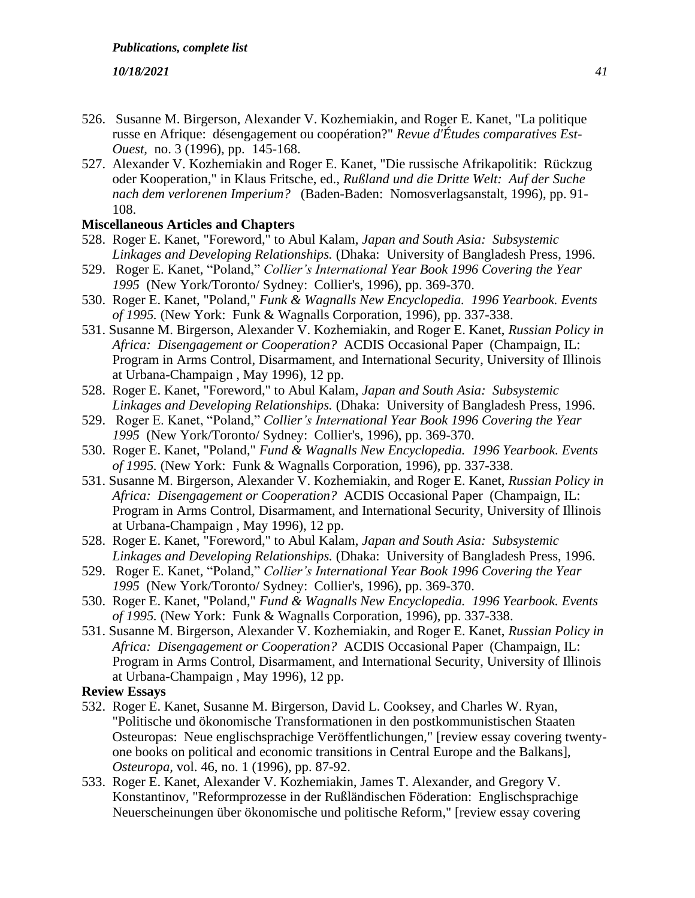526. Susanne M. Birgerson, Alexander V. Kozhemiakin, and Roger E. Kanet, "La politique russe en Afrique: désengagement ou coopération?" *Revue d'Études comparatives Est-Ouest,* no. 3 (1996), pp. 145-168.

527. Alexander V. Kozhemiakin and Roger E. Kanet, "Die russische Afrikapolitik: Rückzug oder Kooperation," in Klaus Fritsche, ed., *Rußland und die Dritte Welt: Auf der Suche nach dem verlorenen Imperium?* (Baden-Baden: Nomosverlagsanstalt, 1996), pp. 91-108.

**Miscellaneous Articles and Chapters**

528. Roger E. Kanet, "Foreword," to Abul Kalam, *Japan and South Asia: Subsystemic Linkages and Developing Relationships.* (Dhaka: University of Bangladesh Press, 1996.

529. Roger E. Kanet, “Poland,” *Collier's International Year Book 1996 Covering the Year 1995* (New York/Toronto/ Sydney: Collier's, 1996), pp. 369-370.

530. Roger E. Kanet, "Poland," *Funk & Wagnalls New Encyclopedia. 1996 Yearbook. Events of 1995.* (New York: Funk & Wagnalls Corporation, 1996), pp. 337-338.

531. Susanne M. Birgerson, Alexander V. Kozhemiakin, and Roger E. Kanet, *Russian Policy in Africa: Disengagement or Cooperation?* ACDIS Occasional Paper (Champaign, IL: Program in Arms Control, Disarmament, and International Security, University of Illinois at Urbana-Champaign , May 1996), 12 pp.

528. Roger E. Kanet, "Foreword," to Abul Kalam, *Japan and South Asia: Subsystemic Linkages and Developing Relationships.* (Dhaka: University of Bangladesh Press, 1996.

529. Roger E. Kanet, “Poland,” *Collier's International Year Book 1996 Covering the Year 1995* (New York/Toronto/ Sydney: Collier's, 1996), pp. 369-370.

530. Roger E. Kanet, "Poland," *Fund & Wagnalls New Encyclopedia. 1996 Yearbook. Events of 1995.* (New York: Funk & Wagnalls Corporation, 1996), pp. 337-338.

531. Susanne M. Birgerson, Alexander V. Kozhemiakin, and Roger E. Kanet, *Russian Policy in Africa: Disengagement or Cooperation?* ACDIS Occasional Paper (Champaign, IL: Program in Arms Control, Disarmament, and International Security, University of Illinois at Urbana-Champaign , May 1996), 12 pp.

528. Roger E. Kanet, "Foreword," to Abul Kalam, *Japan and South Asia: Subsystemic Linkages and Developing Relationships.* (Dhaka: University of Bangladesh Press, 1996.

529. Roger E. Kanet, “Poland,” *Collier's International Year Book 1996 Covering the Year 1995* (New York/Toronto/ Sydney: Collier's, 1996), pp. 369-370.

530. Roger E. Kanet, "Poland," *Fund & Wagnalls New Encyclopedia. 1996 Yearbook. Events of 1995.* (New York: Funk & Wagnalls Corporation, 1996), pp. 337-338.

531. Susanne M. Birgerson, Alexander V. Kozhemiakin, and Roger E. Kanet, *Russian Policy in Africa: Disengagement or Cooperation?* ACDIS Occasional Paper (Champaign, IL: Program in Arms Control, Disarmament, and International Security, University of Illinois at Urbana-Champaign , May 1996), 12 pp.

**Review Essays**

532. Roger E. Kanet, Susanne M. Birgerson, David L. Cooksey, and Charles W. Ryan, "Politische und ökonomische Transformationen in den postkommunistischen Staaten Osteuropas: Neue englischsprachige Veröffentlichungen," [review essay covering twenty-one books on political and economic transitions in Central Europe and the Balkans], *Osteuropa,* vol. 46, no. 1 (1996), pp. 87-92.

533. Roger E. Kanet, Alexander V. Kozhemiakin, James T. Alexander, and Gregory V. Konstantinov, "Reformprozesse in der Rußländischen Föderation: Englischsprachige Neuerscheinungen über ökonomische und politische Reform," [review essay covering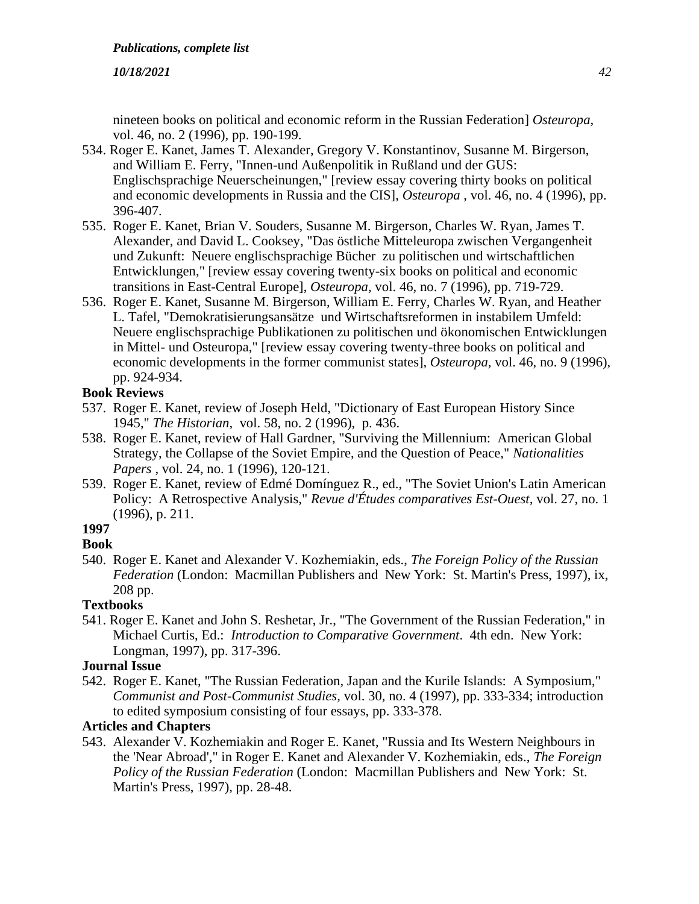nineteen books on political and economic reform in the Russian Federation] *Osteuropa*, vol. 46, no. 2 (1996), pp. 190-199.

534. Roger E. Kanet, James T. Alexander, Gregory V. Konstantinov, Susanne M. Birgerson, and William E. Ferry, "Innen-und Außenpolitik in Rußland und der GUS: Englischsprachige Neuerscheinungen," [review essay covering thirty books on political and economic developments in Russia and the CIS], *Osteuropa* , vol. 46, no. 4 (1996), pp. 396-407.

535. Roger E. Kanet, Brian V. Souders, Susanne M. Birgerson, Charles W. Ryan, James T. Alexander, and David L. Cooksey, "Das östliche Mitteleuropa zwischen Vergangenheit und Zukunft: Neuere englischsprachige Bücher zu politischen und wirtschaftlichen Entwicklungen," [review essay covering twenty-six books on political and economic transitions in East-Central Europe], *Osteuropa*, vol. 46, no. 7 (1996), pp. 719-729.

536. Roger E. Kanet, Susanne M. Birgerson, William E. Ferry, Charles W. Ryan, and Heather L. Tafel, "Demokratisierungsansätze und Wirtschaftsreformen in instabilem Umfeld: Neuere englischsprachige Publikationen zu politischen und ökonomischen Entwicklungen in Mittel- und Osteuropa," [review essay covering twenty-three books on political and economic developments in the former communist states], *Osteuropa*, vol. 46, no. 9 (1996), pp. 924-934.

**Book Reviews**

537. Roger E. Kanet, review of Joseph Held, "Dictionary of East European History Since 1945," *The Historian*, vol. 58, no. 2 (1996), p. 436.

538. Roger E. Kanet, review of Hall Gardner, "Surviving the Millennium: American Global Strategy, the Collapse of the Soviet Empire, and the Question of Peace," *Nationalities Papers* , vol. 24, no. 1 (1996), 120-121.

539. Roger E. Kanet, review of Edmé Domínguez R., ed., "The Soviet Union's Latin American Policy: A Retrospective Analysis," *Revue d'Études comparatives Est-Ouest*, vol. 27, no. 1 (1996), p. 211.

**1997**

**Book**

540. Roger E. Kanet and Alexander V. Kozhemiakin, eds., *The Foreign Policy of the Russian Federation* (London: Macmillan Publishers and New York: St. Martin's Press, 1997), ix, 208 pp.

**Textbooks**

541. Roger E. Kanet and John S. Reshetar, Jr., "The Government of the Russian Federation," in Michael Curtis, Ed.: *Introduction to Comparative Government*. 4th edn. New York: Longman, 1997), pp. 317-396.

**Journal Issue**

542. Roger E. Kanet, "The Russian Federation, Japan and the Kurile Islands: A Symposium," *Communist and Post-Communist Studies*, vol. 30, no. 4 (1997), pp. 333-334; introduction to edited symposium consisting of four essays, pp. 333-378.

**Articles and Chapters**

543. Alexander V. Kozhemiakin and Roger E. Kanet, "Russia and Its Western Neighbours in the 'Near Abroad'," in Roger E. Kanet and Alexander V. Kozhemiakin, eds., *The Foreign Policy of the Russian Federation* (London: Macmillan Publishers and New York: St. Martin's Press, 1997), pp. 28-48.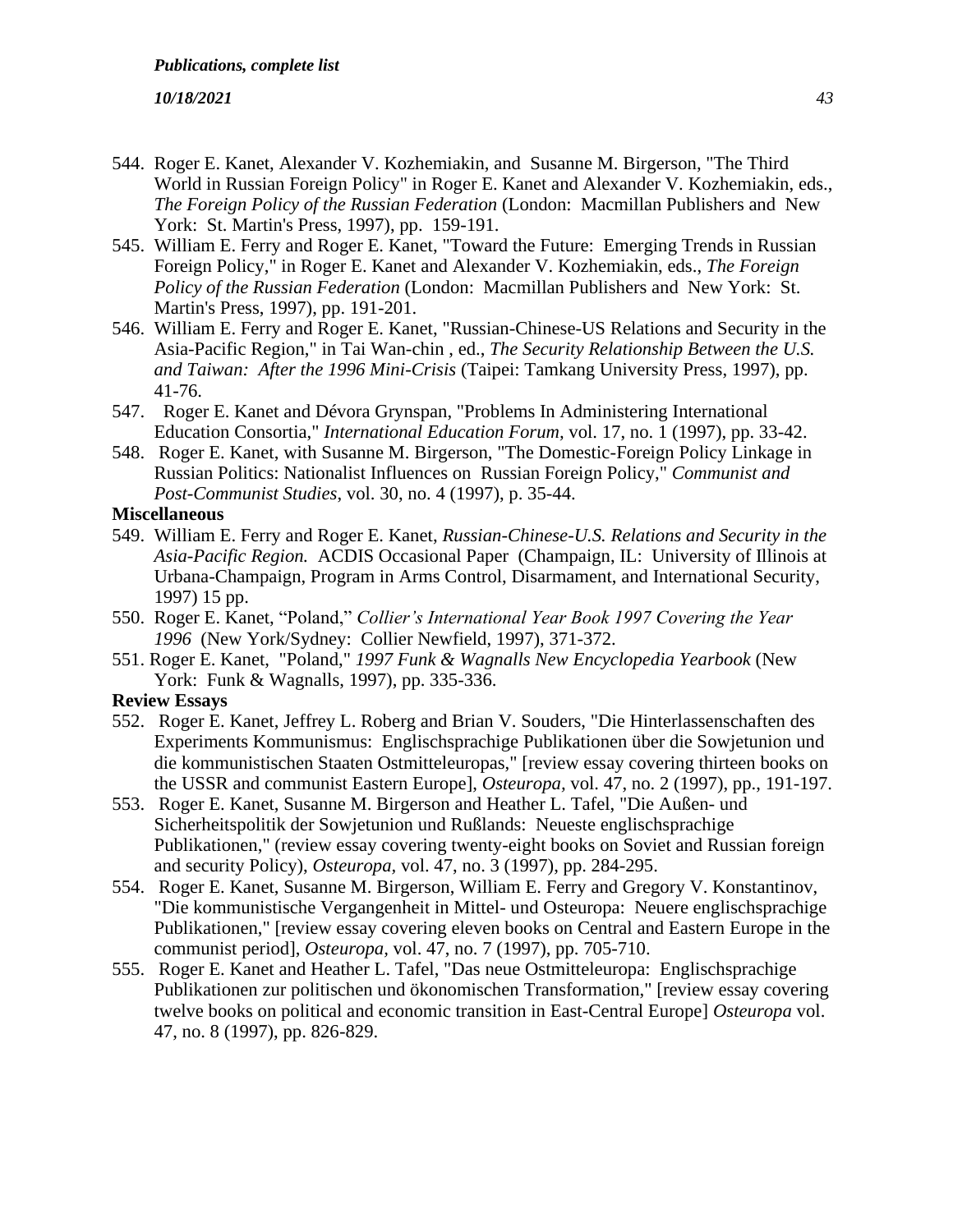544. Roger E. Kanet, Alexander V. Kozhemiakin, and Susanne M. Birgerson, "The Third World in Russian Foreign Policy" in Roger E. Kanet and Alexander V. Kozhemiakin, eds., *The Foreign Policy of the Russian Federation* (London: Macmillan Publishers and New York: St. Martin's Press, 1997), pp. 159-191.
545. William E. Ferry and Roger E. Kanet, "Toward the Future: Emerging Trends in Russian Foreign Policy," in Roger E. Kanet and Alexander V. Kozhemiakin, eds., *The Foreign Policy of the Russian Federation* (London: Macmillan Publishers and New York: St. Martin's Press, 1997), pp. 191-201.
546. William E. Ferry and Roger E. Kanet, "Russian-Chinese-US Relations and Security in the Asia-Pacific Region," in Tai Wan-chin , ed., *The Security Relationship Between the U.S. and Taiwan: After the 1996 Mini-Crisis* (Taipei: Tamkang University Press, 1997), pp. 41-76.
547. Roger E. Kanet and Dévora Grynspan, "Problems In Administering International Education Consortia," *International Education Forum*, vol. 17, no. 1 (1997), pp. 33-42.
548. Roger E. Kanet, with Susanne M. Birgerson, "The Domestic-Foreign Policy Linkage in Russian Politics: Nationalist Influences on Russian Foreign Policy," *Communist and Post-Communist Studies*, vol. 30, no. 4 (1997), p. 35-44.

**Miscellaneous**

549. William E. Ferry and Roger E. Kanet, *Russian-Chinese-U.S. Relations and Security in the Asia-Pacific Region.* ACDIS Occasional Paper (Champaign, IL: University of Illinois at Urbana-Champaign, Program in Arms Control, Disarmament, and International Security, 1997) 15 pp.
550. Roger E. Kanet, "Poland," *Collier's International Year Book 1997 Covering the Year 1996* (New York/Sydney: Collier Newfield, 1997), 371-372.
551. Roger E. Kanet, "Poland," *1997 Funk & Wagnalls New Encyclopedia Yearbook* (New York: Funk & Wagnalls, 1997), pp. 335-336.

**Review Essays**

552. Roger E. Kanet, Jeffrey L. Roberg and Brian V. Souders, "Die Hinterlassenschaften des Experiments Kommunismus: Englischsprachige Publikationen über die Sowjetunion und die kommunistischen Staaten Ostmitteleuropas," [review essay covering thirteen books on the USSR and communist Eastern Europe], *Osteuropa*, vol. 47, no. 2 (1997), pp., 191-197.
553. Roger E. Kanet, Susanne M. Birgerson and Heather L. Tafel, "Die Außen- und Sicherheitspolitik der Sowjetunion und Rußlands: Neueste englischsprachige Publikationen," (review essay covering twenty-eight books on Soviet and Russian foreign and security Policy), *Osteuropa*, vol. 47, no. 3 (1997), pp. 284-295.
554. Roger E. Kanet, Susanne M. Birgerson, William E. Ferry and Gregory V. Konstantinov, "Die kommunistische Vergangenheit in Mittel- und Osteuropa: Neuere englischsprachige Publikationen," [review essay covering eleven books on Central and Eastern Europe in the communist period], *Osteuropa*, vol. 47, no. 7 (1997), pp. 705-710.
555. Roger E. Kanet and Heather L. Tafel, "Das neue Ostmitteleuropa: Englischsprachige Publikationen zur politischen und ökonomischen Transformation," [review essay covering twelve books on political and economic transition in East-Central Europe] *Osteuropa* vol. 47, no. 8 (1997), pp. 826-829.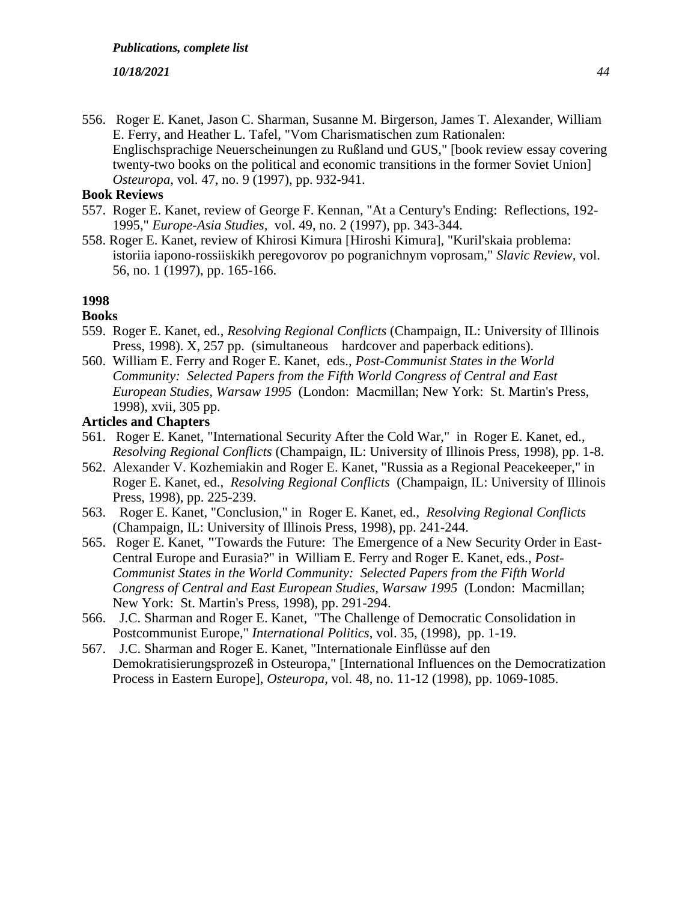556. Roger E. Kanet, Jason C. Sharman, Susanne M. Birgerson, James T. Alexander, William E. Ferry, and Heather L. Tafel, "Vom Charismatischen zum Rationalen: Englischsprachige Neuerscheinungen zu Rußland und GUS," [book review essay covering twenty-two books on the political and economic transitions in the former Soviet Union] *Osteuropa*, vol. 47, no. 9 (1997), pp. 932-941.

**Book Reviews**

557. Roger E. Kanet, review of George F. Kennan, "At a Century's Ending: Reflections, 192-1995," *Europe-Asia Studies*, vol. 49, no. 2 (1997), pp. 343-344.
558. Roger E. Kanet, review of Khirosi Kimura [Hiroshi Kimura], "Kuril'skaia problema: istoriia iapono-rossiiskikh peregovorov po pogranichnym voprosam," *Slavic Review*, vol. 56, no. 1 (1997), pp. 165-166.

**1998**

**Books**

559. Roger E. Kanet, ed., *Resolving Regional Conflicts* (Champaign, IL: University of Illinois Press, 1998). X, 257 pp. (simultaneous hardcover and paperback editions).
560. William E. Ferry and Roger E. Kanet, eds., *Post-Communist States in the World Community: Selected Papers from the Fifth World Congress of Central and East European Studies, Warsaw 1995* (London: Macmillan; New York: St. Martin's Press, 1998), xvii, 305 pp.

**Articles and Chapters**

561. Roger E. Kanet, "International Security After the Cold War," in Roger E. Kanet, ed., *Resolving Regional Conflicts* (Champaign, IL: University of Illinois Press, 1998), pp. 1-8.
562. Alexander V. Kozhemiakin and Roger E. Kanet, "Russia as a Regional Peacekeeper," in Roger E. Kanet, ed., *Resolving Regional Conflicts* (Champaign, IL: University of Illinois Press, 1998), pp. 225-239.
563. Roger E. Kanet, "Conclusion," in Roger E. Kanet, ed., *Resolving Regional Conflicts* (Champaign, IL: University of Illinois Press, 1998), pp. 241-244.
565. Roger E. Kanet, "Towards the Future: The Emergence of a New Security Order in East-Central Europe and Eurasia?" in William E. Ferry and Roger E. Kanet, eds., *Post-Communist States in the World Community: Selected Papers from the Fifth World Congress of Central and East European Studies, Warsaw 1995* (London: Macmillan; New York: St. Martin's Press, 1998), pp. 291-294.
566. J.C. Sharman and Roger E. Kanet, "The Challenge of Democratic Consolidation in Postcommunist Europe," *International Politics*, vol. 35, (1998), pp. 1-19.
567. J.C. Sharman and Roger E. Kanet, "Internationale Einflüsse auf den Demokratisierungsprozeß in Osteuropa," [International Influences on the Democratization Process in Eastern Europe], *Osteuropa*, vol. 48, no. 11-12 (1998), pp. 1069-1085.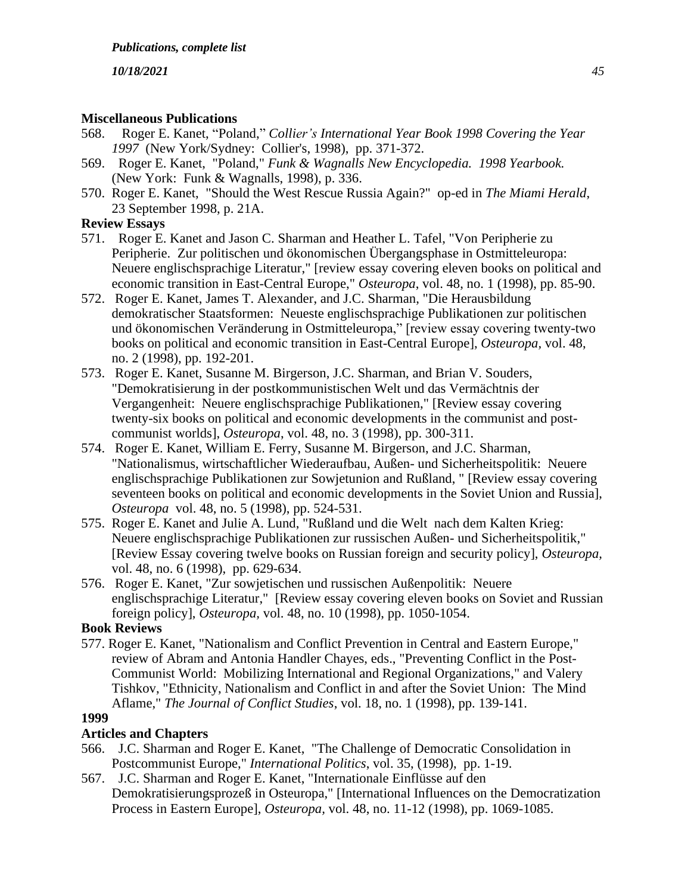**Miscellaneous Publications**

568. Roger E. Kanet, "Poland," *Collier's International Year Book 1998 Covering the Year 1997* (New York/Sydney: Collier's, 1998), pp. 371-372.

569. Roger E. Kanet, "Poland," *Funk & Wagnalls New Encyclopedia. 1998 Yearbook.* (New York: Funk & Wagnalls, 1998), p. 336.

570. Roger E. Kanet, "Should the West Rescue Russia Again?" op-ed in *The Miami Herald*, 23 September 1998, p. 21A.

**Review Essays**

571. Roger E. Kanet and Jason C. Sharman and Heather L. Tafel, "Von Peripherie zu Peripherie. Zur politischen und ökonomischen Übergangsphase in Ostmitteleuropa: Neuere englischsprachige Literatur," [review essay covering eleven books on political and economic transition in East-Central Europe," *Osteuropa*, vol. 48, no. 1 (1998), pp. 85-90.

572. Roger E. Kanet, James T. Alexander, and J.C. Sharman, "Die Herausbildung demokratischer Staatsformen: Neueste englischsprachige Publikationen zur politischen und ökonomischen Veränderung in Ostmitteleuropa," [review essay covering twenty-two books on political and economic transition in East-Central Europe], *Osteuropa*, vol. 48, no. 2 (1998), pp. 192-201.

573. Roger E. Kanet, Susanne M. Birgerson, J.C. Sharman, and Brian V. Souders, "Demokratisierung in der postkommunistischen Welt und das Vermächtnis der Vergangenheit: Neuere englischsprachige Publikationen," [Review essay covering twenty-six books on political and economic developments in the communist and post-communist worlds], *Osteuropa*, vol. 48, no. 3 (1998), pp. 300-311.

574. Roger E. Kanet, William E. Ferry, Susanne M. Birgerson, and J.C. Sharman, "Nationalismus, wirtschaftlicher Wiederaufbau, Außen- und Sicherheitspolitik: Neuere englischsprachige Publikationen zur Sowjetunion and Rußland, " [Review essay covering seventeen books on political and economic developments in the Soviet Union and Russia], *Osteuropa* vol. 48, no. 5 (1998), pp. 524-531.

575. Roger E. Kanet and Julie A. Lund, "Rußland und die Welt nach dem Kalten Krieg: Neuere englischsprachige Publikationen zur russischen Außen- und Sicherheitspolitik," [Review Essay covering twelve books on Russian foreign and security policy], *Osteuropa*, vol. 48, no. 6 (1998), pp. 629-634.

576. Roger E. Kanet, "Zur sowjetischen und russischen Außenpolitik: Neuere englischsprachige Literatur," [Review essay covering eleven books on Soviet and Russian foreign policy], *Osteuropa*, vol. 48, no. 10 (1998), pp. 1050-1054.

**Book Reviews**

577. Roger E. Kanet, "Nationalism and Conflict Prevention in Central and Eastern Europe," review of Abram and Antonia Handler Chayes, eds., "Preventing Conflict in the Post-Communist World: Mobilizing International and Regional Organizations," and Valery Tishkov, "Ethnicity, Nationalism and Conflict in and after the Soviet Union: The Mind Aflame," *The Journal of Conflict Studies*, vol. 18, no. 1 (1998), pp. 139-141.

**1999**

**Articles and Chapters**

566. J.C. Sharman and Roger E. Kanet, "The Challenge of Democratic Consolidation in Postcommunist Europe," *International Politics*, vol. 35, (1998), pp. 1-19.

567. J.C. Sharman and Roger E. Kanet, "Internationale Einflüsse auf den Demokratisierungsprozeß in Osteuropa," [International Influences on the Democratization Process in Eastern Europe], *Osteuropa*, vol. 48, no. 11-12 (1998), pp. 1069-1085.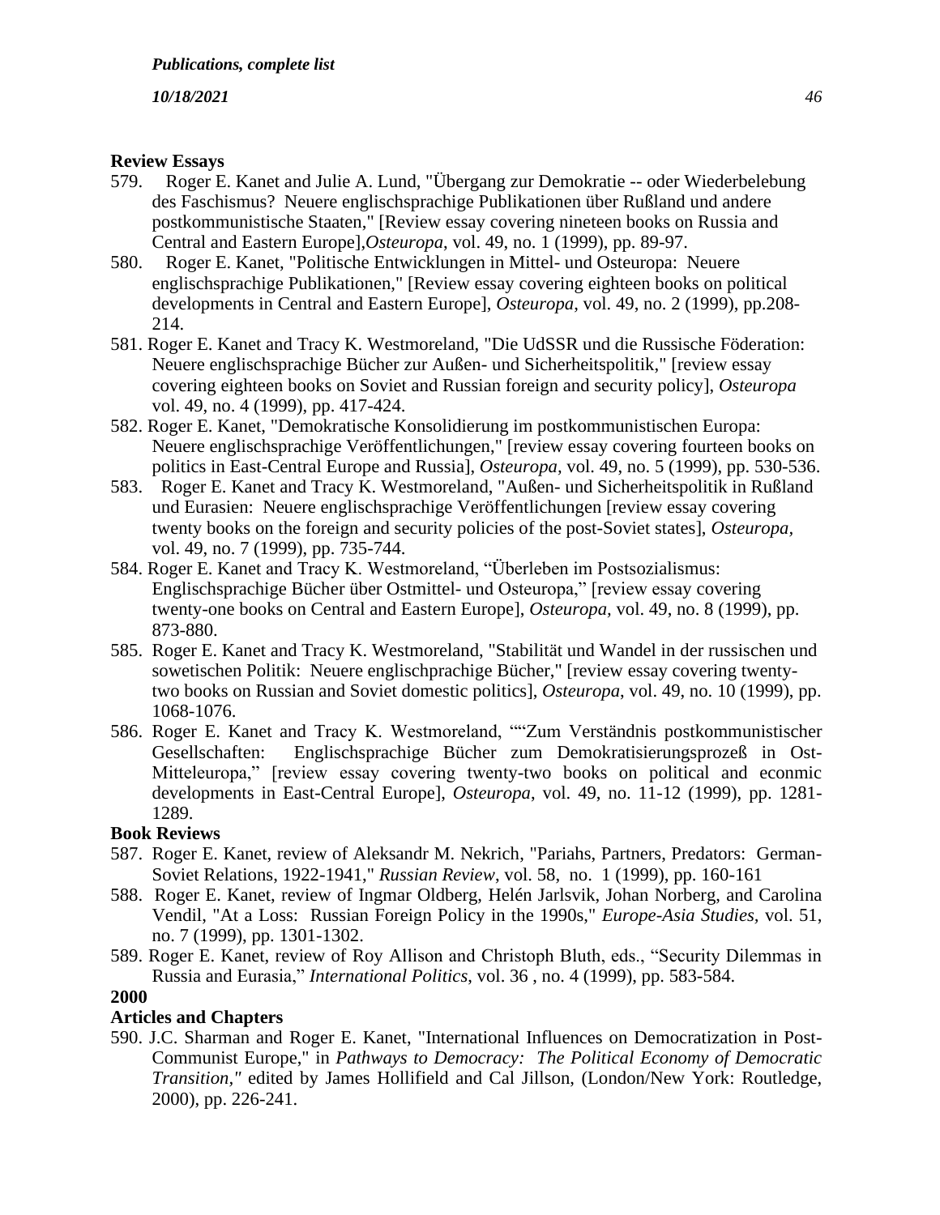### Review Essays

579. Roger E. Kanet and Julie A. Lund, "Übergang zur Demokratie -- oder Wiederbelebung des Faschismus? Neuere englischsprachige Publikationen über Rußland und andere postkommunistische Staaten," [Review essay covering nineteen books on Russia and Central and Eastern Europe],*Osteuropa*, vol. 49, no. 1 (1999), pp. 89-97.
580. Roger E. Kanet, "Politische Entwicklungen in Mittel- und Osteuropa: Neuere englischsprachige Publikationen," [Review essay covering eighteen books on political developments in Central and Eastern Europe], *Osteuropa*, vol. 49, no. 2 (1999), pp.208-214.
581. Roger E. Kanet and Tracy K. Westmoreland, "Die UdSSR und die Russische Föderation: Neuere englischsprachige Bücher zur Außen- und Sicherheitspolitik," [review essay covering eighteen books on Soviet and Russian foreign and security policy], *Osteuropa* vol. 49, no. 4 (1999), pp. 417-424.
582. Roger E. Kanet, "Demokratische Konsolidierung im postkommunistischen Europa: Neuere englischsprachige Veröffentlichungen," [review essay covering fourteen books on politics in East-Central Europe and Russia], *Osteuropa,* vol. 49, no. 5 (1999), pp. 530-536.
583. Roger E. Kanet and Tracy K. Westmoreland, "Außen- und Sicherheitspolitik in Rußland und Eurasien: Neuere englischsprachige Veröffentlichungen [review essay covering twenty books on the foreign and security policies of the post-Soviet states], *Osteuropa*, vol. 49, no. 7 (1999), pp. 735-744.
584. Roger E. Kanet and Tracy K. Westmoreland, "Überleben im Postsozialismus: Englischsprachige Bücher über Ostmittel- und Osteuropa," [review essay covering twenty-one books on Central and Eastern Europe], *Osteuropa,* vol. 49, no. 8 (1999), pp. 873-880.
585. Roger E. Kanet and Tracy K. Westmoreland, "Stabilität und Wandel in der russischen und sowetischen Politik: Neuere englischprachige Bücher," [review essay covering twenty-two books on Russian and Soviet domestic politics], *Osteuropa*, vol. 49, no. 10 (1999), pp. 1068-1076.
586. Roger E. Kanet and Tracy K. Westmoreland, ""Zum Verständnis postkommunistischer Gesellschaften: Englischsprachige Bücher zum Demokratisierungsprozeß in Ost-Mitteleuropa," [review essay covering twenty-two books on political and econmic developments in East-Central Europe], *Osteuropa,* vol. 49, no. 11-12 (1999), pp. 1281-1289.

### Book Reviews

587. Roger E. Kanet, review of Aleksandr M. Nekrich, "Pariahs, Partners, Predators: German-Soviet Relations, 1922-1941," *Russian Review*, vol. 58, no. 1 (1999), pp. 160-161
588. Roger E. Kanet, review of Ingmar Oldberg, Helén Jarlsvik, Johan Norberg, and Carolina Vendil, "At a Loss: Russian Foreign Policy in the 1990s," *Europe-Asia Studies,* vol. 51, no. 7 (1999), pp. 1301-1302.
589. Roger E. Kanet, review of Roy Allison and Christoph Bluth, eds., "Security Dilemmas in Russia and Eurasia," *International Politics*, vol. 36 , no. 4 (1999), pp. 583-584.

## 2000

### Articles and Chapters

590. J.C. Sharman and Roger E. Kanet, "International Influences on Democratization in Post-Communist Europe," in *Pathways to Democracy: The Political Economy of Democratic Transition,"* edited by James Hollifield and Cal Jillson, (London/New York: Routledge, 2000), pp. 226-241.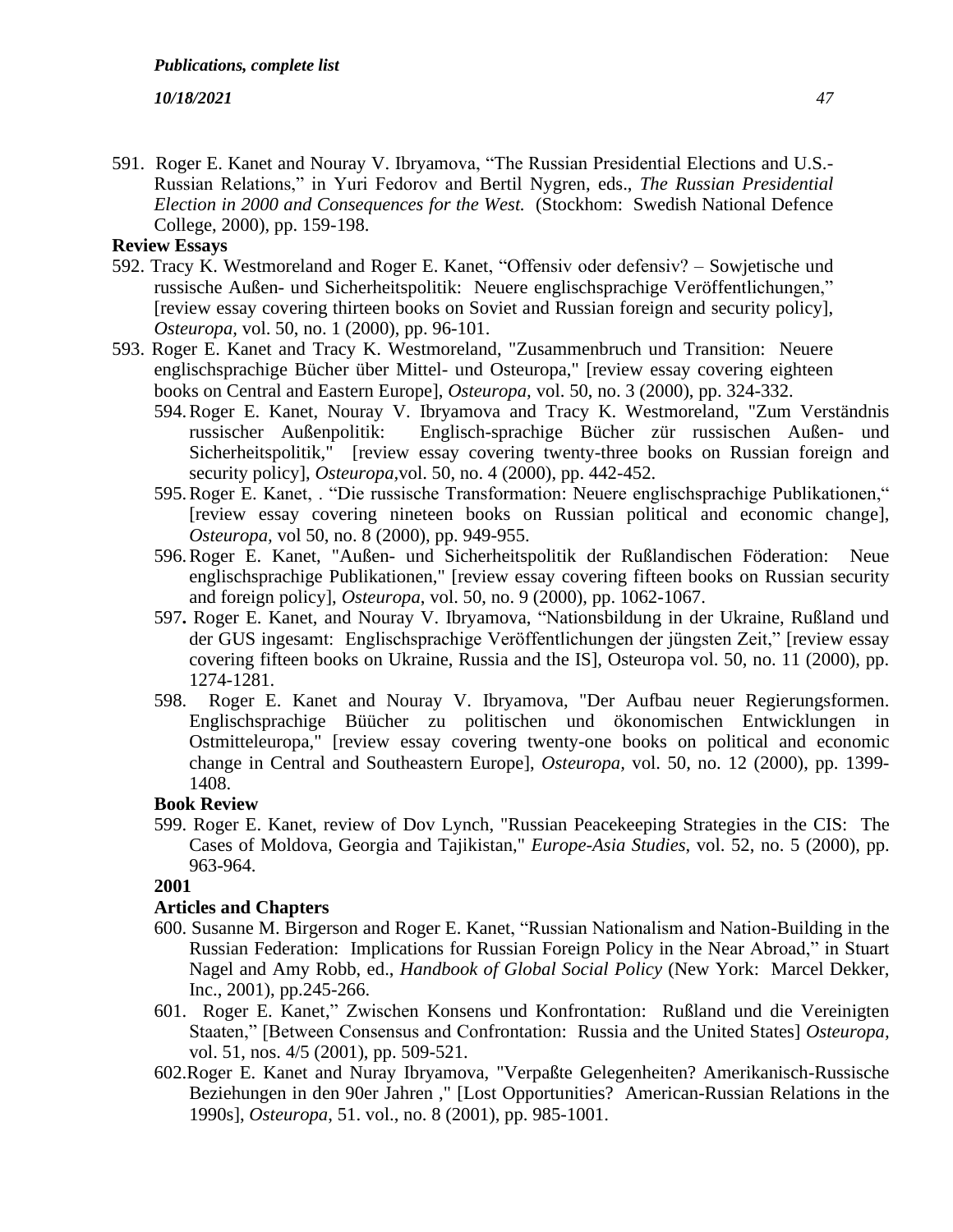591. Roger E. Kanet and Nouray V. Ibryamova, “The Russian Presidential Elections and U.S.-Russian Relations,” in Yuri Fedorov and Bertil Nygren, eds., *The Russian Presidential Election in 2000 and Consequences for the West.* (Stockhom: Swedish National Defence College, 2000), pp. 159-198.

**Review Essays**

592. Tracy K. Westmoreland and Roger E. Kanet, “Offensiv oder defensiv? – Sowjetische und russische Außen- und Sicherheitspolitik: Neuere englischsprachige Veröffentlichungen,” [review essay covering thirteen books on Soviet and Russian foreign and security policy], *Osteuropa*, vol. 50, no. 1 (2000), pp. 96-101.

593. Roger E. Kanet and Tracy K. Westmoreland, "Zusammenbruch und Transition: Neuere englischsprachige Bücher über Mittel- und Osteuropa," [review essay covering eighteen books on Central and Eastern Europe], *Osteuropa*, vol. 50, no. 3 (2000), pp. 324-332.

594. Roger E. Kanet, Nouray V. Ibryamova and Tracy K. Westmoreland, "Zum Verständnis russischer Außenpolitik: Englisch-sprachige Bücher zür russischen Außen- und Sicherheitspolitik," [review essay covering twenty-three books on Russian foreign and security policy], *Osteuropa*,vol. 50, no. 4 (2000), pp. 442-452.

595. Roger E. Kanet, . “Die russische Transformation: Neuere englischsprachige Publikationen,“ [review essay covering nineteen books on Russian political and economic change], *Osteuropa*, vol 50, no. 8 (2000), pp. 949-955.

596. Roger E. Kanet, "Außen- und Sicherheitspolitik der Rußlandischen Föderation: Neue englischsprachige Publikationen," [review essay covering fifteen books on Russian security and foreign policy], *Osteuropa*, vol. 50, no. 9 (2000), pp. 1062-1067.

597**.** Roger E. Kanet, and Nouray V. Ibryamova, “Nationsbildung in der Ukraine, Rußland und der GUS ingesamt: Englischsprachige Veröffentlichungen der jüngsten Zeit,” [review essay covering fifteen books on Ukraine, Russia and the IS], Osteuropa vol. 50, no. 11 (2000), pp. 1274-1281.

598. Roger E. Kanet and Nouray V. Ibryamova, "Der Aufbau neuer Regierungsformen. Englischsprachige Büücher zu politischen und ökonomischen Entwicklungen in Ostmitteleuropa," [review essay covering twenty-one books on political and economic change in Central and Southeastern Europe], *Osteuropa*, vol. 50, no. 12 (2000), pp. 1399-1408.

**Book Review**

599. Roger E. Kanet, review of Dov Lynch, "Russian Peacekeeping Strategies in the CIS: The Cases of Moldova, Georgia and Tajikistan," *Europe-Asia Studies*, vol. 52, no. 5 (2000), pp. 963-964.

**2001**

**Articles and Chapters**

600. Susanne M. Birgerson and Roger E. Kanet, “Russian Nationalism and Nation-Building in the Russian Federation: Implications for Russian Foreign Policy in the Near Abroad,” in Stuart Nagel and Amy Robb, ed., *Handbook of Global Social Policy* (New York: Marcel Dekker, Inc., 2001), pp.245-266.

601. Roger E. Kanet,” Zwischen Konsens und Konfrontation: Rußland und die Vereinigten Staaten,” [Between Consensus and Confrontation: Russia and the United States] *Osteuropa*, vol. 51, nos. 4/5 (2001), pp. 509-521.

602. Roger E. Kanet and Nuray Ibryamova, "Verpaßte Gelegenheiten? Amerikanisch-Russische Beziehungen in den 90er Jahren ," [Lost Opportunities? American-Russian Relations in the 1990s], *Osteuropa*, 51. vol., no. 8 (2001), pp. 985-1001.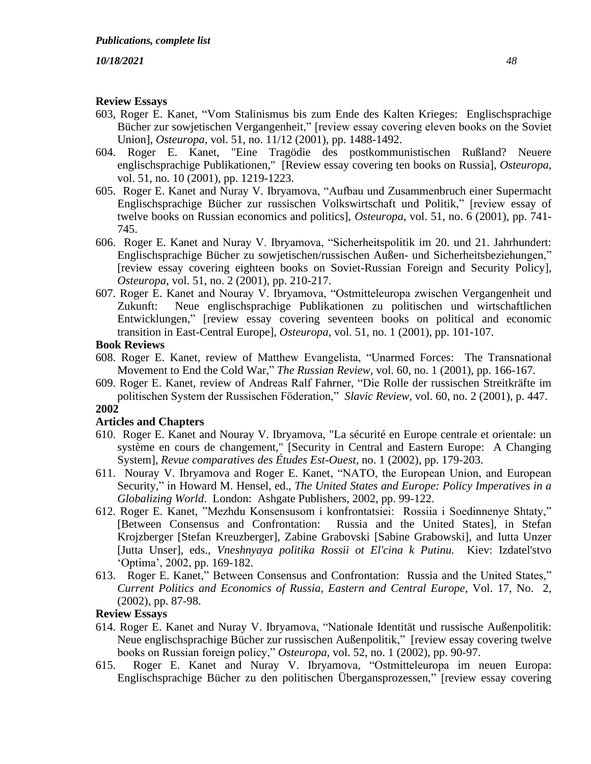**Review Essays**

603, Roger E. Kanet, “Vom Stalinismus bis zum Ende des Kalten Krieges: Englischsprachige Bücher zur sowjetischen Vergangenheit,” [review essay covering eleven books on the Soviet Union], *Osteuropa*, vol. 51, no. 11/12 (2001), pp. 1488-1492.

604. Roger E. Kanet, "Eine Tragödie des postkommunistischen Rußland? Neuere englischsprachige Publikationen," [Review essay covering ten books on Russia], *Osteuropa*, vol. 51, no. 10 (2001), pp. 1219-1223.

605. Roger E. Kanet and Nuray V. Ibryamova, “Aufbau und Zusammenbruch einer Supermacht Englischsprachige Bücher zur russischen Volkswirtschaft und Politik,” [review essay of twelve books on Russian economics and politics], *Osteuropa*, vol. 51, no. 6 (2001), pp. 741-745.

606. Roger E. Kanet and Nuray V. Ibryamova, “Sicherheitspolitik im 20. und 21. Jahrhundert: Englischsprachige Bücher zu sowjetischen/russischen Außen- und Sicherheitsbeziehungen,” [review essay covering eighteen books on Soviet-Russian Foreign and Security Policy], *Osteuropa*, vol. 51, no. 2 (2001), pp. 210-217.

607. Roger E. Kanet and Nouray V. Ibryamova, “Ostmitteleuropa zwischen Vergangenheit und Zukunft: Neue englischsprachige Publikationen zu politischen und wirtschaftlichen Entwicklungen,” [review essay covering seventeen books on political and economic transition in East-Central Europe], *Osteuropa*, vol. 51, no. 1 (2001), pp. 101-107.

**Book Reviews**

608. Roger E. Kanet, review of Matthew Evangelista, “Unarmed Forces: The Transnational Movement to End the Cold War,” *The Russian Review*, vol. 60, no. 1 (2001), pp. 166-167.

609. Roger E. Kanet, review of Andreas Ralf Fahrner, “Die Rolle der russischen Streitkräfte im politischen System der Russischen Föderation,” *Slavic Review*, vol. 60, no. 2 (2001), p. 447.

**2002**

**Articles and Chapters**

610. Roger E. Kanet and Nouray V. Ibryamova, "La sécurité en Europe centrale et orientale: un système en cours de changement," [Security in Central and Eastern Europe: A Changing System], *Revue comparatives des Études Est-Ouest*, no. 1 (2002), pp. 179-203.

611. Nouray V. Ibryamova and Roger E. Kanet, “NATO, the European Union, and European Security,” in Howard M. Hensel, ed., *The United States and Europe: Policy Imperatives in a Globalizing World*. London: Ashgate Publishers, 2002, pp. 99-122.

612. Roger E. Kanet, ”Mezhdu Konsensusom i konfrontatsiei: Rossiia i Soedinnenye Shtaty,” [Between Consensus and Confrontation: Russia and the United States], in Stefan Krojzberger [Stefan Kreuzberger], Zabine Grabovski [Sabine Grabowski], and Iutta Unzer [Jutta Unser], eds., *Vneshnyaya politika Rossii ot El'cina k Putinu.* Kiev: Izdatel'stvo ‘Optima’, 2002, pp. 169-182.

613. Roger E. Kanet,” Between Consensus and Confrontation: Russia and the United States,” *Current Politics and Economics of Russia, Eastern and Central Europe*, Vol. 17, No. 2, (2002), pp. 87-98.

**Review Essays**

614. Roger E. Kanet and Nuray V. Ibryamova, “Nationale Identität und russische Außenpolitik: Neue englischsprachige Bücher zur russischen Außenpolitik,” [review essay covering twelve books on Russian foreign policy,” *Osteuropa*, vol. 52, no. 1 (2002), pp. 90-97.

615. Roger E. Kanet and Nuray V. Ibryamova, “Ostmitteleuropa im neuen Europa: Englischsprachige Bücher zu den politischen Überganspozessen,” [review essay covering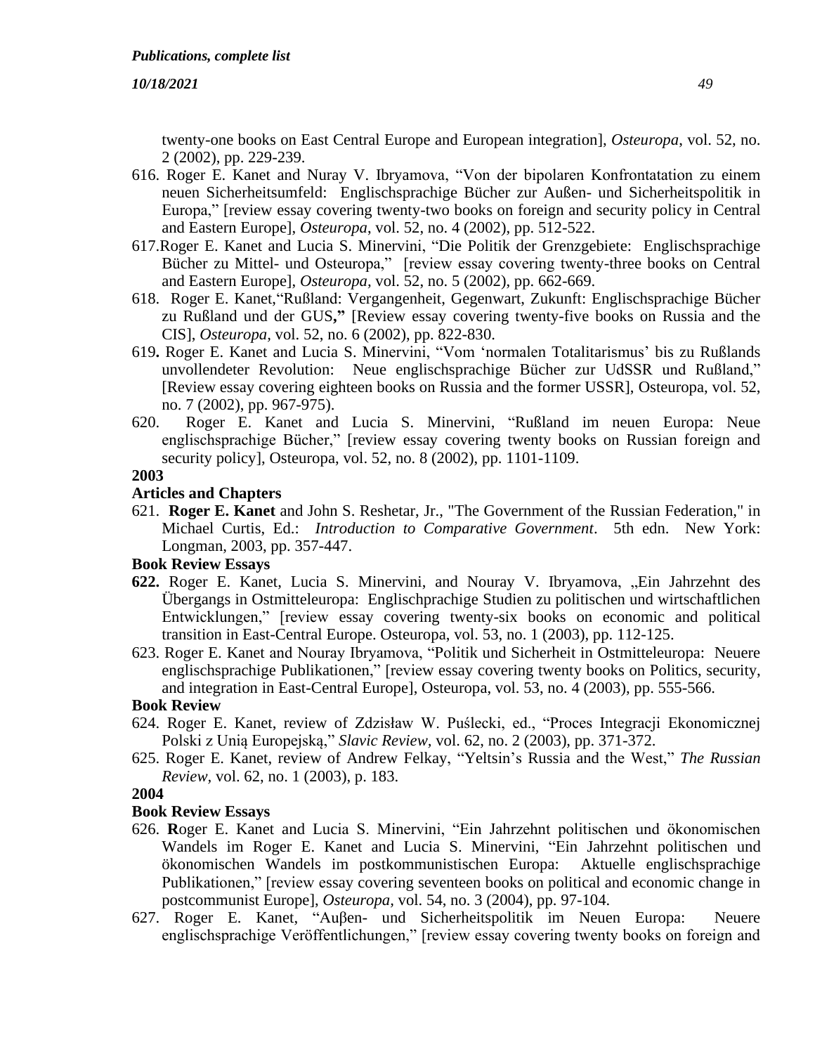twenty-one books on East Central Europe and European integration], *Osteuropa*, vol. 52, no. 2 (2002), pp. 229-239.

616. Roger E. Kanet and Nuray V. Ibryamova, “Von der bipolaren Konfrontatation zu einem neuen Sicherheitsumfeld: Englischsprachige Bücher zur Außen- und Sicherheitspolitik in Europa,” [review essay covering twenty-two books on foreign and security policy in Central and Eastern Europe], *Osteuropa*, vol. 52, no. 4 (2002), pp. 512-522.

617. Roger E. Kanet and Lucia S. Minervini, “Die Politik der Grenzgebiete: Englischsprachige Bücher zu Mittel- und Osteuropa,” [review essay covering twenty-three books on Central and Eastern Europe], *Osteuropa*, vol. 52, no. 5 (2002), pp. 662-669.

618. Roger E. Kanet,“Rußland: Vergangenheit, Gegenwart, Zukunft: Englischsprachige Bücher zu Rußland und der GUS**,”** [Review essay covering twenty-five books on Russia and the CIS], *Osteuropa*, vol. 52, no. 6 (2002), pp. 822-830.

619**.** Roger E. Kanet and Lucia S. Minervini, “Vom ‘normalen Totalitarismus’ bis zu Rußlands unvollendeter Revolution: Neue englischsprachige Bücher zur UdSSR und Rußland,” [Review essay covering eighteen books on Russia and the former USSR], Osteuropa, vol. 52, no. 7 (2002), pp. 967-975).

620. Roger E. Kanet and Lucia S. Minervini, “Rußland im neuen Europa: Neue englischsprachige Bücher,” [review essay covering twenty books on Russian foreign and security policy], Osteuropa, vol. 52, no. 8 (2002), pp. 1101-1109.

**2003**

**Articles and Chapters**

621. **Roger E. Kanet** and John S. Reshetar, Jr., "The Government of the Russian Federation," in Michael Curtis, Ed.: *Introduction to Comparative Government*. 5th edn. New York: Longman, 2003, pp. 357-447.

**Book Review Essays**

**622.** Roger E. Kanet, Lucia S. Minervini, and Nouray V. Ibryamova, „Ein Jahrzehnt des Übergangs in Ostmitteleuropa: Englischprachige Studien zu politischen und wirtschaftlichen Entwicklungen,” [review essay covering twenty-six books on economic and political transition in East-Central Europe. Osteuropa, vol. 53, no. 1 (2003), pp. 112-125.

623. Roger E. Kanet and Nouray Ibryamova, “Politik und Sicherheit in Ostmitteleuropa: Neuere englischsprachige Publikationen,” [review essay covering twenty books on Politics, security, and integration in East-Central Europe], Osteuropa, vol. 53, no. 4 (2003), pp. 555-566.

**Book Review**

624. Roger E. Kanet, review of Zdzisław W. Puślecki, ed., “Proces Integracji Ekonomicznej Polski z Unią Europejską,” *Slavic Review*, vol. 62, no. 2 (2003), pp. 371-372.

625. Roger E. Kanet, review of Andrew Felkay, “Yeltsin’s Russia and the West,” *The Russian Review*, vol. 62, no. 1 (2003), p. 183.

**2004**

**Book Review Essays**

626. **R**oger E. Kanet and Lucia S. Minervini, “Ein Jahrzehnt politischen und ökonomischen Wandels im Roger E. Kanet and Lucia S. Minervini, “Ein Jahrzehnt politischen und ökonomischen Wandels im postkommunistischen Europa: Aktuelle englischsprachige Publikationen,” [review essay covering seventeen books on political and economic change in postcommunist Europe], *Osteuropa*, vol. 54, no. 3 (2004), pp. 97-104.

627. Roger E. Kanet, “Auβen- und Sicherheitspolitik im Neuen Europa: Neuere englischsprachige Veröffentlichungen,” [review essay covering twenty books on foreign and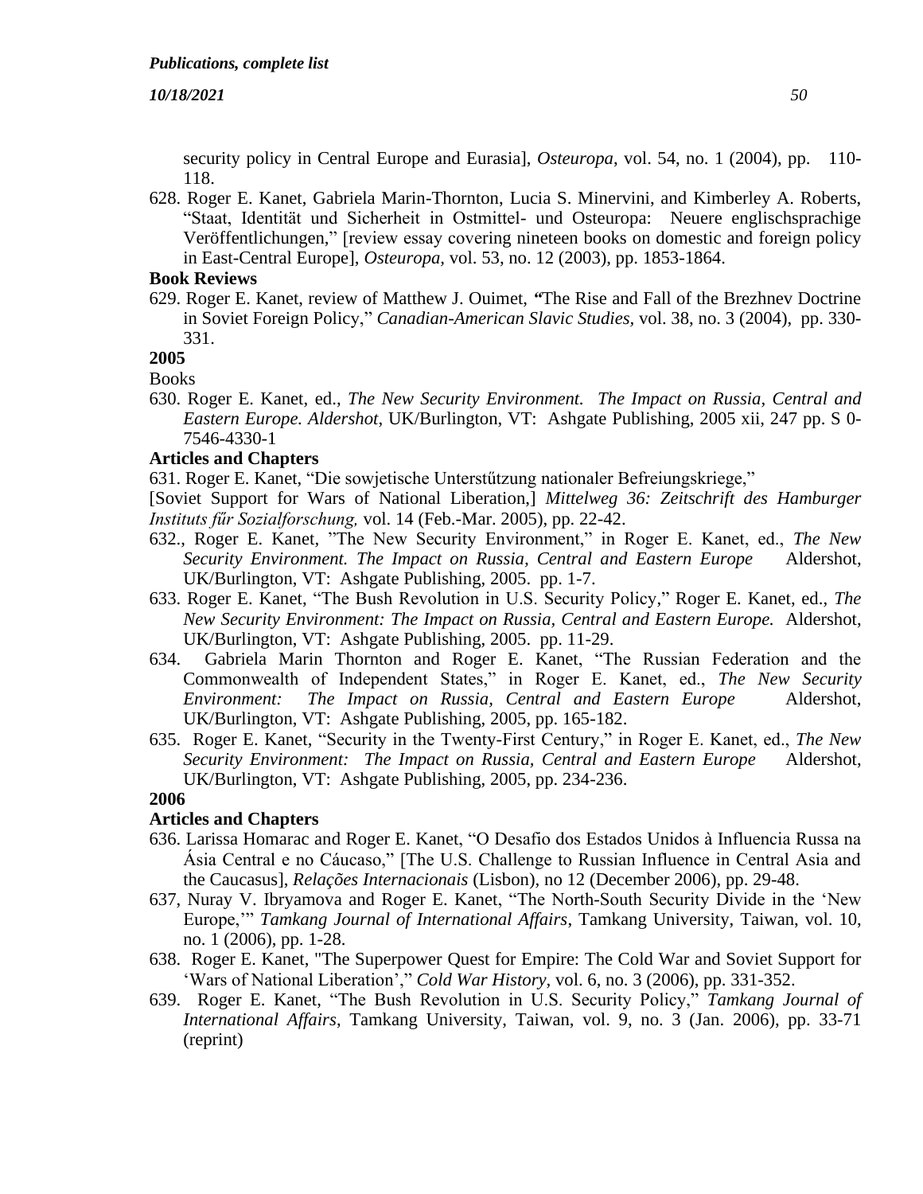security policy in Central Europe and Eurasia], *Osteuropa*, vol. 54, no. 1 (2004), pp. 110-118.

628. Roger E. Kanet, Gabriela Marin-Thornton, Lucia S. Minervini, and Kimberley A. Roberts, "Staat, Identität und Sicherheit in Ostmittel- und Osteuropa: Neuere englischsprachige Veröffentlichungen," [review essay covering nineteen books on domestic and foreign policy in East-Central Europe], *Osteuropa*, vol. 53, no. 12 (2003), pp. 1853-1864.

**Book Reviews**

629. Roger E. Kanet, review of Matthew J. Ouimet, "The Rise and Fall of the Brezhnev Doctrine in Soviet Foreign Policy," *Canadian-American Slavic Studies*, vol. 38, no. 3 (2004), pp. 330-331.

**2005**

Books

630. Roger E. Kanet, ed., *The New Security Environment. The Impact on Russia, Central and Eastern Europe. Aldershot*, UK/Burlington, VT: Ashgate Publishing, 2005 xii, 247 pp. S 0-7546-4330-1

**Articles and Chapters**

631. Roger E. Kanet, "Die sowjetische Unterstűtzung nationaler Befreiungskriege," [Soviet Support for Wars of National Liberation,] *Mittelweg 36: Zeitschrift des Hamburger Instituts fűr Sozialforschung,* vol. 14 (Feb.-Mar. 2005), pp. 22-42.

632., Roger E. Kanet, "The New Security Environment," in Roger E. Kanet, ed., *The New Security Environment. The Impact on Russia, Central and Eastern Europe* Aldershot, UK/Burlington, VT: Ashgate Publishing, 2005. pp. 1-7.

633. Roger E. Kanet, "The Bush Revolution in U.S. Security Policy," Roger E. Kanet, ed., *The New Security Environment: The Impact on Russia, Central and Eastern Europe.* Aldershot, UK/Burlington, VT: Ashgate Publishing, 2005. pp. 11-29.

634. Gabriela Marin Thornton and Roger E. Kanet, "The Russian Federation and the Commonwealth of Independent States," in Roger E. Kanet, ed., *The New Security Environment: The Impact on Russia, Central and Eastern Europe* Aldershot, UK/Burlington, VT: Ashgate Publishing, 2005, pp. 165-182.

635. Roger E. Kanet, "Security in the Twenty-First Century," in Roger E. Kanet, ed., *The New Security Environment: The Impact on Russia, Central and Eastern Europe* Aldershot, UK/Burlington, VT: Ashgate Publishing, 2005, pp. 234-236.

**2006**

**Articles and Chapters**

636. Larissa Homarac and Roger E. Kanet, "O Desafio dos Estados Unidos à Influencia Russa na Ásia Central e no Cáucaso," [The U.S. Challenge to Russian Influence in Central Asia and the Caucasus], *Relações Internacionais* (Lisbon), no 12 (December 2006), pp. 29-48.

637, Nuray V. Ibryamova and Roger E. Kanet, "The North-South Security Divide in the 'New Europe,'" *Tamkang Journal of International Affairs*, Tamkang University, Taiwan, vol. 10, no. 1 (2006), pp. 1-28.

638. Roger E. Kanet, "The Superpower Quest for Empire: The Cold War and Soviet Support for 'Wars of National Liberation'," *Cold War History,* vol. 6, no. 3 (2006), pp. 331-352.

639. Roger E. Kanet, "The Bush Revolution in U.S. Security Policy," *Tamkang Journal of International Affairs*, Tamkang University, Taiwan, vol. 9, no. 3 (Jan. 2006), pp. 33-71 (reprint)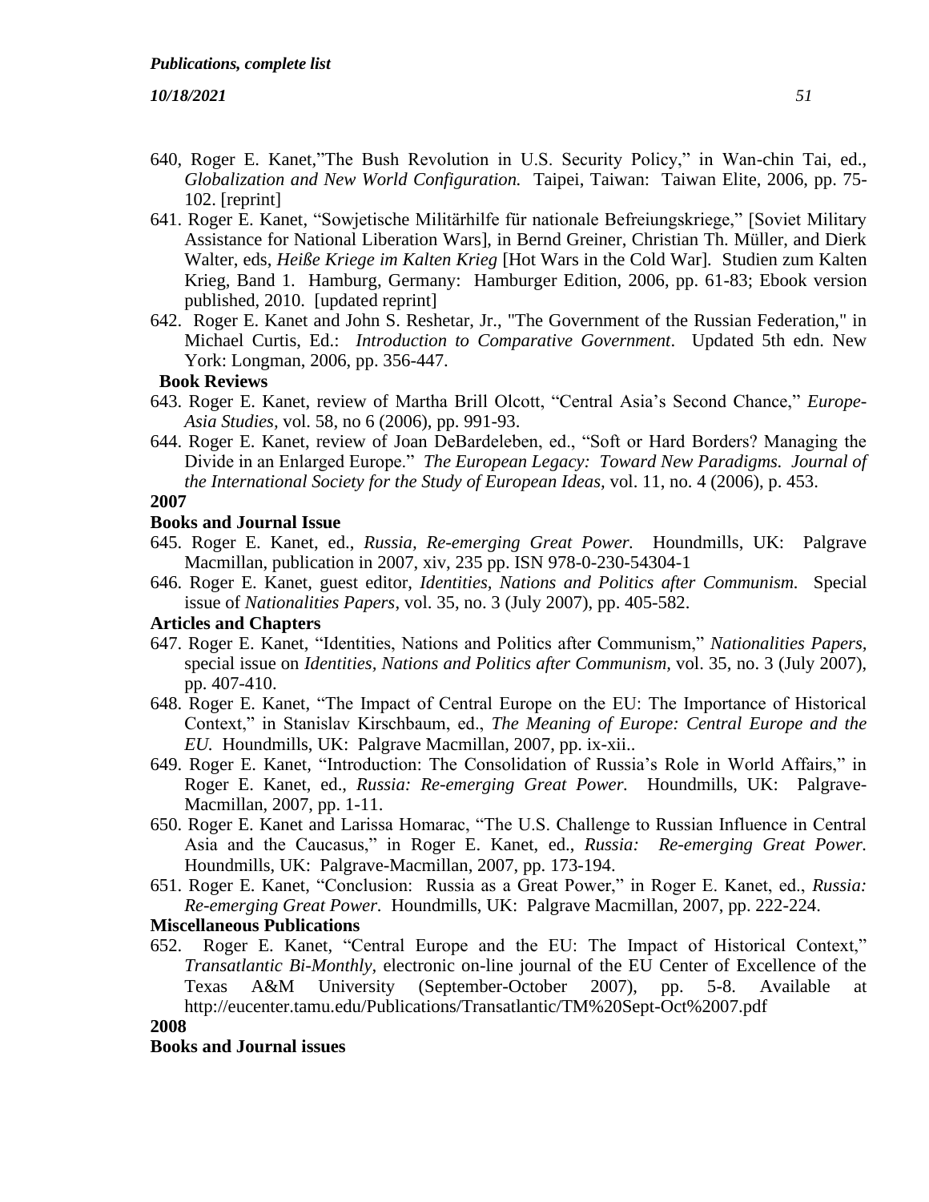640, Roger E. Kanet,"The Bush Revolution in U.S. Security Policy," in Wan-chin Tai, ed., *Globalization and New World Configuration.* Taipei, Taiwan: Taiwan Elite, 2006, pp. 75-102. [reprint]

641. Roger E. Kanet, "Sowjetische Militärhilfe für nationale Befreiungskriege," [Soviet Military Assistance for National Liberation Wars], in Bernd Greiner, Christian Th. Müller, and Dierk Walter, eds, *Heiße Kriege im Kalten Krieg* [Hot Wars in the Cold War]. Studien zum Kalten Krieg, Band 1. Hamburg, Germany: Hamburger Edition, 2006, pp. 61-83; Ebook version published, 2010. [updated reprint]

642. Roger E. Kanet and John S. Reshetar, Jr., "The Government of the Russian Federation," in Michael Curtis, Ed.: *Introduction to Comparative Government*. Updated 5th edn. New York: Longman, 2006, pp. 356-447.

**Book Reviews**

643. Roger E. Kanet, review of Martha Brill Olcott, "Central Asia's Second Chance," *Europe-Asia Studies,* vol. 58, no 6 (2006), pp. 991-93.

644. Roger E. Kanet, review of Joan DeBardeleben, ed., "Soft or Hard Borders? Managing the Divide in an Enlarged Europe." *The European Legacy: Toward New Paradigms. Journal of the International Society for the Study of European Ideas,* vol. 11, no. 4 (2006), p. 453.

**2007**

**Books and Journal Issue**

645. Roger E. Kanet, ed., *Russia, Re-emerging Great Power.* Houndmills, UK: Palgrave Macmillan, publication in 2007, xiv, 235 pp. ISN 978-0-230-54304-1

646. Roger E. Kanet, guest editor, *Identities, Nations and Politics after Communism.* Special issue of *Nationalities Papers*, vol. 35, no. 3 (July 2007), pp. 405-582.

**Articles and Chapters**

647. Roger E. Kanet, "Identities, Nations and Politics after Communism," *Nationalities Papers,* special issue on *Identities, Nations and Politics after Communism,* vol. 35, no. 3 (July 2007), pp. 407-410.

648. Roger E. Kanet, "The Impact of Central Europe on the EU: The Importance of Historical Context," in Stanislav Kirschbaum, ed., *The Meaning of Europe: Central Europe and the EU.* Houndmills, UK: Palgrave Macmillan, 2007, pp. ix-xii..

649. Roger E. Kanet, "Introduction: The Consolidation of Russia's Role in World Affairs," in Roger E. Kanet, ed., *Russia: Re-emerging Great Power.* Houndmills, UK: Palgrave-Macmillan, 2007, pp. 1-11.

650. Roger E. Kanet and Larissa Homarac, "The U.S. Challenge to Russian Influence in Central Asia and the Caucasus," in Roger E. Kanet, ed., *Russia: Re-emerging Great Power.* Houndmills, UK: Palgrave-Macmillan, 2007, pp. 173-194.

651. Roger E. Kanet, "Conclusion: Russia as a Great Power," in Roger E. Kanet, ed., *Russia: Re-emerging Great Power.* Houndmills, UK: Palgrave Macmillan, 2007, pp. 222-224.

**Miscellaneous Publications**

652. Roger E. Kanet, "Central Europe and the EU: The Impact of Historical Context," *Transatlantic Bi-Monthly,* electronic on-line journal of the EU Center of Excellence of the Texas A&M University (September-October 2007), pp. 5-8. Available at http://eucenter.tamu.edu/Publications/Transatlantic/TM%20Sept-Oct%2007.pdf

**2008**

**Books and Journal issues**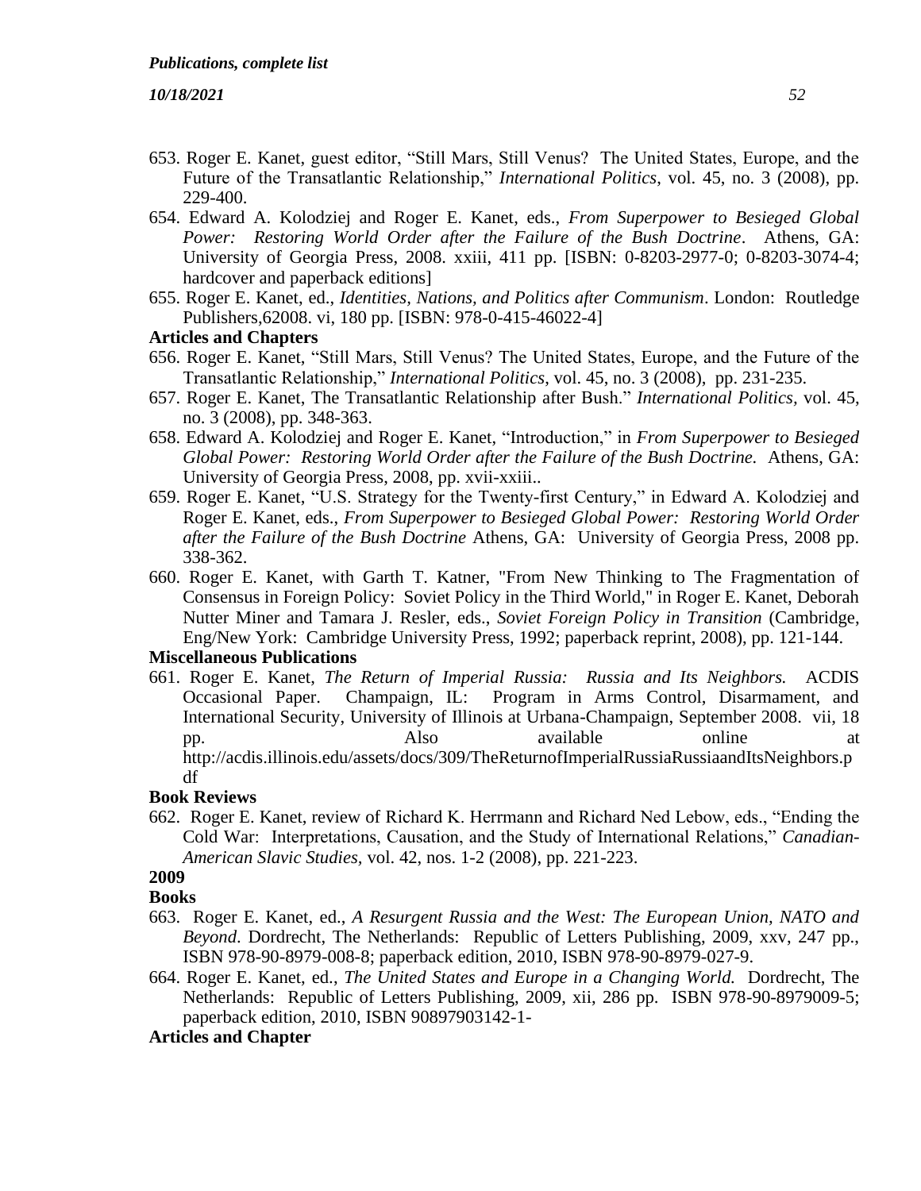653. Roger E. Kanet, guest editor, "Still Mars, Still Venus? The United States, Europe, and the Future of the Transatlantic Relationship," *International Politics*, vol. 45, no. 3 (2008), pp. 229-400.

654. Edward A. Kolodziej and Roger E. Kanet, eds., *From Superpower to Besieged Global Power: Restoring World Order after the Failure of the Bush Doctrine*. Athens, GA: University of Georgia Press, 2008. xxiii, 411 pp. [ISBN: 0-8203-2977-0; 0-8203-3074-4; hardcover and paperback editions]

655. Roger E. Kanet, ed., *Identities, Nations, and Politics after Communism*. London: Routledge Publishers,62008. vi, 180 pp. [ISBN: 978-0-415-46022-4]

**Articles and Chapters**

656. Roger E. Kanet, "Still Mars, Still Venus? The United States, Europe, and the Future of the Transatlantic Relationship," *International Politics*, vol. 45, no. 3 (2008), pp. 231-235.

657. Roger E. Kanet, The Transatlantic Relationship after Bush." *International Politics,* vol. 45, no. 3 (2008), pp. 348-363.

658. Edward A. Kolodziej and Roger E. Kanet, "Introduction," in *From Superpower to Besieged Global Power: Restoring World Order after the Failure of the Bush Doctrine.* Athens, GA: University of Georgia Press, 2008, pp. xvii-xxiii..

659. Roger E. Kanet, "U.S. Strategy for the Twenty-first Century," in Edward A. Kolodziej and Roger E. Kanet, eds., *From Superpower to Besieged Global Power: Restoring World Order after the Failure of the Bush Doctrine* Athens, GA: University of Georgia Press, 2008 pp. 338-362.

660. Roger E. Kanet, with Garth T. Katner, "From New Thinking to The Fragmentation of Consensus in Foreign Policy: Soviet Policy in the Third World," in Roger E. Kanet, Deborah Nutter Miner and Tamara J. Resler, eds., *Soviet Foreign Policy in Transition* (Cambridge, Eng/New York: Cambridge University Press, 1992; paperback reprint, 2008), pp. 121-144.

**Miscellaneous Publications**

661. Roger E. Kanet, *The Return of Imperial Russia: Russia and Its Neighbors.* ACDIS Occasional Paper. Champaign, IL: Program in Arms Control, Disarmament, and International Security, University of Illinois at Urbana-Champaign, September 2008. vii, 18 pp. Also available online at http://acdis.illinois.edu/assets/docs/309/TheReturnofImperialRussiaRussiaandItsNeighbors.pdf

**Book Reviews**

662. Roger E. Kanet, review of Richard K. Herrmann and Richard Ned Lebow, eds., "Ending the Cold War: Interpretations, Causation, and the Study of International Relations," *Canadian-American Slavic Studies*, vol. 42, nos. 1-2 (2008), pp. 221-223.

**2009**

**Books**

663. Roger E. Kanet, ed., *A Resurgent Russia and the West: The European Union, NATO and Beyond*. Dordrecht, The Netherlands: Republic of Letters Publishing, 2009, xxv, 247 pp., ISBN 978-90-8979-008-8; paperback edition, 2010, ISBN 978-90-8979-027-9.

664. Roger E. Kanet, ed., *The United States and Europe in a Changing World.* Dordrecht, The Netherlands: Republic of Letters Publishing, 2009, xii, 286 pp. ISBN 978-90-8979009-5; paperback edition, 2010, ISBN 90897903142-1-

**Articles and Chapter**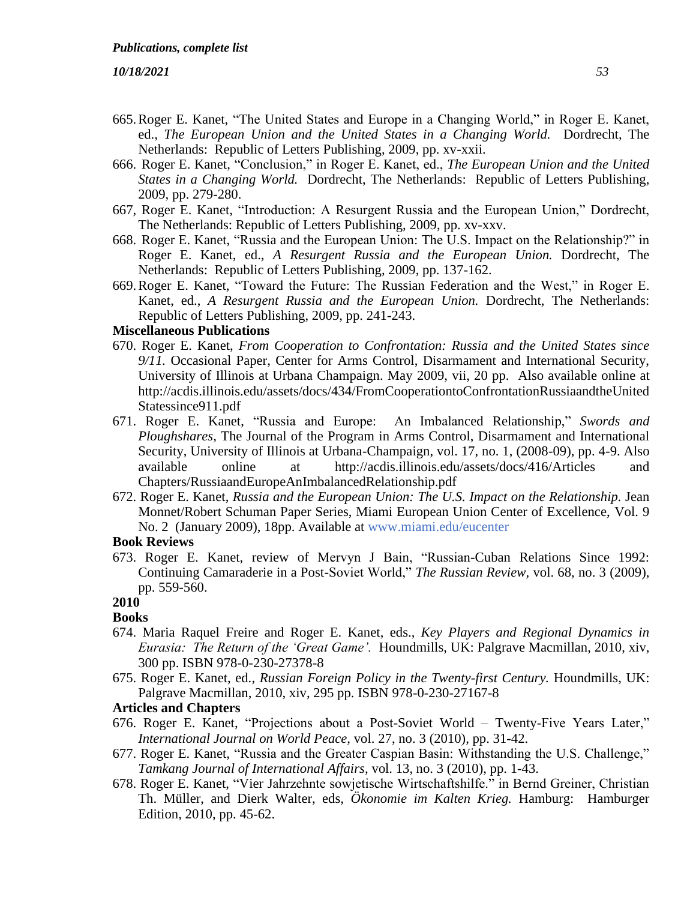665. Roger E. Kanet, "The United States and Europe in a Changing World," in Roger E. Kanet, ed., *The European Union and the United States in a Changing World.* Dordrecht, The Netherlands: Republic of Letters Publishing, 2009, pp. xv-xxii.
666. Roger E. Kanet, "Conclusion," in Roger E. Kanet, ed., *The European Union and the United States in a Changing World.* Dordrecht, The Netherlands: Republic of Letters Publishing, 2009, pp. 279-280.
667, Roger E. Kanet, "Introduction: A Resurgent Russia and the European Union," Dordrecht, The Netherlands: Republic of Letters Publishing, 2009, pp. xv-xxv.
668. Roger E. Kanet, "Russia and the European Union: The U.S. Impact on the Relationship?" in Roger E. Kanet, ed., *A Resurgent Russia and the European Union.* Dordrecht, The Netherlands: Republic of Letters Publishing, 2009, pp. 137-162.
669. Roger E. Kanet, "Toward the Future: The Russian Federation and the West," in Roger E. Kanet, ed., *A Resurgent Russia and the European Union.* Dordrecht, The Netherlands: Republic of Letters Publishing, 2009, pp. 241-243.

**Miscellaneous Publications**

670. Roger E. Kanet, *From Cooperation to Confrontation: Russia and the United States since 9/11.* Occasional Paper, Center for Arms Control, Disarmament and International Security, University of Illinois at Urbana Champaign. May 2009, vii, 20 pp. Also available online at http://acdis.illinois.edu/assets/docs/434/FromCooperationtoConfrontationRussiaandtheUnitedStatessince911.pdf
671. Roger E. Kanet, "Russia and Europe: An Imbalanced Relationship," *Swords and Ploughshares,* The Journal of the Program in Arms Control, Disarmament and International Security, University of Illinois at Urbana-Champaign, vol. 17, no. 1, (2008-09), pp. 4-9. Also available online at http://acdis.illinois.edu/assets/docs/416/Articles and Chapters/RussiaandEuropeAnImbalancedRelationship.pdf
672. Roger E. Kanet, *Russia and the European Union: The U.S. Impact on the Relationship.* Jean Monnet/Robert Schuman Paper Series, Miami European Union Center of Excellence, Vol. 9 No. 2 (January 2009), 18pp. Available at www.miami.edu/eucenter

**Book Reviews**

673. Roger E. Kanet, review of Mervyn J Bain, "Russian-Cuban Relations Since 1992: Continuing Camaraderie in a Post-Soviet World," *The Russian Review,* vol. 68, no. 3 (2009), pp. 559-560.

**2010**

**Books**

674. Maria Raquel Freire and Roger E. Kanet, eds., *Key Players and Regional Dynamics in Eurasia: The Return of the 'Great Game'.* Houndmills, UK: Palgrave Macmillan, 2010, xiv, 300 pp. ISBN 978-0-230-27378-8
675. Roger E. Kanet, ed., *Russian Foreign Policy in the Twenty-first Century.* Houndmills, UK: Palgrave Macmillan, 2010, xiv, 295 pp. ISBN 978-0-230-27167-8

**Articles and Chapters**

676. Roger E. Kanet, "Projections about a Post-Soviet World – Twenty-Five Years Later," *International Journal on World Peace,* vol. 27, no. 3 (2010), pp. 31-42.
677. Roger E. Kanet, "Russia and the Greater Caspian Basin: Withstanding the U.S. Challenge," *Tamkang Journal of International Affairs,* vol. 13, no. 3 (2010), pp. 1-43.
678. Roger E. Kanet, "Vier Jahrzehnte sowjetische Wirtschaftshilfe." in Bernd Greiner, Christian Th. Müller, and Dierk Walter, eds, *Ökonomie im Kalten Krieg.* Hamburg: Hamburger Edition, 2010, pp. 45-62.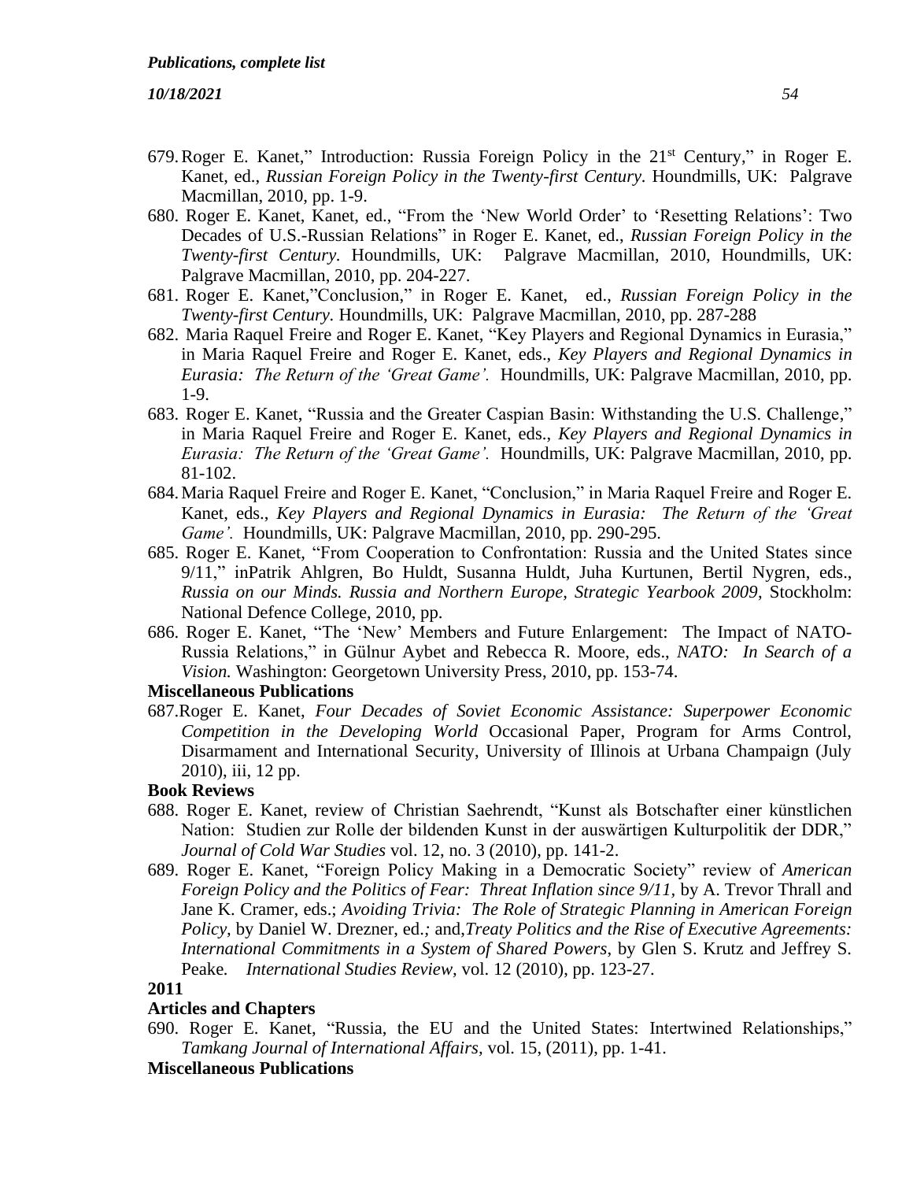679. Roger E. Kanet," Introduction: Russia Foreign Policy in the 21st Century," in Roger E. Kanet, ed., *Russian Foreign Policy in the Twenty-first Century*. Houndmills, UK: Palgrave Macmillan, 2010, pp. 1-9.

680. Roger E. Kanet, Kanet, ed., "From the 'New World Order' to 'Resetting Relations': Two Decades of U.S.-Russian Relations" in Roger E. Kanet, ed., *Russian Foreign Policy in the Twenty-first Century*. Houndmills, UK: Palgrave Macmillan, 2010, Houndmills, UK: Palgrave Macmillan, 2010, pp. 204-227.

681. Roger E. Kanet,"Conclusion," in Roger E. Kanet, ed., *Russian Foreign Policy in the Twenty-first Century*. Houndmills, UK: Palgrave Macmillan, 2010, pp. 287-288

682. Maria Raquel Freire and Roger E. Kanet, "Key Players and Regional Dynamics in Eurasia," in Maria Raquel Freire and Roger E. Kanet, eds., *Key Players and Regional Dynamics in Eurasia: The Return of the 'Great Game'.* Houndmills, UK: Palgrave Macmillan, 2010, pp. 1-9.

683. Roger E. Kanet, "Russia and the Greater Caspian Basin: Withstanding the U.S. Challenge," in Maria Raquel Freire and Roger E. Kanet, eds., *Key Players and Regional Dynamics in Eurasia: The Return of the 'Great Game'.* Houndmills, UK: Palgrave Macmillan, 2010, pp. 81-102.

684. Maria Raquel Freire and Roger E. Kanet, "Conclusion," in Maria Raquel Freire and Roger E. Kanet, eds., *Key Players and Regional Dynamics in Eurasia: The Return of the 'Great Game'.* Houndmills, UK: Palgrave Macmillan, 2010, pp. 290-295.

685. Roger E. Kanet, "From Cooperation to Confrontation: Russia and the United States since 9/11," inPatrik Ahlgren, Bo Huldt, Susanna Huldt, Juha Kurtunen, Bertil Nygren, eds., *Russia on our Minds. Russia and Northern Europe, Strategic Yearbook 2009*, Stockholm: National Defence College, 2010, pp.

686. Roger E. Kanet, "The 'New' Members and Future Enlargement: The Impact of NATO-Russia Relations," in Gülnur Aybet and Rebecca R. Moore, eds., *NATO: In Search of a Vision.* Washington: Georgetown University Press, 2010, pp. 153-74.

**Miscellaneous Publications**

687. Roger E. Kanet, *Four Decades of Soviet Economic Assistance: Superpower Economic Competition in the Developing World* Occasional Paper, Program for Arms Control, Disarmament and International Security, University of Illinois at Urbana Champaign (July 2010), iii, 12 pp.

**Book Reviews**

688. Roger E. Kanet, review of Christian Saehrendt, "Kunst als Botschafter einer künstlichen Nation: Studien zur Rolle der bildenden Kunst in der auswärtigen Kulturpolitik der DDR," *Journal of Cold War Studies* vol. 12, no. 3 (2010), pp. 141-2.

689. Roger E. Kanet, "Foreign Policy Making in a Democratic Society" review of *American Foreign Policy and the Politics of Fear: Threat Inflation since 9/11,* by A. Trevor Thrall and Jane K. Cramer, eds.; *Avoiding Trivia: The Role of Strategic Planning in American Foreign Policy,* by Daniel W. Drezner, ed.*;* and,*Treaty Politics and the Rise of Executive Agreements: International Commitments in a System of Shared Powers*, by Glen S. Krutz and Jeffrey S. Peake*. International Studies Review,* vol. 12 (2010), pp. 123-27.

**2011**

**Articles and Chapters**

690. Roger E. Kanet, "Russia, the EU and the United States: Intertwined Relationships," *Tamkang Journal of International Affairs,* vol. 15, (2011), pp. 1-41.

**Miscellaneous Publications**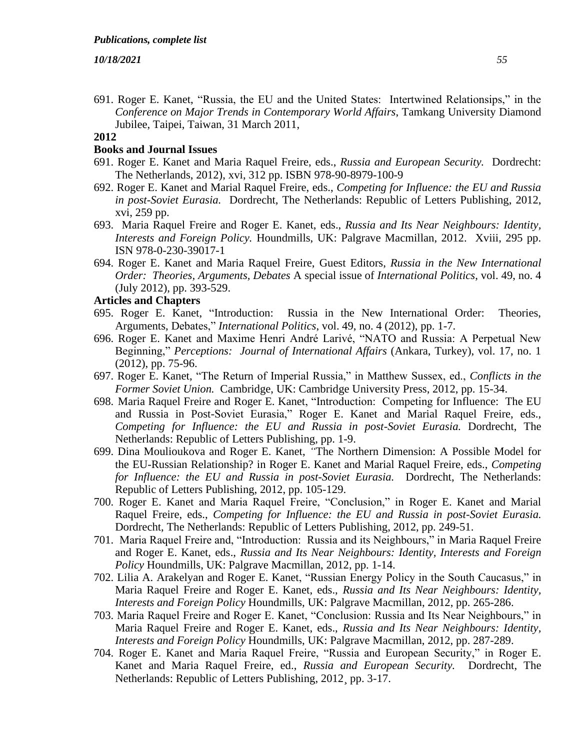691. Roger E. Kanet, “Russia, the EU and the United States: Intertwined Relationsips,” in the *Conference on Major Trends in Contemporary World Affairs*, Tamkang University Diamond Jubilee, Taipei, Taiwan, 31 March 2011,

**2012**

**Books and Journal Issues**

691. Roger E. Kanet and Maria Raquel Freire, eds., *Russia and European Security.* Dordrecht: The Netherlands, 2012), xvi, 312 pp. ISBN 978-90-8979-100-9
692. Roger E. Kanet and Marial Raquel Freire, eds., *Competing for Influence: the EU and Russia in post-Soviet Eurasia.* Dordrecht, The Netherlands: Republic of Letters Publishing, 2012, xvi, 259 pp.
693. Maria Raquel Freire and Roger E. Kanet, eds., *Russia and Its Near Neighbours: Identity, Interests and Foreign Policy.* Houndmills, UK: Palgrave Macmillan, 2012. Xviii, 295 pp. ISN 978-0-230-39017-1
694. Roger E. Kanet and Maria Raquel Freire, Guest Editors, *Russia in the New International Order: Theories, Arguments, Debates* A special issue of *International Politics*, vol. 49, no. 4 (July 2012), pp. 393-529.

**Articles and Chapters**

695. Roger E. Kanet, “Introduction: Russia in the New International Order: Theories, Arguments, Debates,” *International Politics*, vol. 49, no. 4 (2012), pp. 1-7.
696. Roger E. Kanet and Maxime Henri André Larivé, “NATO and Russia: A Perpetual New Beginning,” *Perceptions: Journal of International Affairs* (Ankara, Turkey), vol. 17, no. 1 (2012), pp. 75-96.
697. Roger E. Kanet, “The Return of Imperial Russia,” in Matthew Sussex, ed., *Conflicts in the Former Soviet Union.* Cambridge, UK: Cambridge University Press, 2012, pp. 15-34.
698. Maria Raquel Freire and Roger E. Kanet, “Introduction: Competing for Influence: The EU and Russia in Post-Soviet Eurasia,” Roger E. Kanet and Marial Raquel Freire, eds., *Competing for Influence: the EU and Russia in post-Soviet Eurasia.* Dordrecht, The Netherlands: Republic of Letters Publishing, pp. 1-9.
699. Dina Moulioukova and Roger E. Kanet, *“*The Northern Dimension: A Possible Model for the EU-Russian Relationship? in Roger E. Kanet and Marial Raquel Freire, eds., *Competing for Influence: the EU and Russia in post-Soviet Eurasia.* Dordrecht, The Netherlands: Republic of Letters Publishing, 2012, pp. 105-129.
700. Roger E. Kanet and Maria Raquel Freire, “Conclusion,” in Roger E. Kanet and Marial Raquel Freire, eds., *Competing for Influence: the EU and Russia in post-Soviet Eurasia.* Dordrecht, The Netherlands: Republic of Letters Publishing, 2012, pp. 249-51.
701. Maria Raquel Freire and, “Introduction: Russia and its Neighbours,” in Maria Raquel Freire and Roger E. Kanet, eds., *Russia and Its Near Neighbours: Identity, Interests and Foreign Policy* Houndmills, UK: Palgrave Macmillan, 2012, pp. 1-14.
702. Lilia A. Arakelyan and Roger E. Kanet, “Russian Energy Policy in the South Caucasus,” in Maria Raquel Freire and Roger E. Kanet, eds., *Russia and Its Near Neighbours: Identity, Interests and Foreign Policy* Houndmills, UK: Palgrave Macmillan, 2012, pp. 265-286.
703. Maria Raquel Freire and Roger E. Kanet, “Conclusion: Russia and Its Near Neighbours,” in Maria Raquel Freire and Roger E. Kanet, eds., *Russia and Its Near Neighbours: Identity, Interests and Foreign Policy* Houndmills, UK: Palgrave Macmillan, 2012, pp. 287-289.
704. Roger E. Kanet and Maria Raquel Freire, “Russia and European Security,” in Roger E. Kanet and Maria Raquel Freire, ed., *Russia and European Security.* Dordrecht, The Netherlands: Republic of Letters Publishing, 2012¸ pp. 3-17.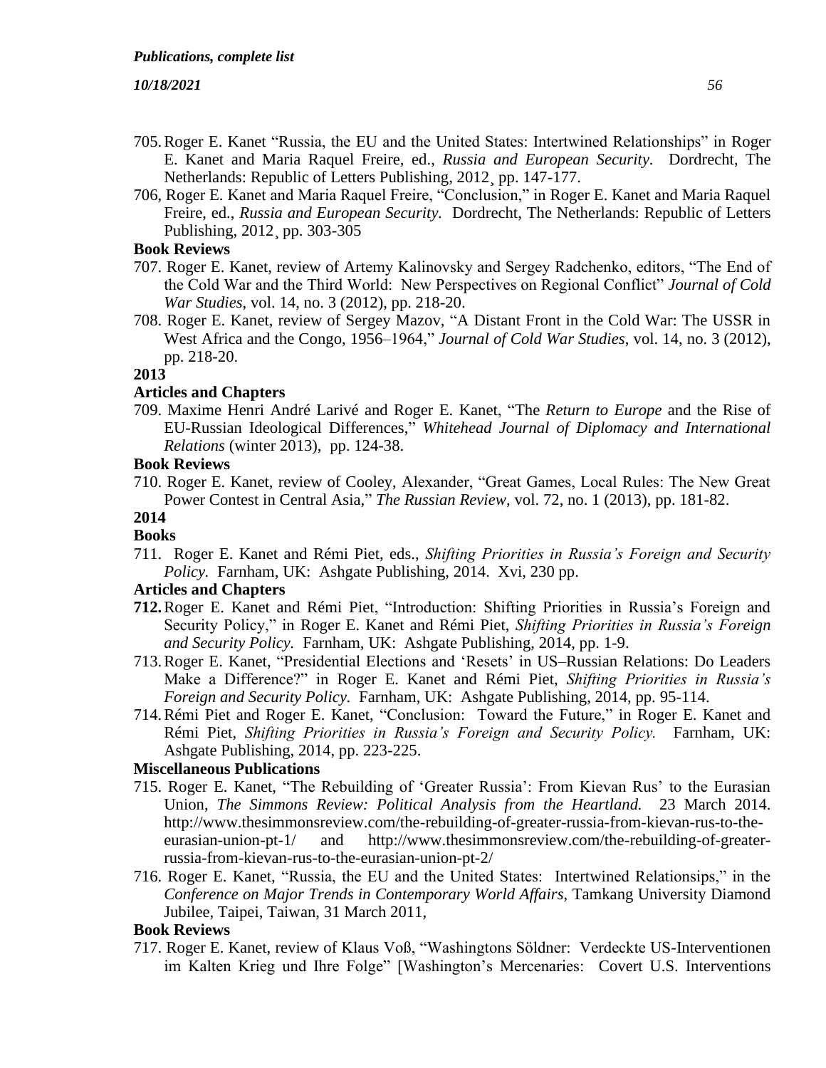705. Roger E. Kanet "Russia, the EU and the United States: Intertwined Relationships" in Roger E. Kanet and Maria Raquel Freire, ed., *Russia and European Security.* Dordrecht, The Netherlands: Republic of Letters Publishing, 2012¸ pp. 147-177.

706, Roger E. Kanet and Maria Raquel Freire, "Conclusion," in Roger E. Kanet and Maria Raquel Freire, ed., *Russia and European Security.* Dordrecht, The Netherlands: Republic of Letters Publishing, 2012¸ pp. 303-305

**Book Reviews**

707. Roger E. Kanet, review of Artemy Kalinovsky and Sergey Radchenko, editors, "The End of the Cold War and the Third World: New Perspectives on Regional Conflict" *Journal of Cold War Studies*, vol. 14, no. 3 (2012), pp. 218-20.

708. Roger E. Kanet, review of Sergey Mazov, "A Distant Front in the Cold War: The USSR in West Africa and the Congo, 1956–1964," *Journal of Cold War Studies*, vol. 14, no. 3 (2012), pp. 218-20.

**2013**

**Articles and Chapters**

709. Maxime Henri André Larivé and Roger E. Kanet, "The *Return to Europe* and the Rise of EU-Russian Ideological Differences," *Whitehead Journal of Diplomacy and International Relations* (winter 2013), pp. 124-38.

**Book Reviews**

710. Roger E. Kanet, review of Cooley, Alexander, "Great Games, Local Rules: The New Great Power Contest in Central Asia," *The Russian Review*, vol. 72, no. 1 (2013), pp. 181-82.

**2014**

**Books**

711. Roger E. Kanet and Rémi Piet, eds., *Shifting Priorities in Russia's Foreign and Security Policy.* Farnham, UK: Ashgate Publishing, 2014. Xvi, 230 pp.

**Articles and Chapters**

**712.** Roger E. Kanet and Rémi Piet, "Introduction: Shifting Priorities in Russia's Foreign and Security Policy," in Roger E. Kanet and Rémi Piet, *Shifting Priorities in Russia's Foreign and Security Policy.* Farnham, UK: Ashgate Publishing, 2014, pp. 1-9.

713. Roger E. Kanet, "Presidential Elections and 'Resets' in US–Russian Relations: Do Leaders Make a Difference?" in Roger E. Kanet and Rémi Piet, *Shifting Priorities in Russia's Foreign and Security Policy.* Farnham, UK: Ashgate Publishing, 2014, pp. 95-114.

714. Rémi Piet and Roger E. Kanet, "Conclusion: Toward the Future," in Roger E. Kanet and Rémi Piet, *Shifting Priorities in Russia's Foreign and Security Policy.* Farnham, UK: Ashgate Publishing, 2014, pp. 223-225.

**Miscellaneous Publications**

715. Roger E. Kanet, "The Rebuilding of 'Greater Russia': From Kievan Rus' to the Eurasian Union, *The Simmons Review: Political Analysis from the Heartland.* 23 March 2014. http://www.thesimmonsreview.com/the-rebuilding-of-greater-russia-from-kievan-rus-to-the-eurasian-union-pt-1/ and http://www.thesimmonsreview.com/the-rebuilding-of-greater-russia-from-kievan-rus-to-the-eurasian-union-pt-2/

716. Roger E. Kanet, "Russia, the EU and the United States: Intertwined Relationsips," in the *Conference on Major Trends in Contemporary World Affairs*, Tamkang University Diamond Jubilee, Taipei, Taiwan, 31 March 2011,

**Book Reviews**

717. Roger E. Kanet, review of Klaus Voß, "Washingtons Söldner: Verdeckte US-Interventionen im Kalten Krieg und Ihre Folge" [Washington's Mercenaries: Covert U.S. Interventions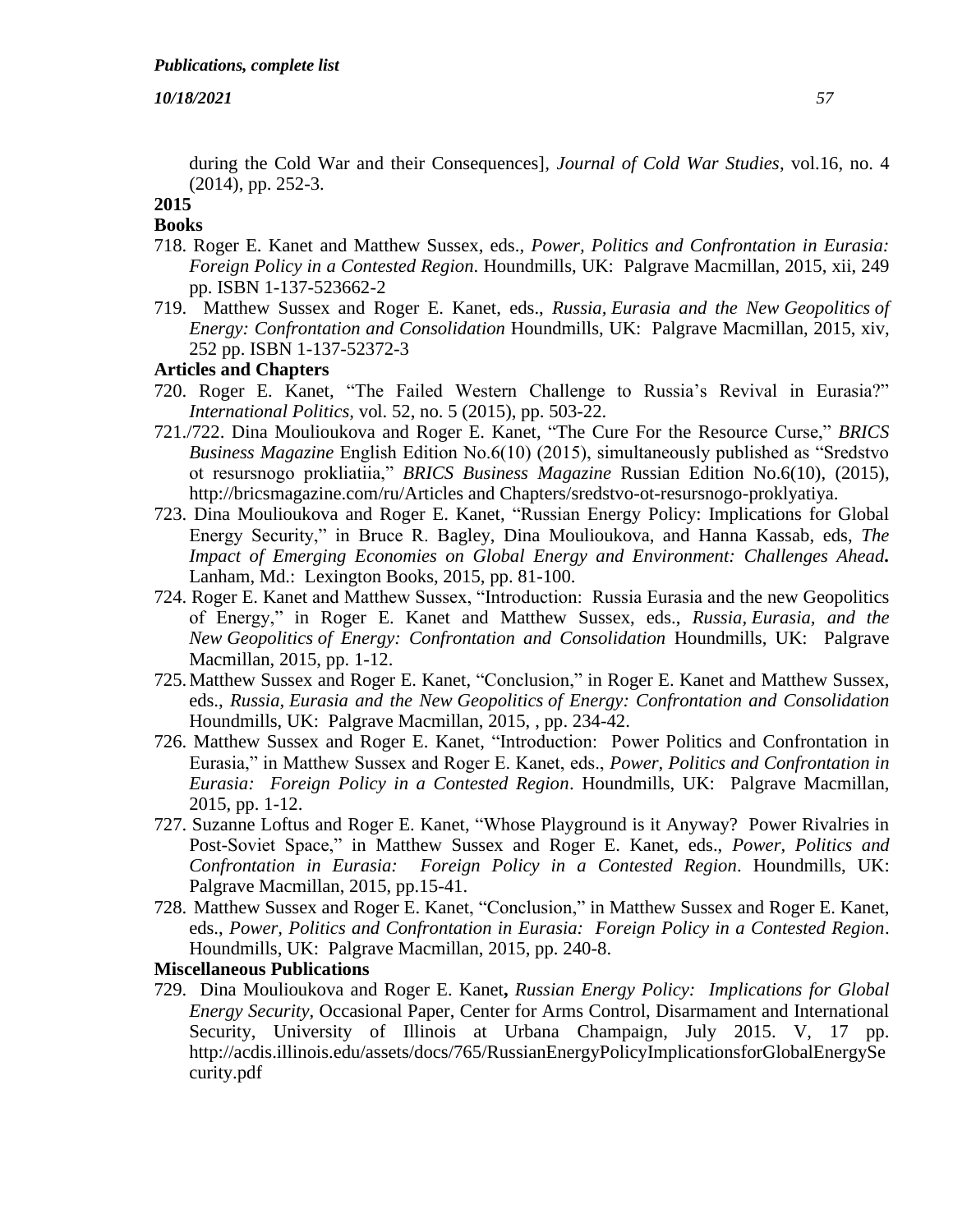during the Cold War and their Consequences], *Journal of Cold War Studies*, vol.16, no. 4 (2014), pp. 252-3.

**2015**

**Books**

718. Roger E. Kanet and Matthew Sussex, eds., *Power, Politics and Confrontation in Eurasia: Foreign Policy in a Contested Region*. Houndmills, UK: Palgrave Macmillan, 2015, xii, 249 pp. ISBN 1-137-523662-2

719. Matthew Sussex and Roger E. Kanet, eds., *Russia, Eurasia and the New Geopolitics of Energy: Confrontation and Consolidation* Houndmills, UK: Palgrave Macmillan, 2015, xiv, 252 pp. ISBN 1-137-52372-3

**Articles and Chapters**

720. Roger E. Kanet, "The Failed Western Challenge to Russia's Revival in Eurasia?" *International Politics*, vol. 52, no. 5 (2015), pp. 503-22.

721./722. Dina Moulioukova and Roger E. Kanet, "The Cure For the Resource Curse," *BRICS Business Magazine* English Edition No.6(10) (2015), simultaneously published as "Sredstvo ot resursnogo prokliatiia," *BRICS Business Magazine* Russian Edition No.6(10), (2015), http://bricsmagazine.com/ru/Articles and Chapters/sredstvo-ot-resursnogo-proklyatiya.

723. Dina Moulioukova and Roger E. Kanet, "Russian Energy Policy: Implications for Global Energy Security," in Bruce R. Bagley, Dina Moulioukova, and Hanna Kassab, eds, *The Impact of Emerging Economies on Global Energy and Environment: Challenges Ahead.* Lanham, Md.: Lexington Books, 2015, pp. 81-100.

724. Roger E. Kanet and Matthew Sussex, "Introduction: Russia Eurasia and the new Geopolitics of Energy," in Roger E. Kanet and Matthew Sussex, eds., *Russia, Eurasia, and the New Geopolitics of Energy: Confrontation and Consolidation* Houndmills, UK: Palgrave Macmillan, 2015, pp. 1-12.

725. Matthew Sussex and Roger E. Kanet, "Conclusion," in Roger E. Kanet and Matthew Sussex, eds., *Russia, Eurasia and the New Geopolitics of Energy: Confrontation and Consolidation* Houndmills, UK: Palgrave Macmillan, 2015, , pp. 234-42.

726. Matthew Sussex and Roger E. Kanet, "Introduction: Power Politics and Confrontation in Eurasia," in Matthew Sussex and Roger E. Kanet, eds., *Power, Politics and Confrontation in Eurasia: Foreign Policy in a Contested Region*. Houndmills, UK: Palgrave Macmillan, 2015, pp. 1-12.

727. Suzanne Loftus and Roger E. Kanet, "Whose Playground is it Anyway? Power Rivalries in Post-Soviet Space," in Matthew Sussex and Roger E. Kanet, eds., *Power, Politics and Confrontation in Eurasia: Foreign Policy in a Contested Region*. Houndmills, UK: Palgrave Macmillan, 2015, pp.15-41.

728. Matthew Sussex and Roger E. Kanet, "Conclusion," in Matthew Sussex and Roger E. Kanet, eds., *Power, Politics and Confrontation in Eurasia: Foreign Policy in a Contested Region*. Houndmills, UK: Palgrave Macmillan, 2015, pp. 240-8.

**Miscellaneous Publications**

729. Dina Moulioukova and Roger E. Kanet**,** *Russian Energy Policy: Implications for Global Energy Security*, Occasional Paper, Center for Arms Control, Disarmament and International Security, University of Illinois at Urbana Champaign, July 2015. V, 17 pp. http://acdis.illinois.edu/assets/docs/765/RussianEnergyPolicyImplicationsforGlobalEnergySecurity.pdf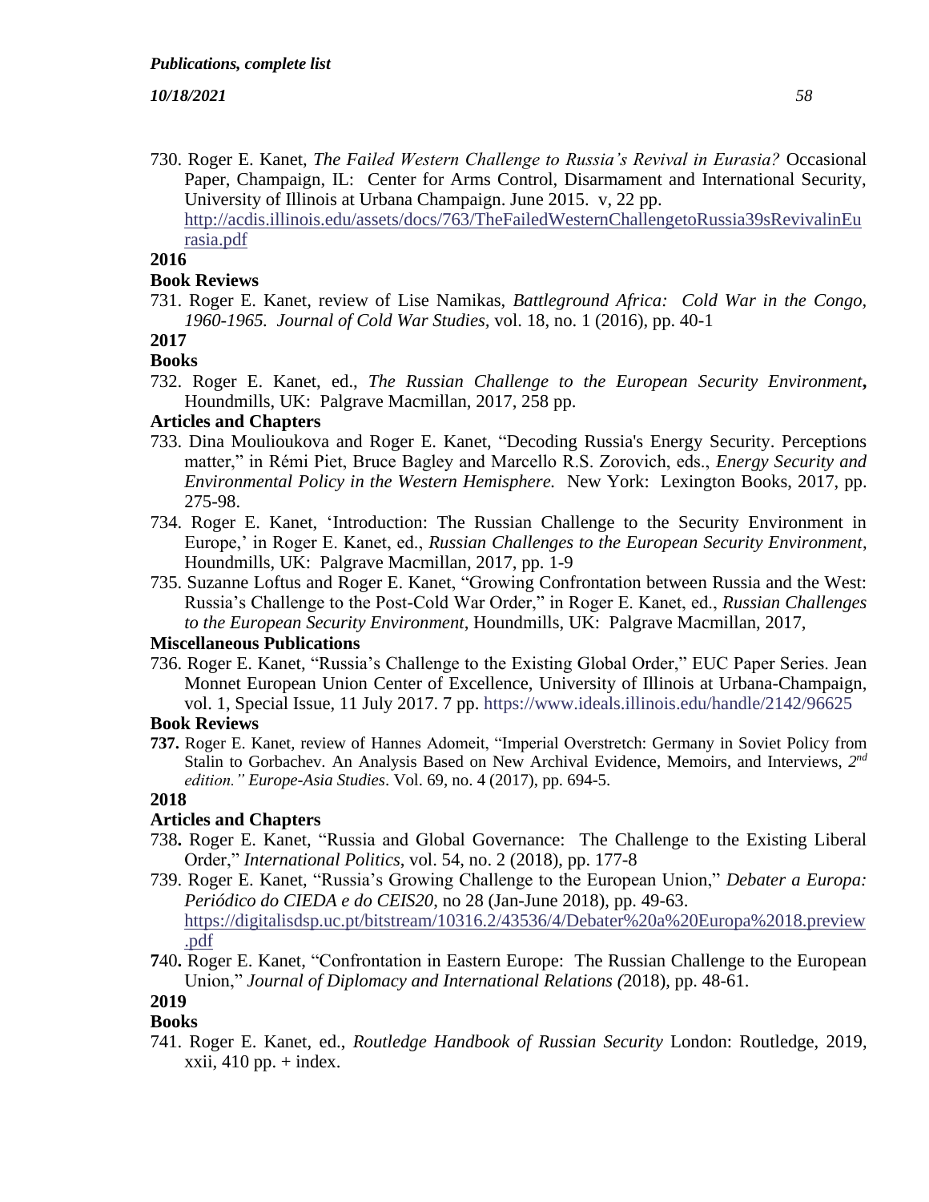730. Roger E. Kanet, *The Failed Western Challenge to Russia's Revival in Eurasia?* Occasional Paper, Champaign, IL: Center for Arms Control, Disarmament and International Security, University of Illinois at Urbana Champaign. June 2015. v, 22 pp. [http://acdis.illinois.edu/assets/docs/763/TheFailedWesternChallengetoRussia39sRevivalinEurasia.pdf](http://acdis.illinois.edu/assets/docs/763/TheFailedWesternChallengetoRussia39sRevivalinEurasia.pdf)

**2016**

**Book Reviews**

731. Roger E. Kanet, review of Lise Namikas, *Battleground Africa: Cold War in the Congo, 1960-1965. Journal of Cold War Studies,* vol. 18, no. 1 (2016), pp. 40-1

**2017**

**Books**

732. Roger E. Kanet, ed., *The Russian Challenge to the European Security Environment***,** Houndmills, UK: Palgrave Macmillan, 2017, 258 pp.

**Articles and Chapters**

733. Dina Moulioukova and Roger E. Kanet, "Decoding Russia's Energy Security. Perceptions matter," in Rémi Piet, Bruce Bagley and Marcello R.S. Zorovich, eds., *Energy Security and Environmental Policy in the Western Hemisphere.* New York: Lexington Books, 2017, pp. 275-98.

734. Roger E. Kanet, 'Introduction: The Russian Challenge to the Security Environment in Europe,' in Roger E. Kanet, ed., *Russian Challenges to the European Security Environment*, Houndmills, UK: Palgrave Macmillan, 2017, pp. 1-9

735. Suzanne Loftus and Roger E. Kanet, "Growing Confrontation between Russia and the West: Russia's Challenge to the Post-Cold War Order," in Roger E. Kanet, ed., *Russian Challenges to the European Security Environment*, Houndmills, UK: Palgrave Macmillan, 2017,

**Miscellaneous Publications**

736. Roger E. Kanet, "Russia's Challenge to the Existing Global Order," EUC Paper Series. Jean Monnet European Union Center of Excellence, University of Illinois at Urbana-Champaign, vol. 1, Special Issue, 11 July 2017. 7 pp. https://www.ideals.illinois.edu/handle/2142/96625

**Book Reviews**

**737.** Roger E. Kanet, review of Hannes Adomeit, "Imperial Overstretch: Germany in Soviet Policy from Stalin to Gorbachev. An Analysis Based on New Archival Evidence, Memoirs, and Interviews, *2nd edition." Europe-Asia Studies*. Vol. 69, no. 4 (2017), pp. 694-5.

**2018**

**Articles and Chapters**

738**.** Roger E. Kanet, "Russia and Global Governance: The Challenge to the Existing Liberal Order," *International Politics*, vol. 54, no. 2 (2018), pp. 177-8

739. Roger E. Kanet, "Russia's Growing Challenge to the European Union," *Debater a Europa: Periódico do CIEDA e do CEIS20*, no 28 (Jan-June 2018), pp. 49-63. [https://digitalisdsp.uc.pt/bitstream/10316.2/43536/4/Debater%20a%20Europa%2018.preview.pdf](https://digitalisdsp.uc.pt/bitstream/10316.2/43536/4/Debater%20a%20Europa%2018.preview.pdf)

**7**40**.** Roger E. Kanet, "Confrontation in Eastern Europe: The Russian Challenge to the European Union," *Journal of Diplomacy and International Relations (*2018), pp. 48-61.

**2019**

**Books**

741. Roger E. Kanet, ed., *Routledge Handbook of Russian Security* London: Routledge, 2019, xxii, 410 pp. + index.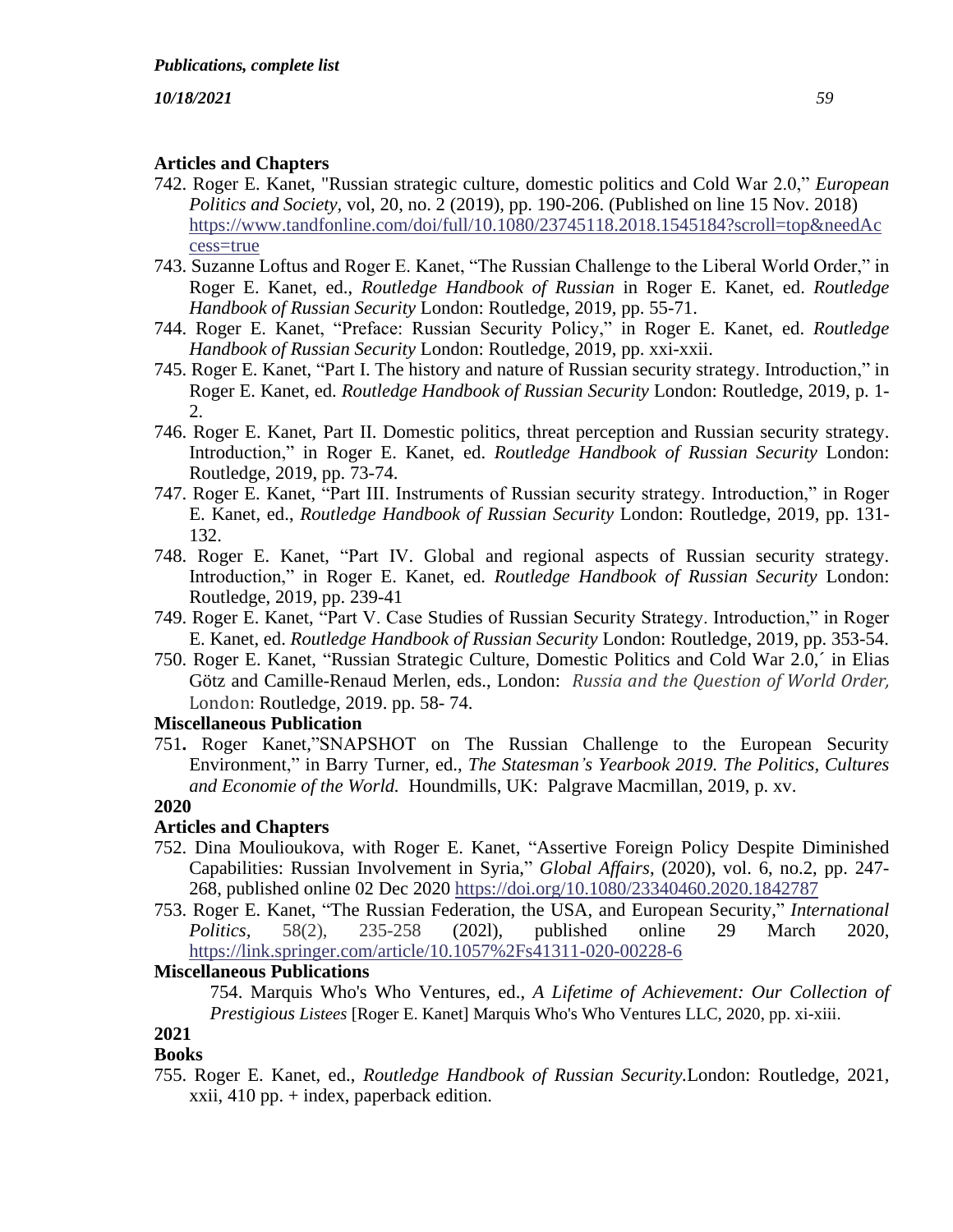### Articles and Chapters

742. Roger E. Kanet, "Russian strategic culture, domestic politics and Cold War 2.0," *European Politics and Society*, vol, 20, no. 2 (2019), pp. 190-206. (Published on line 15 Nov. 2018) https://www.tandfonline.com/doi/full/10.1080/23745118.2018.1545184?scroll=top&needAccess=true
743. Suzanne Loftus and Roger E. Kanet, "The Russian Challenge to the Liberal World Order," in Roger E. Kanet, ed., *Routledge Handbook of Russian* in Roger E. Kanet, ed. *Routledge Handbook of Russian Security* London: Routledge, 2019, pp. 55-71.
744. Roger E. Kanet, "Preface: Russian Security Policy," in Roger E. Kanet, ed. *Routledge Handbook of Russian Security* London: Routledge, 2019, pp. xxi-xxii.
745. Roger E. Kanet, "Part I. The history and nature of Russian security strategy. Introduction," in Roger E. Kanet, ed. *Routledge Handbook of Russian Security* London: Routledge, 2019, p. 1-2.
746. Roger E. Kanet, Part II. Domestic politics, threat perception and Russian security strategy. Introduction," in Roger E. Kanet, ed. *Routledge Handbook of Russian Security* London: Routledge, 2019, pp. 73-74.
747. Roger E. Kanet, "Part III. Instruments of Russian security strategy. Introduction," in Roger E. Kanet, ed., *Routledge Handbook of Russian Security* London: Routledge, 2019, pp. 131-132.
748. Roger E. Kanet, "Part IV. Global and regional aspects of Russian security strategy. Introduction," in Roger E. Kanet, ed. *Routledge Handbook of Russian Security* London: Routledge, 2019, pp. 239-41
749. Roger E. Kanet, "Part V. Case Studies of Russian Security Strategy. Introduction," in Roger E. Kanet, ed. *Routledge Handbook of Russian Security* London: Routledge, 2019, pp. 353-54.
750. Roger E. Kanet, "Russian Strategic Culture, Domestic Politics and Cold War 2.0,´ in Elias Götz and Camille-Renaud Merlen, eds., London: *Russia and the Question of World Order,* London: Routledge, 2019. pp. 58- 74.

### Miscellaneous Publication

751. Roger Kanet,"SNAPSHOT on The Russian Challenge to the European Security Environment," in Barry Turner, ed., *The Statesman's Yearbook 2019. The Politics, Cultures and Economie of the World.* Houndmills, UK: Palgrave Macmillan, 2019, p. xv.

## 2020

### Articles and Chapters

752. Dina Moulioukova, with Roger E. Kanet, "Assertive Foreign Policy Despite Diminished Capabilities: Russian Involvement in Syria," *Global Affairs*, (2020), vol. 6, no.2, pp. 247-268, published online 02 Dec 2020 https://doi.org/10.1080/23340460.2020.1842787
753. Roger E. Kanet, "The Russian Federation, the USA, and European Security," *International Politics*, 58(2), 235-258 (202l), published online 29 March 2020, https://link.springer.com/article/10.1057%2Fs41311-020-00228-6

### Miscellaneous Publications

754. Marquis Who's Who Ventures, ed., *A Lifetime of Achievement: Our Collection of Prestigious Listees* [Roger E. Kanet] Marquis Who's Who Ventures LLC, 2020, pp. xi-xiii.

## 2021

### Books

755. Roger E. Kanet, ed., *Routledge Handbook of Russian Security.*London: Routledge, 2021, xxii, 410 pp. + index, paperback edition.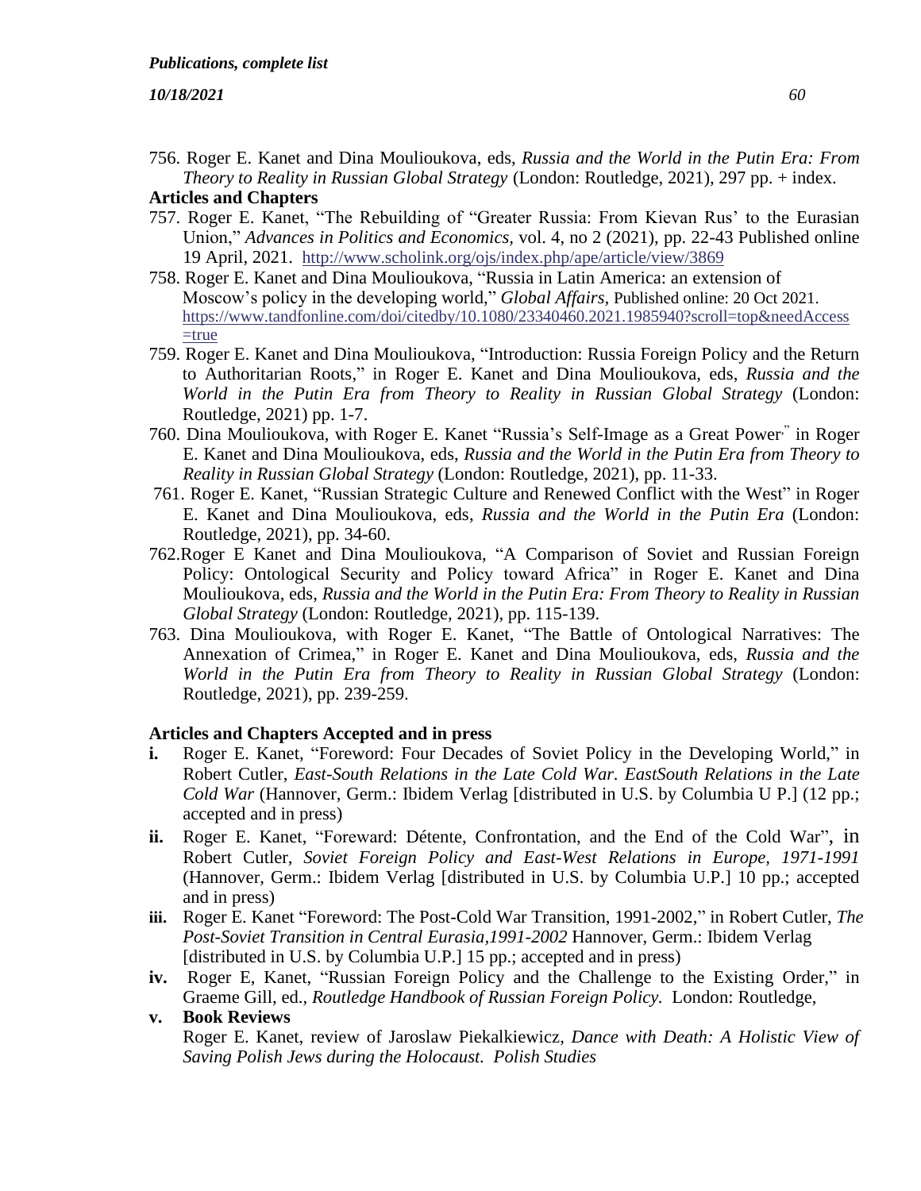756. Roger E. Kanet and Dina Moulioukova, eds, *Russia and the World in the Putin Era: From Theory to Reality in Russian Global Strategy* (London: Routledge, 2021), 297 pp. + index.

**Articles and Chapters**

757. Roger E. Kanet, "The Rebuilding of "Greater Russia: From Kievan Rus' to the Eurasian Union," *Advances in Politics and Economics*, vol. 4, no 2 (2021), pp. 22-43 Published online 19 April, 2021. http://www.scholink.org/ojs/index.php/ape/article/view/3869

758. Roger E. Kanet and Dina Moulioukova, "Russia in Latin America: an extension of Moscow's policy in the developing world," *Global Affairs*, Published online: 20 Oct 2021. https://www.tandfonline.com/doi/citedby/10.1080/23340460.2021.1985940?scroll=top&needAccess=true

759. Roger E. Kanet and Dina Moulioukova, "Introduction: Russia Foreign Policy and the Return to Authoritarian Roots," in Roger E. Kanet and Dina Moulioukova, eds, *Russia and the World in the Putin Era from Theory to Reality in Russian Global Strategy* (London: Routledge, 2021) pp. 1-7.

760. Dina Moulioukova, with Roger E. Kanet "Russia's Self-Image as a Great Power," in Roger E. Kanet and Dina Moulioukova, eds, *Russia and the World in the Putin Era from Theory to Reality in Russian Global Strategy* (London: Routledge, 2021), pp. 11-33.

761. Roger E. Kanet, "Russian Strategic Culture and Renewed Conflict with the West" in Roger E. Kanet and Dina Moulioukova, eds, *Russia and the World in the Putin Era* (London: Routledge, 2021), pp. 34-60.

762.Roger E Kanet and Dina Moulioukova, "A Comparison of Soviet and Russian Foreign Policy: Ontological Security and Policy toward Africa" in Roger E. Kanet and Dina Moulioukova, eds, *Russia and the World in the Putin Era: From Theory to Reality in Russian Global Strategy* (London: Routledge, 2021), pp. 115-139.

763. Dina Moulioukova, with Roger E. Kanet, "The Battle of Ontological Narratives: The Annexation of Crimea," in Roger E. Kanet and Dina Moulioukova, eds, *Russia and the World in the Putin Era from Theory to Reality in Russian Global Strategy* (London: Routledge, 2021), pp. 239-259.

**Articles and Chapters Accepted and in press**

**i.** Roger E. Kanet, "Foreword: Four Decades of Soviet Policy in the Developing World," in Robert Cutler, *East-South Relations in the Late Cold War. EastSouth Relations in the Late Cold War* (Hannover, Germ.: Ibidem Verlag [distributed in U.S. by Columbia U P.] (12 pp.; accepted and in press)

**ii.** Roger E. Kanet, "Foreward: Détente, Confrontation, and the End of the Cold War", in Robert Cutler, *Soviet Foreign Policy and East-West Relations in Europe, 1971-1991* (Hannover, Germ.: Ibidem Verlag [distributed in U.S. by Columbia U.P.] 10 pp.; accepted and in press)

**iii.** Roger E. Kanet "Foreword: The Post-Cold War Transition, 1991-2002," in Robert Cutler, *The Post-Soviet Transition in Central Eurasia,1991-2002* Hannover, Germ.: Ibidem Verlag [distributed in U.S. by Columbia U.P.] 15 pp.; accepted and in press)

**iv.** Roger E, Kanet, "Russian Foreign Policy and the Challenge to the Existing Order," in Graeme Gill, ed., *Routledge Handbook of Russian Foreign Policy.* London: Routledge,

**v. Book Reviews**

Roger E. Kanet, review of Jaroslaw Piekalkiewicz, *Dance with Death: A Holistic View of Saving Polish Jews during the Holocaust. Polish Studies*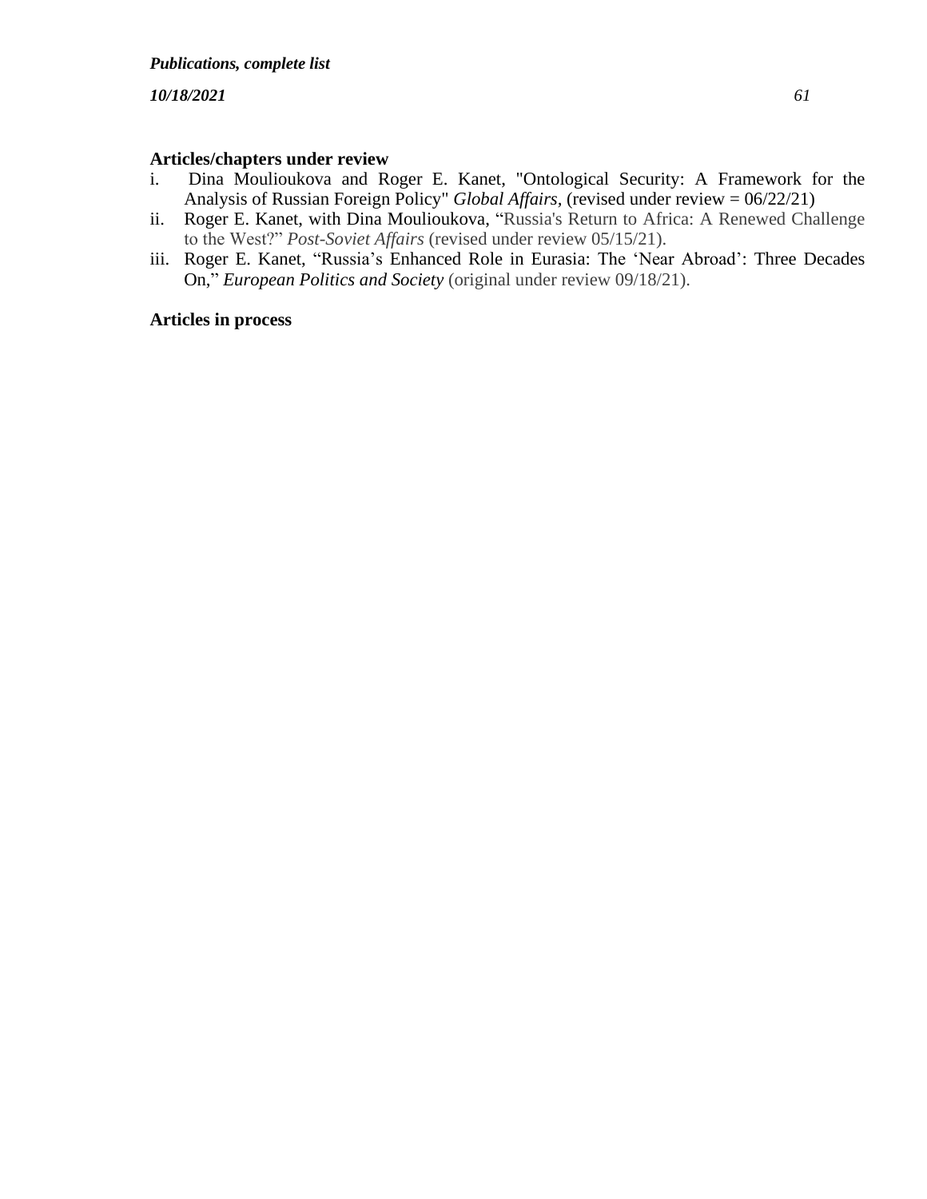### Articles/chapters under review

i. Dina Moulioukova and Roger E. Kanet, "Ontological Security: A Framework for the Analysis of Russian Foreign Policy" *Global Affairs,* (revised under review = 06/22/21)

ii. Roger E. Kanet, with Dina Moulioukova, "Russia's Return to Africa: A Renewed Challenge to the West?" *Post-Soviet Affairs* (revised under review 05/15/21).

iii. Roger E. Kanet, "Russia's Enhanced Role in Eurasia: The 'Near Abroad': Three Decades On," *European Politics and Society* (original under review 09/18/21).

### Articles in process